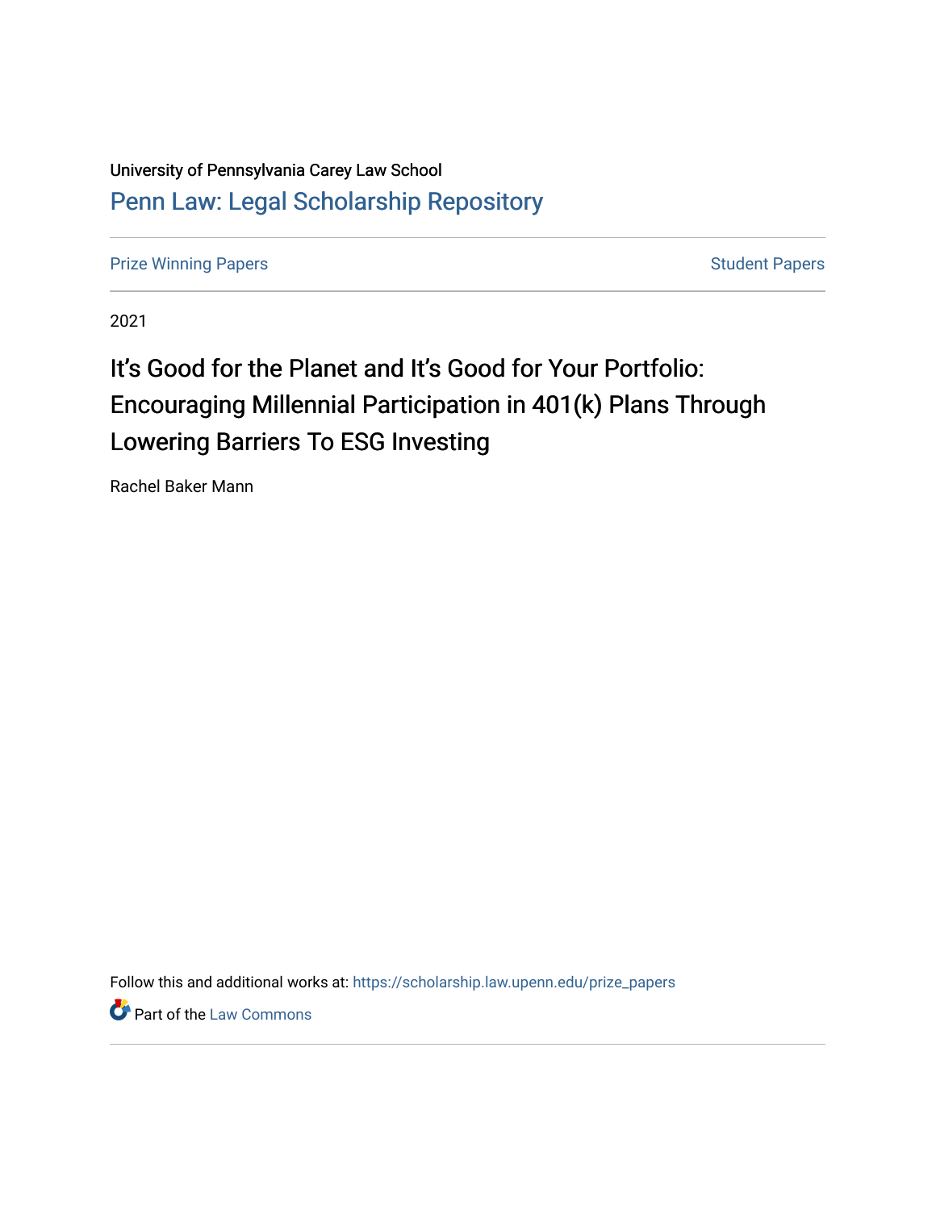University of Pennsylvania Carey Law School

## Penn Law: Legal Scholarship Repository

Prize Winning Papers | Student Papers

2021

# It's Good for the Planet and It's Good for Your Portfolio: Encouraging Millennial Participation in 401(k) Plans Through Lowering Barriers To ESG Investing

Rachel Baker Mann

Follow this and additional works at: https://scholarship.law.upenn.edu/prize_papers

Part of the Law Commons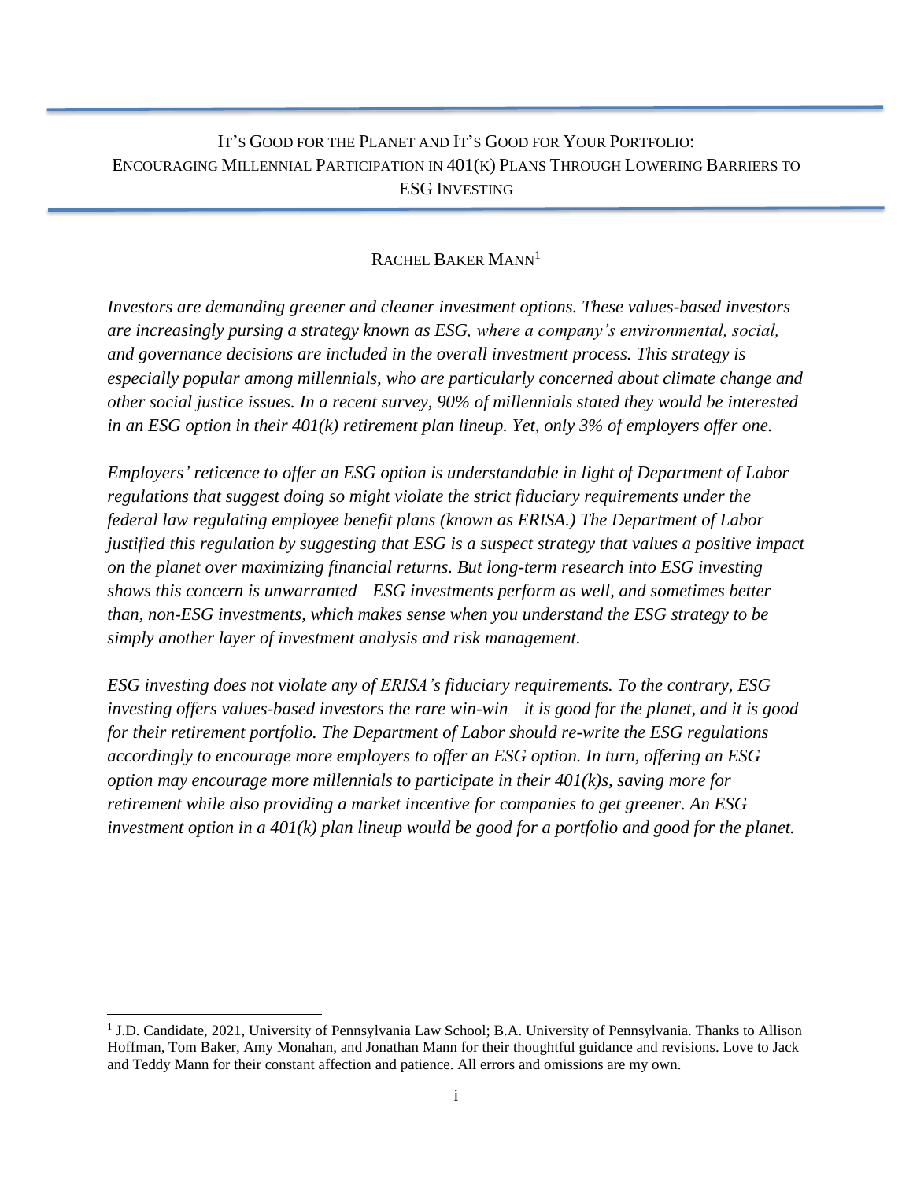# It's Good for the Planet and It's Good for Your Portfolio: Encouraging Millennial Participation in 401(k) Plans Through Lowering Barriers to ESG Investing

Rachel Baker Mann[1]

*Investors are demanding greener and cleaner investment options. These values-based investors are increasingly pursing a strategy known as ESG, where a company's environmental, social, and governance decisions are included in the overall investment process. This strategy is especially popular among millennials, who are particularly concerned about climate change and other social justice issues. In a recent survey, 90% of millennials stated they would be interested in an ESG option in their 401(k) retirement plan lineup. Yet, only 3% of employers offer one.*

*Employers' reticence to offer an ESG option is understandable in light of Department of Labor regulations that suggest doing so might violate the strict fiduciary requirements under the federal law regulating employee benefit plans (known as ERISA.) The Department of Labor justified this regulation by suggesting that ESG is a suspect strategy that values a positive impact on the planet over maximizing financial returns. But long-term research into ESG investing shows this concern is unwarranted—ESG investments perform as well, and sometimes better than, non-ESG investments, which makes sense when you understand the ESG strategy to be simply another layer of investment analysis and risk management.*

*ESG investing does not violate any of ERISA's fiduciary requirements. To the contrary, ESG investing offers values-based investors the rare win-win—it is good for the planet, and it is good for their retirement portfolio. The Department of Labor should re-write the ESG regulations accordingly to encourage more employers to offer an ESG option. In turn, offering an ESG option may encourage more millennials to participate in their 401(k)s, saving more for retirement while also providing a market incentive for companies to get greener. An ESG investment option in a 401(k) plan lineup would be good for a portfolio and good for the planet.*

---

[1] J.D. Candidate, 2021, University of Pennsylvania Law School; B.A. University of Pennsylvania. Thanks to Allison Hoffman, Tom Baker, Amy Monahan, and Jonathan Mann for their thoughtful guidance and revisions. Love to Jack and Teddy Mann for their constant affection and patience. All errors and omissions are my own.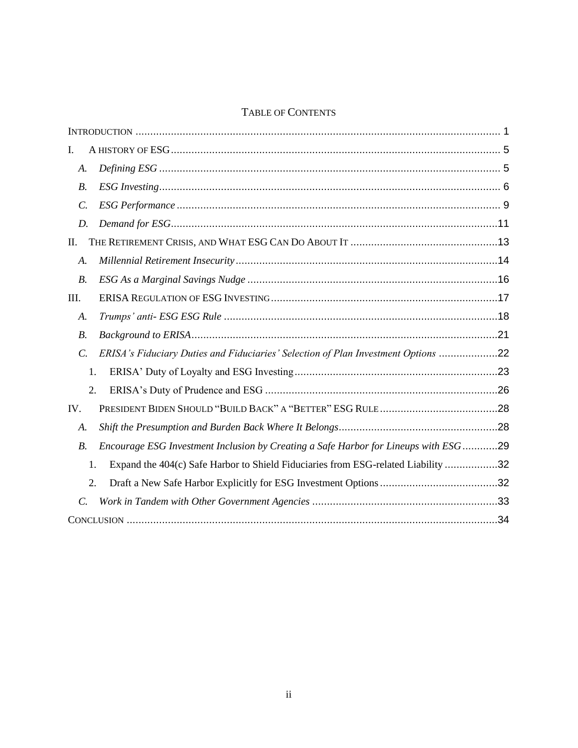# TABLE OF CONTENTS

INTRODUCTION ........................................................................................................................... 1

I. A HISTORY OF ESG ................................................................................................................ 5

- *A. Defining ESG* ................................................................................................................... 5
- *B. ESG Investing* ................................................................................................................... 6
- *C. ESG Performance* ............................................................................................................. 9
- *D. Demand for ESG* .............................................................................................................. 11

II. THE RETIREMENT CRISIS, AND WHAT ESG CAN DO ABOUT IT .................................................. 13

- *A. Millennial Retirement Insecurity* ......................................................................................... 14
- *B. ESG As a Marginal Savings Nudge* ..................................................................................... 16

III. ERISA REGULATION OF ESG INVESTING ............................................................................ 17

- *A. Trumps' anti- ESG ESG Rule* ............................................................................................. 18
- *B. Background to ERISA* ........................................................................................................ 21
- *C. ERISA's Fiduciary Duties and Fiduciaries' Selection of Plan Investment Options* .................... 22
  1. ERISA' Duty of Loyalty and ESG Investing ..................................................................... 23
  2. ERISA's Duty of Prudence and ESG ............................................................................... 26

IV. PRESIDENT BIDEN SHOULD "BUILD BACK" A "BETTER" ESG RULE ........................................ 28

- *A. Shift the Presumption and Burden Back Where It Belongs* ...................................................... 28
- *B. Encourage ESG Investment Inclusion by Creating a Safe Harbor for Lineups with ESG* ............ 29
  1. Expand the 404(c) Safe Harbor to Shield Fiduciaries from ESG-related Liability .................. 32
  2. Draft a New Safe Harbor Explicitly for ESG Investment Options ........................................ 32
- *C. Work in Tandem with Other Government Agencies* ............................................................... 33

CONCLUSION .............................................................................................................................. 34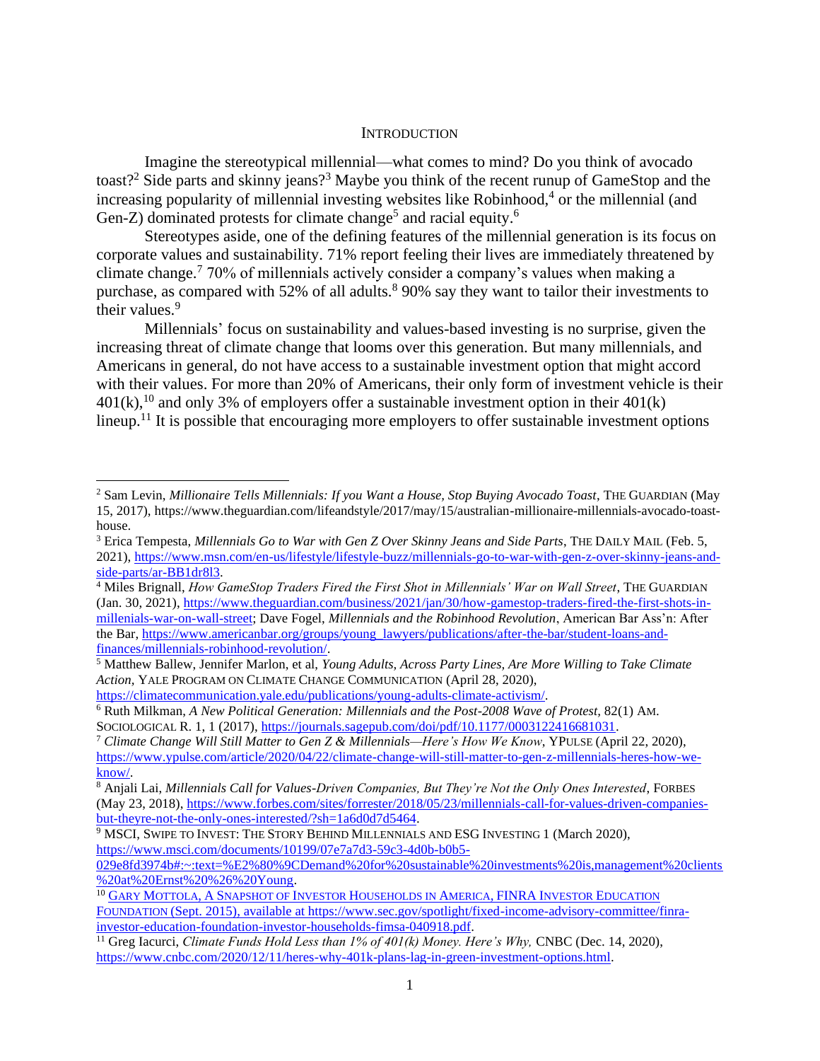## INTRODUCTION

Imagine the stereotypical millennial—what comes to mind? Do you think of avocado toast?[2] Side parts and skinny jeans?[3] Maybe you think of the recent runup of GameStop and the increasing popularity of millennial investing websites like Robinhood,[4] or the millennial (and Gen-Z) dominated protests for climate change[5] and racial equity.[6]

Stereotypes aside, one of the defining features of the millennial generation is its focus on corporate values and sustainability. 71% report feeling their lives are immediately threatened by climate change.[7] 70% of millennials actively consider a company's values when making a purchase, as compared with 52% of all adults.[8] 90% say they want to tailor their investments to their values.[9]

Millennials' focus on sustainability and values-based investing is no surprise, given the increasing threat of climate change that looms over this generation. But many millennials, and Americans in general, do not have access to a sustainable investment option that might accord with their values. For more than 20% of Americans, their only form of investment vehicle is their 401(k),[10] and only 3% of employers offer a sustainable investment option in their 401(k) lineup.[11] It is possible that encouraging more employers to offer sustainable investment options

---

[2] Sam Levin, *Millionaire Tells Millennials: If you Want a House, Stop Buying Avocado Toast*, THE GUARDIAN (May 15, 2017), https://www.theguardian.com/lifeandstyle/2017/may/15/australian-millionaire-millennials-avocado-toast-house.

[3] Erica Tempesta, *Millennials Go to War with Gen Z Over Skinny Jeans and Side Parts*, THE DAILY MAIL (Feb. 5, 2021), https://www.msn.com/en-us/lifestyle/lifestyle-buzz/millennials-go-to-war-with-gen-z-over-skinny-jeans-and-side-parts/ar-BB1dr8l3.

[4] Miles Brignall, *How GameStop Traders Fired the First Shot in Millennials' War on Wall Street*, THE GUARDIAN (Jan. 30, 2021), https://www.theguardian.com/business/2021/jan/30/how-gamestop-traders-fired-the-first-shots-in-millenials-war-on-wall-street; Dave Fogel, *Millennials and the Robinhood Revolution*, American Bar Ass'n: After the Bar, https://www.americanbar.org/groups/young_lawyers/publications/after-the-bar/student-loans-and-finances/millennials-robinhood-revolution/.

[5] Matthew Ballew, Jennifer Marlon, et al, *Young Adults, Across Party Lines, Are More Willing to Take Climate Action,* YALE PROGRAM ON CLIMATE CHANGE COMMUNICATION (April 28, 2020), https://climatecommunication.yale.edu/publications/young-adults-climate-activism/.

[6] Ruth Milkman, *A New Political Generation: Millennials and the Post-2008 Wave of Protest,* 82(1) AM. SOCIOLOGICAL R. 1, 1 (2017), https://journals.sagepub.com/doi/pdf/10.1177/0003122416681031.

[7] *Climate Change Will Still Matter to Gen Z & Millennials—Here's How We Know,* YPULSE (April 22, 2020), https://www.ypulse.com/article/2020/04/22/climate-change-will-still-matter-to-gen-z-millennials-heres-how-we-know/.

[8] Anjali Lai, *Millennials Call for Values-Driven Companies, But They're Not the Only Ones Interested*, FORBES (May 23, 2018), https://www.forbes.com/sites/forrester/2018/05/23/millennials-call-for-values-driven-companies-but-theyre-not-the-only-ones-interested/?sh=1a6d0d7d5464.

[9] MSCI, SWIPE TO INVEST: THE STORY BEHIND MILLENNIALS AND ESG INVESTING 1 (March 2020), https://www.msci.com/documents/10199/07e7a7d3-59c3-4d0b-b0b5-029e8fd3974b#:~:text=%E2%80%9CDemand%20for%20sustainable%20investments%20is,management%20clients%20at%20Ernst%20%26%20Young.

[10] GARY MOTTOLA, A SNAPSHOT OF INVESTOR HOUSEHOLDS IN AMERICA, FINRA INVESTOR EDUCATION FOUNDATION (Sept. 2015), available at https://www.sec.gov/spotlight/fixed-income-advisory-committee/finra-investor-education-foundation-investor-households-fimsa-040918.pdf.

[11] Greg Iacurci, *Climate Funds Hold Less than 1% of 401(k) Money. Here's Why,* CNBC (Dec. 14, 2020), https://www.cnbc.com/2020/12/11/heres-why-401k-plans-lag-in-green-investment-options.html.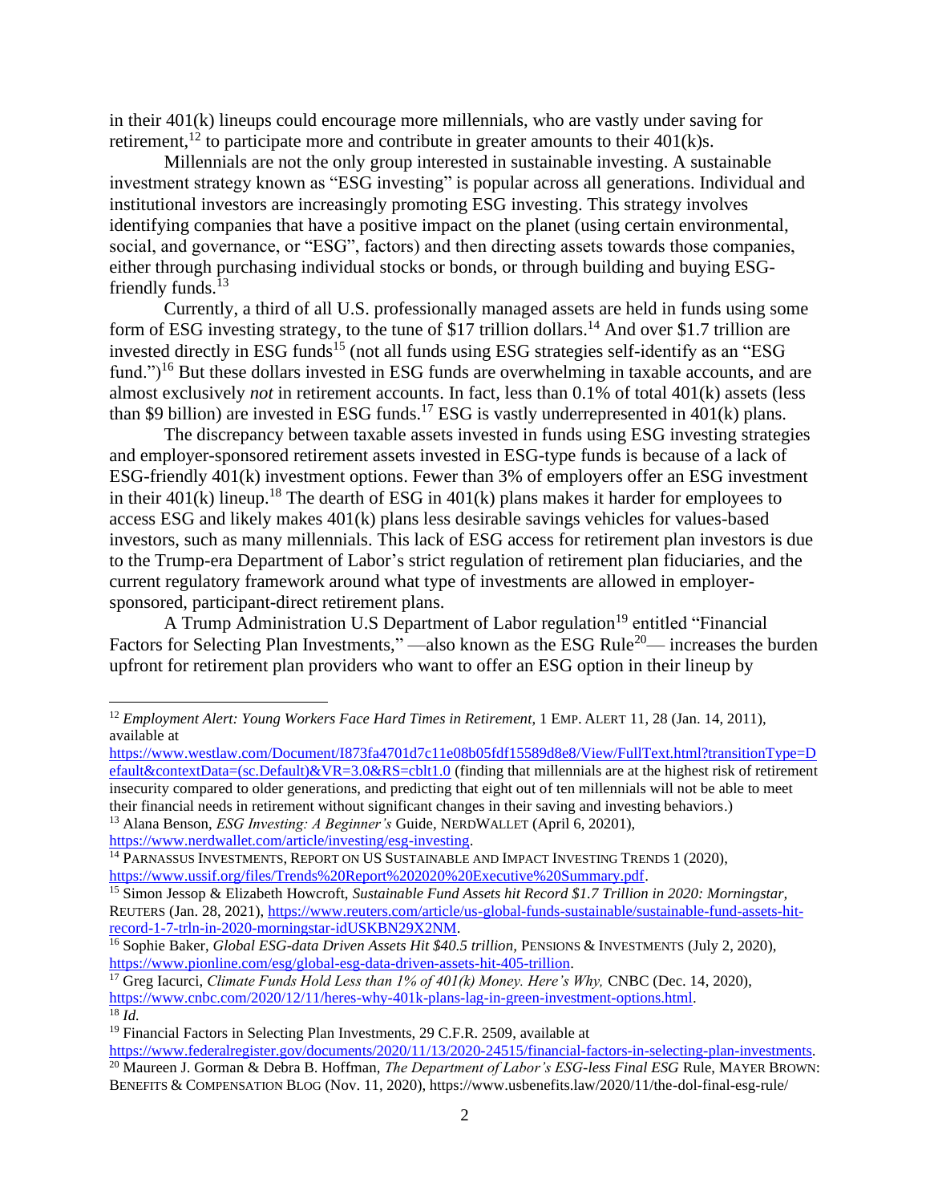in their 401(k) lineups could encourage more millennials, who are vastly under saving for retirement,[12] to participate more and contribute in greater amounts to their 401(k)s.

Millennials are not the only group interested in sustainable investing. A sustainable investment strategy known as "ESG investing" is popular across all generations. Individual and institutional investors are increasingly promoting ESG investing. This strategy involves identifying companies that have a positive impact on the planet (using certain environmental, social, and governance, or "ESG", factors) and then directing assets towards those companies, either through purchasing individual stocks or bonds, or through building and buying ESG-friendly funds.[13]

Currently, a third of all U.S. professionally managed assets are held in funds using some form of ESG investing strategy, to the tune of $17 trillion dollars.[14] And over $1.7 trillion are invested directly in ESG funds[15] (not all funds using ESG strategies self-identify as an "ESG fund.")[16] But these dollars invested in ESG funds are overwhelming in taxable accounts, and are almost exclusively *not* in retirement accounts. In fact, less than 0.1% of total 401(k) assets (less than $9 billion) are invested in ESG funds.[17] ESG is vastly underrepresented in 401(k) plans.

The discrepancy between taxable assets invested in funds using ESG investing strategies and employer-sponsored retirement assets invested in ESG-type funds is because of a lack of ESG-friendly 401(k) investment options. Fewer than 3% of employers offer an ESG investment in their 401(k) lineup.[18] The dearth of ESG in 401(k) plans makes it harder for employees to access ESG and likely makes 401(k) plans less desirable savings vehicles for values-based investors, such as many millennials. This lack of ESG access for retirement plan investors is due to the Trump-era Department of Labor's strict regulation of retirement plan fiduciaries, and the current regulatory framework around what type of investments are allowed in employer-sponsored, participant-direct retirement plans.

A Trump Administration U.S Department of Labor regulation[19] entitled "Financial Factors for Selecting Plan Investments," —also known as the ESG Rule[20]— increases the burden upfront for retirement plan providers who want to offer an ESG option in their lineup by

---

[12] *Employment Alert: Young Workers Face Hard Times in Retirement*, 1 EMP. ALERT 11, 28 (Jan. 14, 2011), available at https://www.westlaw.com/Document/I873fa4701d7c11e08b05fdf15589d8e8/View/FullText.html?transitionType=Default&contextData=(sc.Default)&VR=3.0&RS=cblt1.0 (finding that millennials are at the highest risk of retirement insecurity compared to older generations, and predicting that eight out of ten millennials will not be able to meet their financial needs in retirement without significant changes in their saving and investing behaviors.)

[13] Alana Benson, *ESG Investing: A Beginner's* Guide, NERDWALLET (April 6, 20201), https://www.nerdwallet.com/article/investing/esg-investing.

[14] PARNASSUS INVESTMENTS, REPORT ON US SUSTAINABLE AND IMPACT INVESTING TRENDS 1 (2020), https://www.ussif.org/files/Trends%20Report%202020%20Executive%20Summary.pdf.

[15] Simon Jessop & Elizabeth Howcroft, *Sustainable Fund Assets hit Record $1.7 Trillion in 2020: Morningstar*, REUTERS (Jan. 28, 2021), https://www.reuters.com/article/us-global-funds-sustainable/sustainable-fund-assets-hit-record-1-7-trln-in-2020-morningstar-idUSKBN29X2NM.

[16] Sophie Baker, *Global ESG-data Driven Assets Hit $40.5 trillion*, PENSIONS & INVESTMENTS (July 2, 2020), https://www.pionline.com/esg/global-esg-data-driven-assets-hit-405-trillion.

[17] Greg Iacurci, *Climate Funds Hold Less than 1% of 401(k) Money. Here's Why,* CNBC (Dec. 14, 2020), https://www.cnbc.com/2020/12/11/heres-why-401k-plans-lag-in-green-investment-options.html.

[18] *Id.*

[19] Financial Factors in Selecting Plan Investments, 29 C.F.R. 2509, available at https://www.federalregister.gov/documents/2020/11/13/2020-24515/financial-factors-in-selecting-plan-investments.

[20] Maureen J. Gorman & Debra B. Hoffman, *The Department of Labor's ESG-less Final ESG* Rule, MAYER BROWN: BENEFITS & COMPENSATION BLOG (Nov. 11, 2020), https://www.usbenefits.law/2020/11/the-dol-final-esg-rule/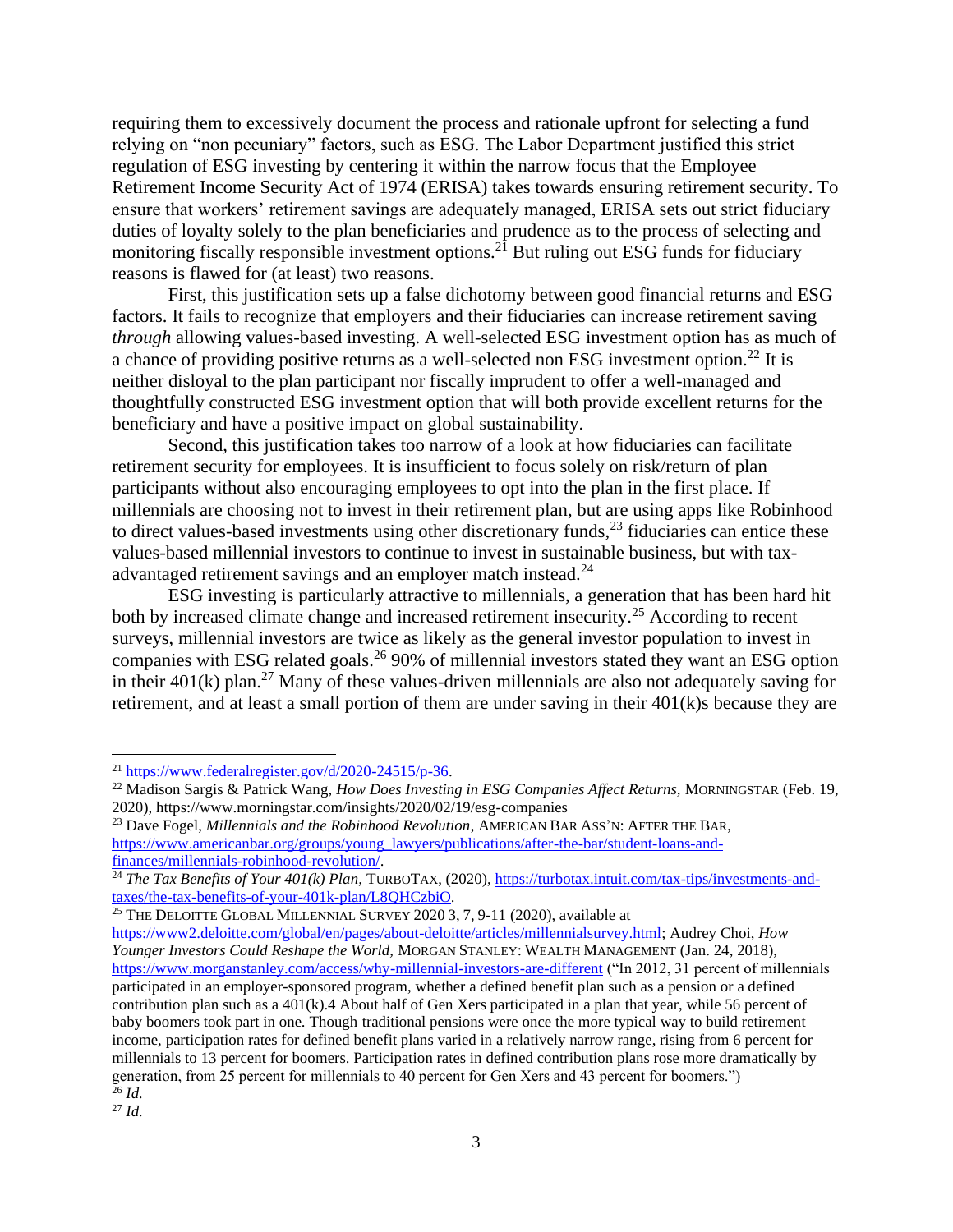requiring them to excessively document the process and rationale upfront for selecting a fund relying on "non pecuniary" factors, such as ESG. The Labor Department justified this strict regulation of ESG investing by centering it within the narrow focus that the Employee Retirement Income Security Act of 1974 (ERISA) takes towards ensuring retirement security. To ensure that workers' retirement savings are adequately managed, ERISA sets out strict fiduciary duties of loyalty solely to the plan beneficiaries and prudence as to the process of selecting and monitoring fiscally responsible investment options.[21] But ruling out ESG funds for fiduciary reasons is flawed for (at least) two reasons.

First, this justification sets up a false dichotomy between good financial returns and ESG factors. It fails to recognize that employers and their fiduciaries can increase retirement saving *through* allowing values-based investing. A well-selected ESG investment option has as much of a chance of providing positive returns as a well-selected non ESG investment option.[22] It is neither disloyal to the plan participant nor fiscally imprudent to offer a well-managed and thoughtfully constructed ESG investment option that will both provide excellent returns for the beneficiary and have a positive impact on global sustainability.

Second, this justification takes too narrow of a look at how fiduciaries can facilitate retirement security for employees. It is insufficient to focus solely on risk/return of plan participants without also encouraging employees to opt into the plan in the first place. If millennials are choosing not to invest in their retirement plan, but are using apps like Robinhood to direct values-based investments using other discretionary funds,[23] fiduciaries can entice these values-based millennial investors to continue to invest in sustainable business, but with tax-advantaged retirement savings and an employer match instead.[24]

ESG investing is particularly attractive to millennials, a generation that has been hard hit both by increased climate change and increased retirement insecurity.[25] According to recent surveys, millennial investors are twice as likely as the general investor population to invest in companies with ESG related goals.[26] 90% of millennial investors stated they want an ESG option in their 401(k) plan.[27] Many of these values-driven millennials are also not adequately saving for retirement, and at least a small portion of them are under saving in their 401(k)s because they are

---

[21] https://www.federalregister.gov/d/2020-24515/p-36.

[22] Madison Sargis & Patrick Wang, *How Does Investing in ESG Companies Affect Returns*, MORNINGSTAR (Feb. 19, 2020), https://www.morningstar.com/insights/2020/02/19/esg-companies

[23] Dave Fogel, *Millennials and the Robinhood Revolution*, AMERICAN BAR ASS'N: AFTER THE BAR, https://www.americanbar.org/groups/young_lawyers/publications/after-the-bar/student-loans-and-finances/millennials-robinhood-revolution/.

[24] *The Tax Benefits of Your 401(k) Plan*, TURBOTAX, (2020), https://turbotax.intuit.com/tax-tips/investments-and-taxes/the-tax-benefits-of-your-401k-plan/L8QHCzbiO.

[25] THE DELOITTE GLOBAL MILLENNIAL SURVEY 2020 3, 7, 9-11 (2020), available at https://www2.deloitte.com/global/en/pages/about-deloitte/articles/millennialsurvey.html; Audrey Choi, *How Younger Investors Could Reshape the World*, MORGAN STANLEY: WEALTH MANAGEMENT (Jan. 24, 2018), https://www.morganstanley.com/access/why-millennial-investors-are-different ("In 2012, 31 percent of millennials participated in an employer-sponsored program, whether a defined benefit plan such as a pension or a defined contribution plan such as a 401(k).4 About half of Gen Xers participated in a plan that year, while 56 percent of baby boomers took part in one. Though traditional pensions were once the more typical way to build retirement income, participation rates for defined benefit plans varied in a relatively narrow range, rising from 6 percent for millennials to 13 percent for boomers. Participation rates in defined contribution plans rose more dramatically by generation, from 25 percent for millennials to 40 percent for Gen Xers and 43 percent for boomers.")

[26] *Id.*

[27] *Id.*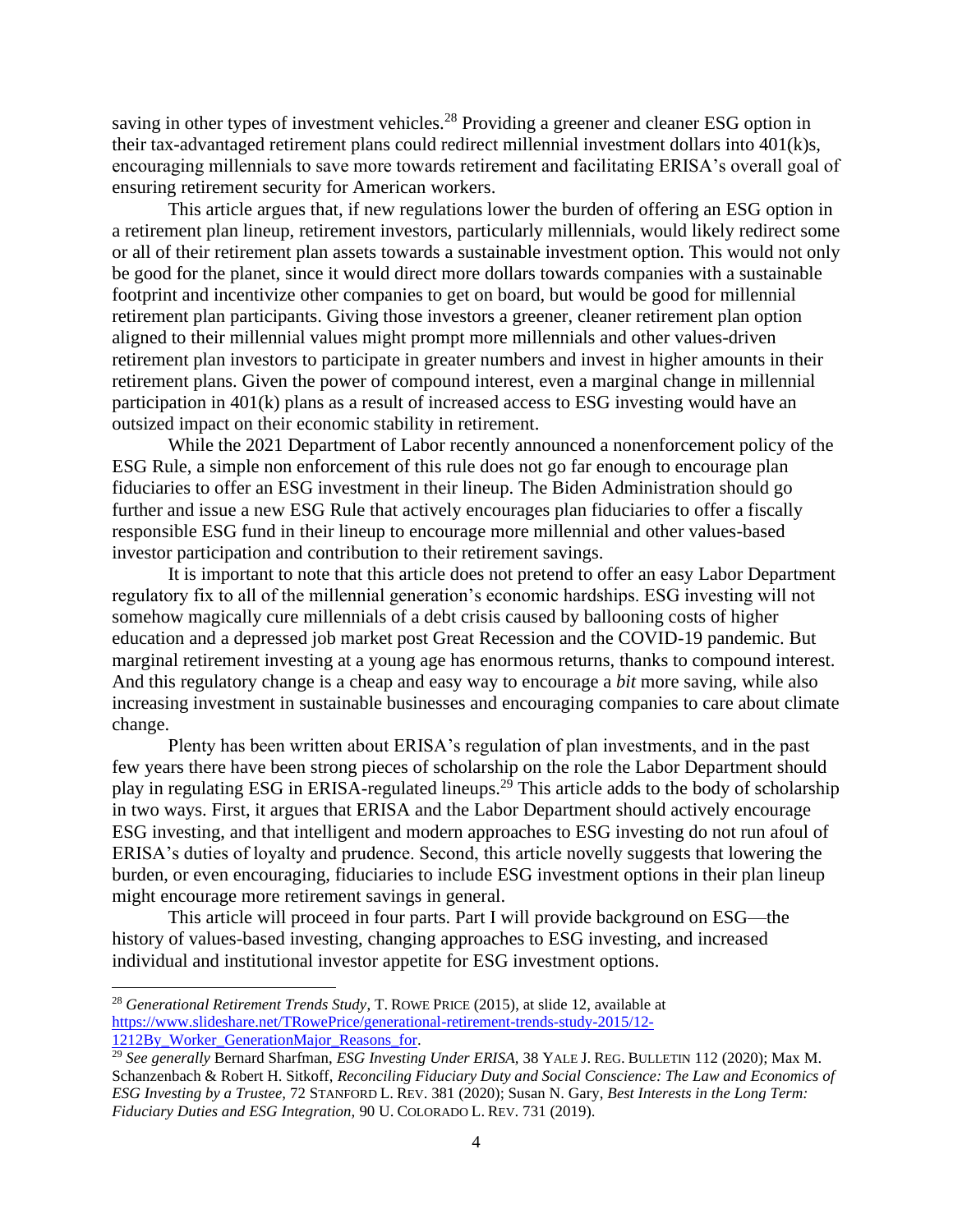saving in other types of investment vehicles.[28] Providing a greener and cleaner ESG option in their tax-advantaged retirement plans could redirect millennial investment dollars into 401(k)s, encouraging millennials to save more towards retirement and facilitating ERISA's overall goal of ensuring retirement security for American workers.

This article argues that, if new regulations lower the burden of offering an ESG option in a retirement plan lineup, retirement investors, particularly millennials, would likely redirect some or all of their retirement plan assets towards a sustainable investment option. This would not only be good for the planet, since it would direct more dollars towards companies with a sustainable footprint and incentivize other companies to get on board, but would be good for millennial retirement plan participants. Giving those investors a greener, cleaner retirement plan option aligned to their millennial values might prompt more millennials and other values-driven retirement plan investors to participate in greater numbers and invest in higher amounts in their retirement plans. Given the power of compound interest, even a marginal change in millennial participation in 401(k) plans as a result of increased access to ESG investing would have an outsized impact on their economic stability in retirement.

While the 2021 Department of Labor recently announced a nonenforcement policy of the ESG Rule, a simple non enforcement of this rule does not go far enough to encourage plan fiduciaries to offer an ESG investment in their lineup. The Biden Administration should go further and issue a new ESG Rule that actively encourages plan fiduciaries to offer a fiscally responsible ESG fund in their lineup to encourage more millennial and other values-based investor participation and contribution to their retirement savings.

It is important to note that this article does not pretend to offer an easy Labor Department regulatory fix to all of the millennial generation's economic hardships. ESG investing will not somehow magically cure millennials of a debt crisis caused by ballooning costs of higher education and a depressed job market post Great Recession and the COVID-19 pandemic. But marginal retirement investing at a young age has enormous returns, thanks to compound interest. And this regulatory change is a cheap and easy way to encourage a *bit* more saving, while also increasing investment in sustainable businesses and encouraging companies to care about climate change.

Plenty has been written about ERISA's regulation of plan investments, and in the past few years there have been strong pieces of scholarship on the role the Labor Department should play in regulating ESG in ERISA-regulated lineups.[29] This article adds to the body of scholarship in two ways. First, it argues that ERISA and the Labor Department should actively encourage ESG investing, and that intelligent and modern approaches to ESG investing do not run afoul of ERISA's duties of loyalty and prudence. Second, this article novelly suggests that lowering the burden, or even encouraging, fiduciaries to include ESG investment options in their plan lineup might encourage more retirement savings in general.

This article will proceed in four parts. Part I will provide background on ESG—the history of values-based investing, changing approaches to ESG investing, and increased individual and institutional investor appetite for ESG investment options.

---

[28] *Generational Retirement Trends Study*, T. ROWE PRICE (2015), at slide 12, available at https://www.slideshare.net/TRowePrice/generational-retirement-trends-study-2015/12-1212By_Worker_GenerationMajor_Reasons_for.

[29] *See generally* Bernard Sharfman, *ESG Investing Under ERISA*, 38 YALE J. REG. BULLETIN 112 (2020); Max M. Schanzenbach & Robert H. Sitkoff, *Reconciling Fiduciary Duty and Social Conscience: The Law and Economics of ESG Investing by a Trustee*, 72 STANFORD L. REV. 381 (2020); Susan N. Gary, *Best Interests in the Long Term: Fiduciary Duties and ESG Integration*, 90 U. COLORADO L. REV. 731 (2019).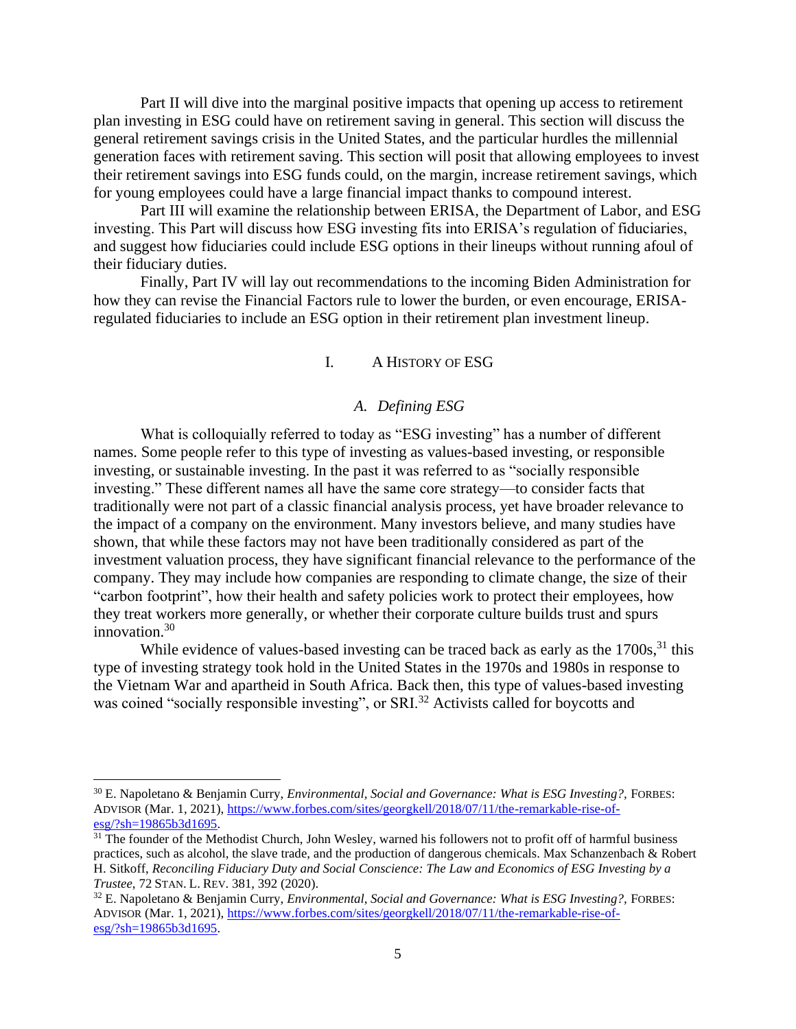Part II will dive into the marginal positive impacts that opening up access to retirement plan investing in ESG could have on retirement saving in general. This section will discuss the general retirement savings crisis in the United States, and the particular hurdles the millennial generation faces with retirement saving. This section will posit that allowing employees to invest their retirement savings into ESG funds could, on the margin, increase retirement savings, which for young employees could have a large financial impact thanks to compound interest.

Part III will examine the relationship between ERISA, the Department of Labor, and ESG investing. This Part will discuss how ESG investing fits into ERISA's regulation of fiduciaries, and suggest how fiduciaries could include ESG options in their lineups without running afoul of their fiduciary duties.

Finally, Part IV will lay out recommendations to the incoming Biden Administration for how they can revise the Financial Factors rule to lower the burden, or even encourage, ERISA-regulated fiduciaries to include an ESG option in their retirement plan investment lineup.

## I. A HISTORY OF ESG

### *A. Defining ESG*

What is colloquially referred to today as "ESG investing" has a number of different names. Some people refer to this type of investing as values-based investing, or responsible investing, or sustainable investing. In the past it was referred to as "socially responsible investing." These different names all have the same core strategy—to consider facts that traditionally were not part of a classic financial analysis process, yet have broader relevance to the impact of a company on the environment. Many investors believe, and many studies have shown, that while these factors may not have been traditionally considered as part of the investment valuation process, they have significant financial relevance to the performance of the company. They may include how companies are responding to climate change, the size of their "carbon footprint", how their health and safety policies work to protect their employees, how they treat workers more generally, or whether their corporate culture builds trust and spurs innovation.[30]

While evidence of values-based investing can be traced back as early as the 1700s,[31] this type of investing strategy took hold in the United States in the 1970s and 1980s in response to the Vietnam War and apartheid in South Africa. Back then, this type of values-based investing was coined "socially responsible investing", or SRI.[32] Activists called for boycotts and

---

[30] E. Napoletano & Benjamin Curry, *Environmental, Social and Governance: What is ESG Investing?*, FORBES: ADVISOR (Mar. 1, 2021), https://www.forbes.com/sites/georgkell/2018/07/11/the-remarkable-rise-of-esg/?sh=19865b3d1695.

[31] The founder of the Methodist Church, John Wesley, warned his followers not to profit off of harmful business practices, such as alcohol, the slave trade, and the production of dangerous chemicals. Max Schanzenbach & Robert H. Sitkoff, *Reconciling Fiduciary Duty and Social Conscience: The Law and Economics of ESG Investing by a Trustee*, 72 STAN. L. REV. 381, 392 (2020).

[32] E. Napoletano & Benjamin Curry, *Environmental, Social and Governance: What is ESG Investing?*, FORBES: ADVISOR (Mar. 1, 2021), https://www.forbes.com/sites/georgkell/2018/07/11/the-remarkable-rise-of-esg/?sh=19865b3d1695.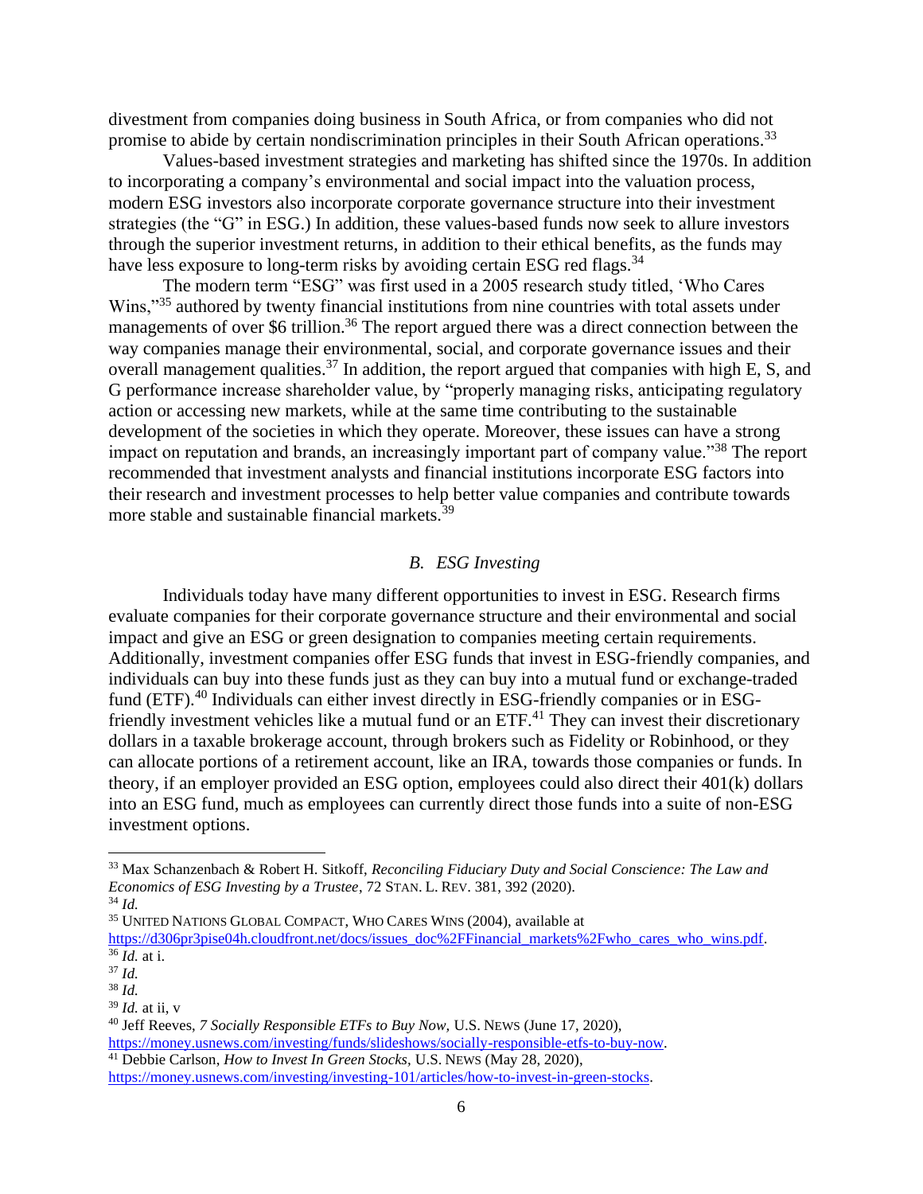divestment from companies doing business in South Africa, or from companies who did not promise to abide by certain nondiscrimination principles in their South African operations.[33]

Values-based investment strategies and marketing has shifted since the 1970s. In addition to incorporating a company's environmental and social impact into the valuation process, modern ESG investors also incorporate corporate governance structure into their investment strategies (the "G" in ESG.) In addition, these values-based funds now seek to allure investors through the superior investment returns, in addition to their ethical benefits, as the funds may have less exposure to long-term risks by avoiding certain ESG red flags.[34]

The modern term "ESG" was first used in a 2005 research study titled, 'Who Cares Wins,"[35] authored by twenty financial institutions from nine countries with total assets under managements of over $6 trillion.[36] The report argued there was a direct connection between the way companies manage their environmental, social, and corporate governance issues and their overall management qualities.[37] In addition, the report argued that companies with high E, S, and G performance increase shareholder value, by "properly managing risks, anticipating regulatory action or accessing new markets, while at the same time contributing to the sustainable development of the societies in which they operate. Moreover, these issues can have a strong impact on reputation and brands, an increasingly important part of company value."[38] The report recommended that investment analysts and financial institutions incorporate ESG factors into their research and investment processes to help better value companies and contribute towards more stable and sustainable financial markets.[39]

### *B. ESG Investing*

Individuals today have many different opportunities to invest in ESG. Research firms evaluate companies for their corporate governance structure and their environmental and social impact and give an ESG or green designation to companies meeting certain requirements. Additionally, investment companies offer ESG funds that invest in ESG-friendly companies, and individuals can buy into these funds just as they can buy into a mutual fund or exchange-traded fund (ETF).[40] Individuals can either invest directly in ESG-friendly companies or in ESG-friendly investment vehicles like a mutual fund or an ETF.[41] They can invest their discretionary dollars in a taxable brokerage account, through brokers such as Fidelity or Robinhood, or they can allocate portions of a retirement account, like an IRA, towards those companies or funds. In theory, if an employer provided an ESG option, employees could also direct their 401(k) dollars into an ESG fund, much as employees can currently direct those funds into a suite of non-ESG investment options.

---

[33] Max Schanzenbach & Robert H. Sitkoff, *Reconciling Fiduciary Duty and Social Conscience: The Law and Economics of ESG Investing by a Trustee*, 72 STAN. L. REV. 381, 392 (2020).
[34] *Id.*
[35] UNITED NATIONS GLOBAL COMPACT, WHO CARES WINS (2004), available at https://d306pr3pise04h.cloudfront.net/docs/issues_doc%2FFinancial_markets%2Fwho_cares_who_wins.pdf.
[36] *Id.* at i.
[37] *Id.*
[38] *Id.*
[39] *Id.* at ii, v
[40] Jeff Reeves, *7 Socially Responsible ETFs to Buy Now,* U.S. NEWS (June 17, 2020), https://money.usnews.com/investing/funds/slideshows/socially-responsible-etfs-to-buy-now.
[41] Debbie Carlson, *How to Invest In Green Stocks,* U.S. NEWS (May 28, 2020), https://money.usnews.com/investing/investing-101/articles/how-to-invest-in-green-stocks.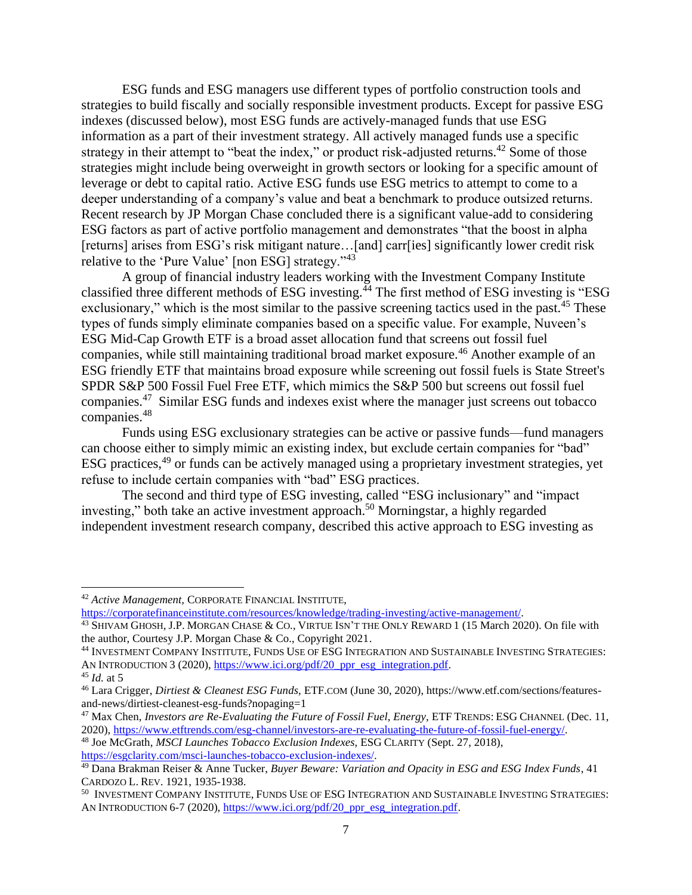ESG funds and ESG managers use different types of portfolio construction tools and strategies to build fiscally and socially responsible investment products. Except for passive ESG indexes (discussed below), most ESG funds are actively-managed funds that use ESG information as a part of their investment strategy. All actively managed funds use a specific strategy in their attempt to "beat the index," or product risk-adjusted returns.[42] Some of those strategies might include being overweight in growth sectors or looking for a specific amount of leverage or debt to capital ratio. Active ESG funds use ESG metrics to attempt to come to a deeper understanding of a company's value and beat a benchmark to produce outsized returns. Recent research by JP Morgan Chase concluded there is a significant value-add to considering ESG factors as part of active portfolio management and demonstrates "that the boost in alpha [returns] arises from ESG's risk mitigant nature…[and] carr[ies] significantly lower credit risk relative to the 'Pure Value' [non ESG] strategy."[43]

A group of financial industry leaders working with the Investment Company Institute classified three different methods of ESG investing.[44] The first method of ESG investing is "ESG exclusionary," which is the most similar to the passive screening tactics used in the past.[45] These types of funds simply eliminate companies based on a specific value. For example, Nuveen's ESG Mid-Cap Growth ETF is a broad asset allocation fund that screens out fossil fuel companies, while still maintaining traditional broad market exposure.[46] Another example of an ESG friendly ETF that maintains broad exposure while screening out fossil fuels is State Street's SPDR S&P 500 Fossil Fuel Free ETF, which mimics the S&P 500 but screens out fossil fuel companies.[47] Similar ESG funds and indexes exist where the manager just screens out tobacco companies.[48]

Funds using ESG exclusionary strategies can be active or passive funds—fund managers can choose either to simply mimic an existing index, but exclude certain companies for "bad" ESG practices,[49] or funds can be actively managed using a proprietary investment strategies, yet refuse to include certain companies with "bad" ESG practices.

The second and third type of ESG investing, called "ESG inclusionary" and "impact investing," both take an active investment approach.[50] Morningstar, a highly regarded independent investment research company, described this active approach to ESG investing as

---

[42] *Active Management,* CORPORATE FINANCIAL INSTITUTE, https://corporatefinanceinstitute.com/resources/knowledge/trading-investing/active-management/.

[43] SHIVAM GHOSH, J.P. MORGAN CHASE & CO., VIRTUE ISN'T THE ONLY REWARD 1 (15 March 2020). On file with the author, Courtesy J.P. Morgan Chase & Co., Copyright 2021.

[44] INVESTMENT COMPANY INSTITUTE, FUNDS USE OF ESG INTEGRATION AND SUSTAINABLE INVESTING STRATEGIES: AN INTRODUCTION 3 (2020), https://www.ici.org/pdf/20_ppr_esg_integration.pdf.

[45] *Id.* at 5

[46] Lara Crigger, *Dirtiest & Cleanest ESG Funds,* ETF.COM (June 30, 2020), https://www.etf.com/sections/features-and-news/dirtiest-cleanest-esg-funds?nopaging=1

[47] Max Chen, *Investors are Re-Evaluating the Future of Fossil Fuel, Energy,* ETF TRENDS: ESG CHANNEL (Dec. 11, 2020), https://www.etftrends.com/esg-channel/investors-are-re-evaluating-the-future-of-fossil-fuel-energy/.

[48] Joe McGrath, *MSCI Launches Tobacco Exclusion Indexes,* ESG CLARITY (Sept. 27, 2018), https://esgclarity.com/msci-launches-tobacco-exclusion-indexes/.

[49] Dana Brakman Reiser & Anne Tucker, *Buyer Beware: Variation and Opacity in ESG and ESG Index Funds*, 41 CARDOZO L. REV. 1921, 1935-1938.

[50] INVESTMENT COMPANY INSTITUTE, FUNDS USE OF ESG INTEGRATION AND SUSTAINABLE INVESTING STRATEGIES: AN INTRODUCTION 6-7 (2020), https://www.ici.org/pdf/20_ppr_esg_integration.pdf.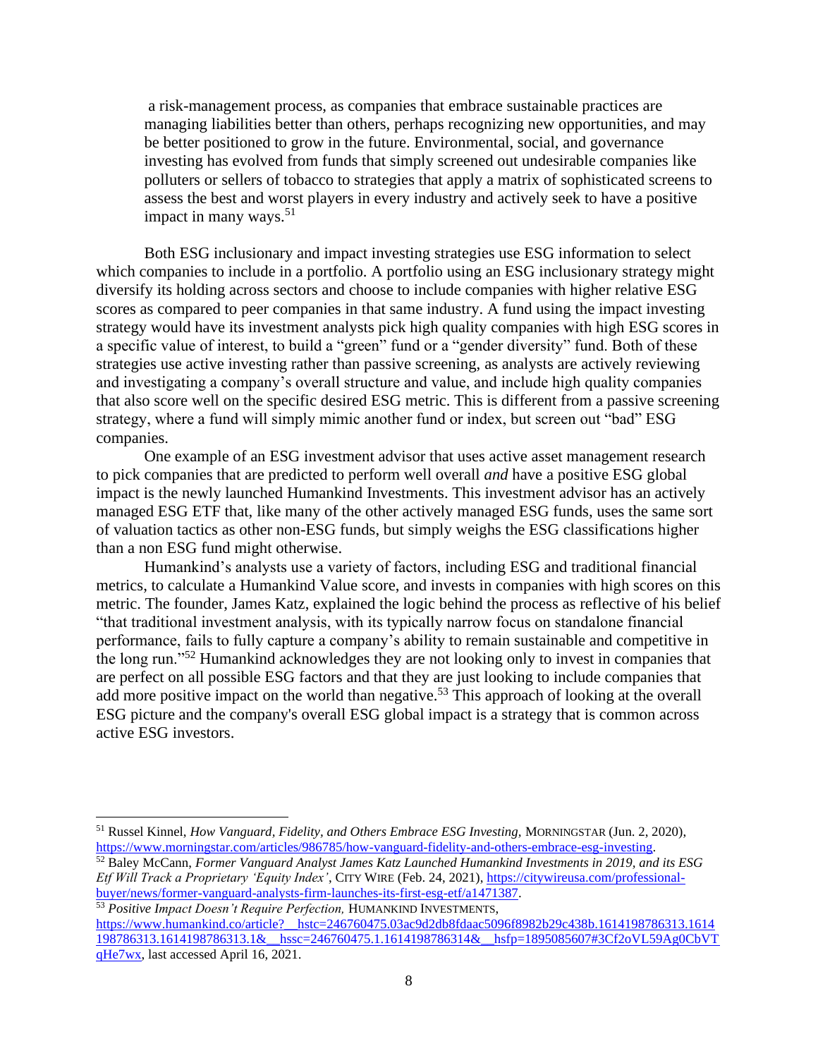> a risk-management process, as companies that embrace sustainable practices are managing liabilities better than others, perhaps recognizing new opportunities, and may be better positioned to grow in the future. Environmental, social, and governance investing has evolved from funds that simply screened out undesirable companies like polluters or sellers of tobacco to strategies that apply a matrix of sophisticated screens to assess the best and worst players in every industry and actively seek to have a positive impact in many ways.[51]

Both ESG inclusionary and impact investing strategies use ESG information to select which companies to include in a portfolio. A portfolio using an ESG inclusionary strategy might diversify its holding across sectors and choose to include companies with higher relative ESG scores as compared to peer companies in that same industry. A fund using the impact investing strategy would have its investment analysts pick high quality companies with high ESG scores in a specific value of interest, to build a "green" fund or a "gender diversity" fund. Both of these strategies use active investing rather than passive screening, as analysts are actively reviewing and investigating a company's overall structure and value, and include high quality companies that also score well on the specific desired ESG metric. This is different from a passive screening strategy, where a fund will simply mimic another fund or index, but screen out "bad" ESG companies.

One example of an ESG investment advisor that uses active asset management research to pick companies that are predicted to perform well overall *and* have a positive ESG global impact is the newly launched Humankind Investments. This investment advisor has an actively managed ESG ETF that, like many of the other actively managed ESG funds, uses the same sort of valuation tactics as other non-ESG funds, but simply weighs the ESG classifications higher than a non ESG fund might otherwise.

Humankind's analysts use a variety of factors, including ESG and traditional financial metrics, to calculate a Humankind Value score, and invests in companies with high scores on this metric. The founder, James Katz, explained the logic behind the process as reflective of his belief "that traditional investment analysis, with its typically narrow focus on standalone financial performance, fails to fully capture a company's ability to remain sustainable and competitive in the long run."[52] Humankind acknowledges they are not looking only to invest in companies that are perfect on all possible ESG factors and that they are just looking to include companies that add more positive impact on the world than negative.[53] This approach of looking at the overall ESG picture and the company's overall ESG global impact is a strategy that is common across active ESG investors.

---

[51] Russel Kinnel, *How Vanguard, Fidelity, and Others Embrace ESG Investing,* MORNINGSTAR (Jun. 2, 2020), https://www.morningstar.com/articles/986785/how-vanguard-fidelity-and-others-embrace-esg-investing.

[52] Baley McCann, *Former Vanguard Analyst James Katz Launched Humankind Investments in 2019, and its ESG Etf Will Track a Proprietary 'Equity Index'*, CITY WIRE (Feb. 24, 2021), https://citywireusa.com/professional-buyer/news/former-vanguard-analysts-firm-launches-its-first-esg-etf/a1471387.

[53] *Positive Impact Doesn't Require Perfection,* HUMANKIND INVESTMENTS, https://www.humankind.co/article?__hstc=246760475.03ac9d2db8fdaac5096f8982b29c438b.1614198786313.1614198786313.1614198786313.1&__hssc=246760475.1.1614198786314&__hsfp=1895085607#3Cf2oVL59Ag0CbVTqHe7wx, last accessed April 16, 2021.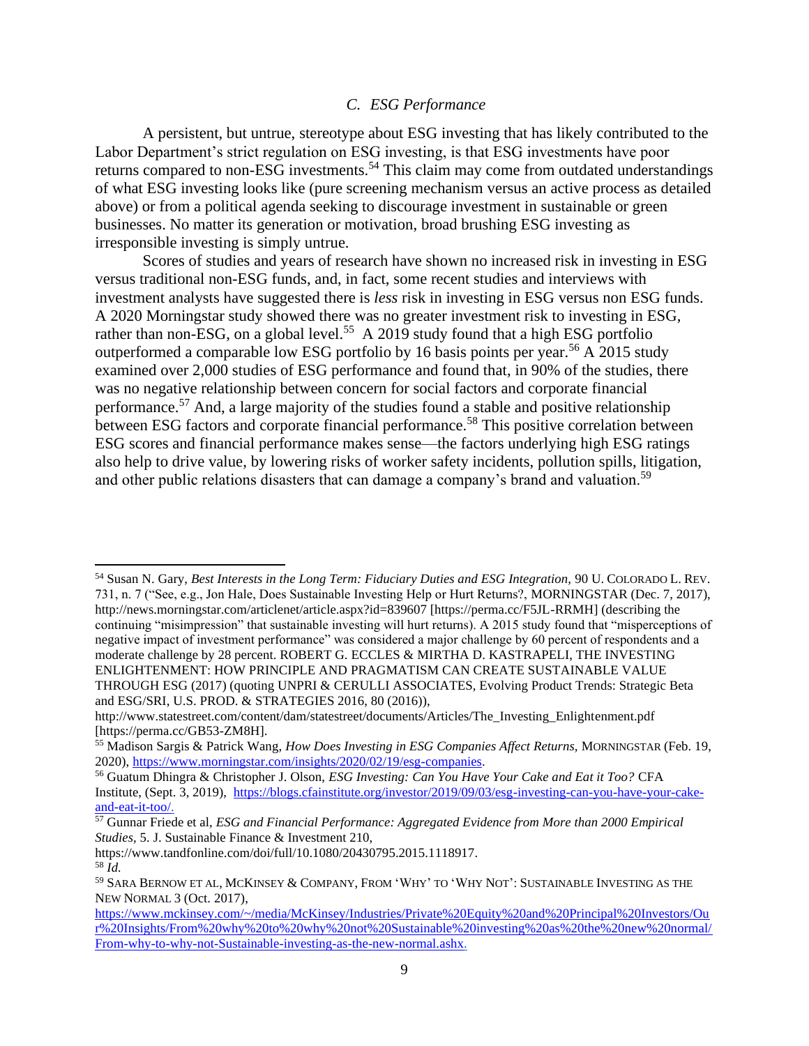### *C. ESG Performance*

A persistent, but untrue, stereotype about ESG investing that has likely contributed to the Labor Department's strict regulation on ESG investing, is that ESG investments have poor returns compared to non-ESG investments.[54] This claim may come from outdated understandings of what ESG investing looks like (pure screening mechanism versus an active process as detailed above) or from a political agenda seeking to discourage investment in sustainable or green businesses. No matter its generation or motivation, broad brushing ESG investing as irresponsible investing is simply untrue.

Scores of studies and years of research have shown no increased risk in investing in ESG versus traditional non-ESG funds, and, in fact, some recent studies and interviews with investment analysts have suggested there is *less* risk in investing in ESG versus non ESG funds. A 2020 Morningstar study showed there was no greater investment risk to investing in ESG, rather than non-ESG, on a global level.[55] A 2019 study found that a high ESG portfolio outperformed a comparable low ESG portfolio by 16 basis points per year.[56] A 2015 study examined over 2,000 studies of ESG performance and found that, in 90% of the studies, there was no negative relationship between concern for social factors and corporate financial performance.[57] And, a large majority of the studies found a stable and positive relationship between ESG factors and corporate financial performance.[58] This positive correlation between ESG scores and financial performance makes sense—the factors underlying high ESG ratings also help to drive value, by lowering risks of worker safety incidents, pollution spills, litigation, and other public relations disasters that can damage a company's brand and valuation.[59]

---

[54] Susan N. Gary, *Best Interests in the Long Term: Fiduciary Duties and ESG Integration*, 90 U. COLORADO L. REV. 731, n. 7 ("See, e.g., Jon Hale, Does Sustainable Investing Help or Hurt Returns?, MORNINGSTAR (Dec. 7, 2017), http://news.morningstar.com/articlenet/article.aspx?id=839607 [https://perma.cc/F5JL-RRMH] (describing the continuing "misimpression" that sustainable investing will hurt returns). A 2015 study found that "misperceptions of negative impact of investment performance" was considered a major challenge by 60 percent of respondents and a moderate challenge by 28 percent. ROBERT G. ECCLES & MIRTHA D. KASTRAPELI, THE INVESTING ENLIGHTENMENT: HOW PRINCIPLE AND PRAGMATISM CAN CREATE SUSTAINABLE VALUE THROUGH ESG (2017) (quoting UNPRI & CERULLI ASSOCIATES, Evolving Product Trends: Strategic Beta and ESG/SRI, U.S. PROD. & STRATEGIES 2016, 80 (2016)), http://www.statestreet.com/content/dam/statestreet/documents/Articles/The_Investing_Enlightenment.pdf [https://perma.cc/GB53-ZM8H].

[55] Madison Sargis & Patrick Wang, *How Does Investing in ESG Companies Affect Returns*, MORNINGSTAR (Feb. 19, 2020), https://www.morningstar.com/insights/2020/02/19/esg-companies.

[56] Guatum Dhingra & Christopher J. Olson, *ESG Investing: Can You Have Your Cake and Eat it Too?* CFA Institute, (Sept. 3, 2019), https://blogs.cfainstitute.org/investor/2019/09/03/esg-investing-can-you-have-your-cake-and-eat-it-too/.

[57] Gunnar Friede et al, *ESG and Financial Performance: Aggregated Evidence from More than 2000 Empirical Studies*, 5. J. Sustainable Finance & Investment 210, https://www.tandfonline.com/doi/full/10.1080/20430795.2015.1118917.

[58] *Id.*

[59] SARA BERNOW ET AL, MCKINSEY & COMPANY, FROM 'WHY' TO 'WHY NOT': SUSTAINABLE INVESTING AS THE NEW NORMAL 3 (Oct. 2017), https://www.mckinsey.com/~/media/McKinsey/Industries/Private%20Equity%20and%20Principal%20Investors/Our%20Insights/From%20why%20to%20why%20not%20Sustainable%20investing%20as%20the%20new%20normal/From-why-to-why-not-Sustainable-investing-as-the-new-normal.ashx.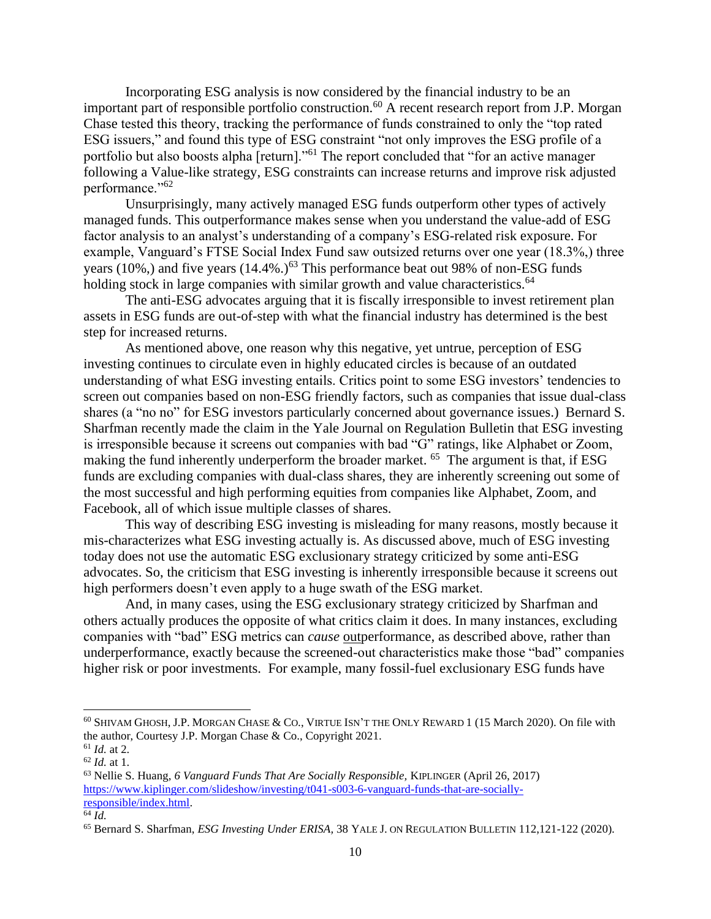Incorporating ESG analysis is now considered by the financial industry to be an important part of responsible portfolio construction.[60] A recent research report from J.P. Morgan Chase tested this theory, tracking the performance of funds constrained to only the "top rated ESG issuers," and found this type of ESG constraint "not only improves the ESG profile of a portfolio but also boosts alpha [return]."[61] The report concluded that "for an active manager following a Value-like strategy, ESG constraints can increase returns and improve risk adjusted performance."[62]

Unsurprisingly, many actively managed ESG funds outperform other types of actively managed funds. This outperformance makes sense when you understand the value-add of ESG factor analysis to an analyst's understanding of a company's ESG-related risk exposure. For example, Vanguard's FTSE Social Index Fund saw outsized returns over one year (18.3%,) three years (10%,) and five years (14.4%.)[63] This performance beat out 98% of non-ESG funds holding stock in large companies with similar growth and value characteristics.[64]

The anti-ESG advocates arguing that it is fiscally irresponsible to invest retirement plan assets in ESG funds are out-of-step with what the financial industry has determined is the best step for increased returns.

As mentioned above, one reason why this negative, yet untrue, perception of ESG investing continues to circulate even in highly educated circles is because of an outdated understanding of what ESG investing entails. Critics point to some ESG investors' tendencies to screen out companies based on non-ESG friendly factors, such as companies that issue dual-class shares (a "no no" for ESG investors particularly concerned about governance issues.) Bernard S. Sharfman recently made the claim in the Yale Journal on Regulation Bulletin that ESG investing is irresponsible because it screens out companies with bad "G" ratings, like Alphabet or Zoom, making the fund inherently underperform the broader market. [65] The argument is that, if ESG funds are excluding companies with dual-class shares, they are inherently screening out some of the most successful and high performing equities from companies like Alphabet, Zoom, and Facebook, all of which issue multiple classes of shares.

This way of describing ESG investing is misleading for many reasons, mostly because it mis-characterizes what ESG investing actually is. As discussed above, much of ESG investing today does not use the automatic ESG exclusionary strategy criticized by some anti-ESG advocates. So, the criticism that ESG investing is inherently irresponsible because it screens out high performers doesn't even apply to a huge swath of the ESG market.

And, in many cases, using the ESG exclusionary strategy criticized by Sharfman and others actually produces the opposite of what critics claim it does. In many instances, excluding companies with "bad" ESG metrics can *cause* <u>out</u>performance, as described above, rather than underperformance, exactly because the screened-out characteristics make those "bad" companies higher risk or poor investments. For example, many fossil-fuel exclusionary ESG funds have

---

[60] SHIVAM GHOSH, J.P. MORGAN CHASE & CO., VIRTUE ISN'T THE ONLY REWARD 1 (15 March 2020). On file with the author, Courtesy J.P. Morgan Chase & Co., Copyright 2021.

[61] *Id.* at 2.

[62] *Id.* at 1.

[63] Nellie S. Huang, *6 Vanguard Funds That Are Socially Responsible,* KIPLINGER (April 26, 2017) https://www.kiplinger.com/slideshow/investing/t041-s003-6-vanguard-funds-that-are-socially-responsible/index.html.

[64] *Id.*

[65] Bernard S. Sharfman, *ESG Investing Under ERISA,* 38 YALE J. ON REGULATION BULLETIN 112,121-122 (2020).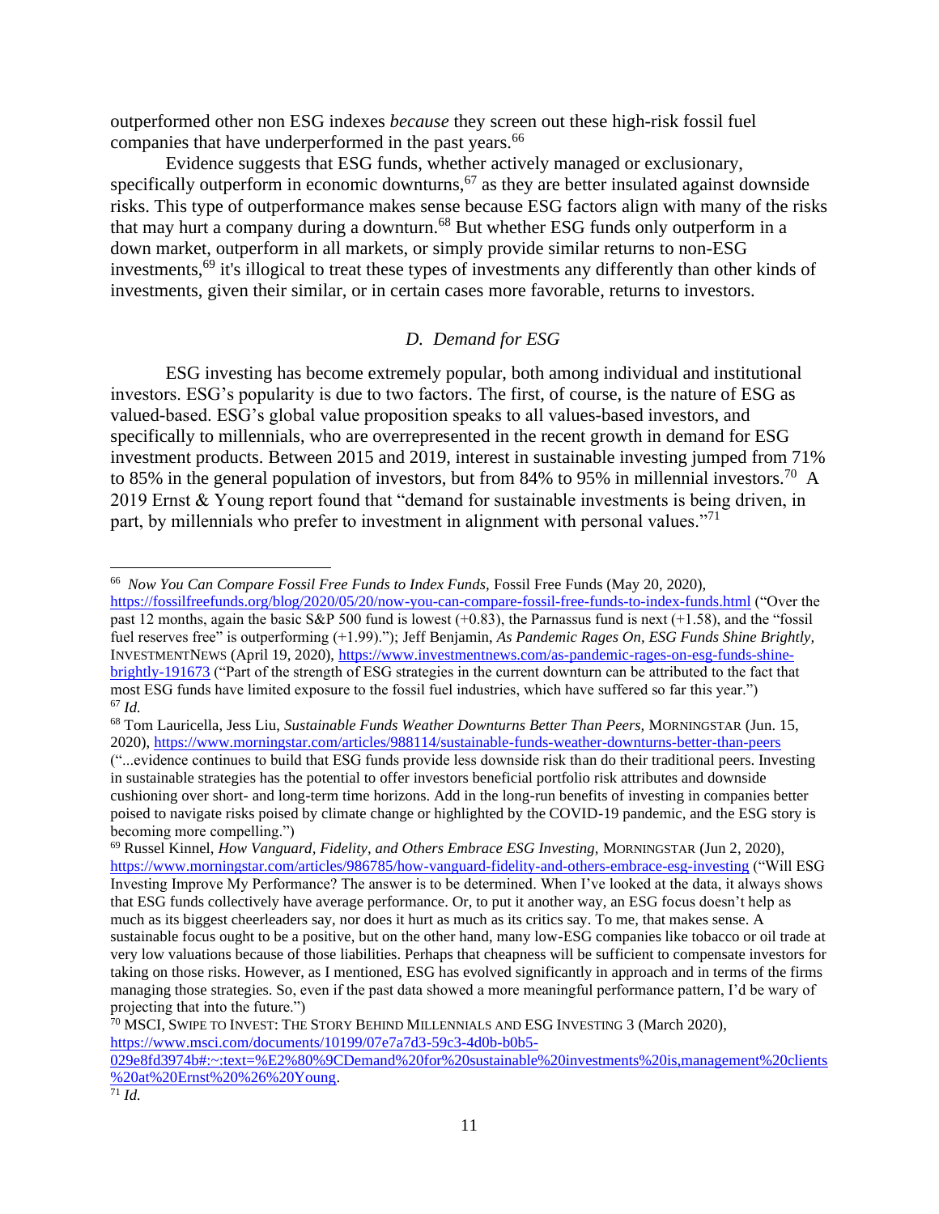outperformed other non ESG indexes *because* they screen out these high-risk fossil fuel companies that have underperformed in the past years.[66]

Evidence suggests that ESG funds, whether actively managed or exclusionary, specifically outperform in economic downturns,[67] as they are better insulated against downside risks. This type of outperformance makes sense because ESG factors align with many of the risks that may hurt a company during a downturn.[68] But whether ESG funds only outperform in a down market, outperform in all markets, or simply provide similar returns to non-ESG investments,[69] it's illogical to treat these types of investments any differently than other kinds of investments, given their similar, or in certain cases more favorable, returns to investors.

### *D. Demand for ESG*

ESG investing has become extremely popular, both among individual and institutional investors. ESG's popularity is due to two factors. The first, of course, is the nature of ESG as valued-based. ESG's global value proposition speaks to all values-based investors, and specifically to millennials, who are overrepresented in the recent growth in demand for ESG investment products. Between 2015 and 2019, interest in sustainable investing jumped from 71% to 85% in the general population of investors, but from 84% to 95% in millennial investors.[70] A 2019 Ernst & Young report found that "demand for sustainable investments is being driven, in part, by millennials who prefer to investment in alignment with personal values."[71]

---

[66] *Now You Can Compare Fossil Free Funds to Index Funds*, Fossil Free Funds (May 20, 2020), https://fossilfreefunds.org/blog/2020/05/20/now-you-can-compare-fossil-free-funds-to-index-funds.html ("Over the past 12 months, again the basic S&P 500 fund is lowest (+0.83), the Parnassus fund is next (+1.58), and the "fossil fuel reserves free" is outperforming (+1.99)."); Jeff Benjamin, *As Pandemic Rages On, ESG Funds Shine Brightly*, INVESTMENTNEWS (April 19, 2020), https://www.investmentnews.com/as-pandemic-rages-on-esg-funds-shine-brightly-191673 ("Part of the strength of ESG strategies in the current downturn can be attributed to the fact that most ESG funds have limited exposure to the fossil fuel industries, which have suffered so far this year.")

[67] *Id.*

[68] Tom Lauricella, Jess Liu, *Sustainable Funds Weather Downturns Better Than Peers*, MORNINGSTAR (Jun. 15, 2020), https://www.morningstar.com/articles/988114/sustainable-funds-weather-downturns-better-than-peers ("...evidence continues to build that ESG funds provide less downside risk than do their traditional peers. Investing in sustainable strategies has the potential to offer investors beneficial portfolio risk attributes and downside cushioning over short- and long-term time horizons. Add in the long-run benefits of investing in companies better poised to navigate risks poised by climate change or highlighted by the COVID-19 pandemic, and the ESG story is becoming more compelling.")

[69] Russel Kinnel, *How Vanguard, Fidelity, and Others Embrace ESG Investing*, MORNINGSTAR (Jun 2, 2020), https://www.morningstar.com/articles/986785/how-vanguard-fidelity-and-others-embrace-esg-investing ("Will ESG Investing Improve My Performance? The answer is to be determined. When I've looked at the data, it always shows that ESG funds collectively have average performance. Or, to put it another way, an ESG focus doesn't help as much as its biggest cheerleaders say, nor does it hurt as much as its critics say. To me, that makes sense. A sustainable focus ought to be a positive, but on the other hand, many low-ESG companies like tobacco or oil trade at very low valuations because of those liabilities. Perhaps that cheapness will be sufficient to compensate investors for taking on those risks. However, as I mentioned, ESG has evolved significantly in approach and in terms of the firms managing those strategies. So, even if the past data showed a more meaningful performance pattern, I'd be wary of projecting that into the future.")

[70] MSCI, SWIPE TO INVEST: THE STORY BEHIND MILLENNIALS AND ESG INVESTING 3 (March 2020), https://www.msci.com/documents/10199/07e7a7d3-59c3-4d0b-b0b5-029e8fd3974b#:~:text=%E2%80%9CDemand%20for%20sustainable%20investments%20is,management%20clients%20at%20Ernst%20%26%20Young.

[71] *Id.*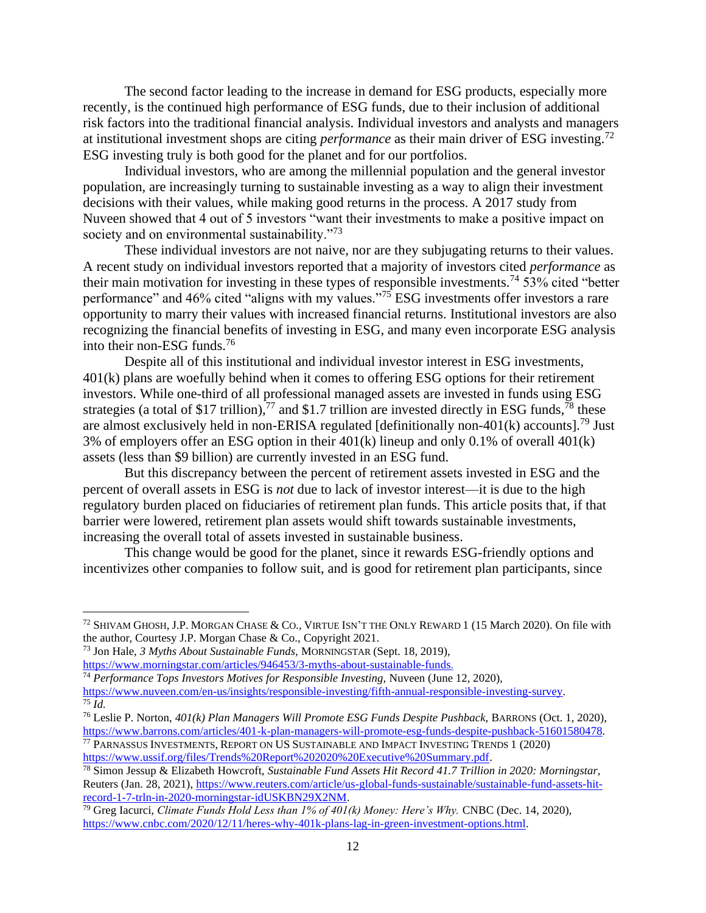The second factor leading to the increase in demand for ESG products, especially more recently, is the continued high performance of ESG funds, due to their inclusion of additional risk factors into the traditional financial analysis. Individual investors and analysts and managers at institutional investment shops are citing *performance* as their main driver of ESG investing.[72] ESG investing truly is both good for the planet and for our portfolios.

Individual investors, who are among the millennial population and the general investor population, are increasingly turning to sustainable investing as a way to align their investment decisions with their values, while making good returns in the process. A 2017 study from Nuveen showed that 4 out of 5 investors "want their investments to make a positive impact on society and on environmental sustainability."[73]

These individual investors are not naive, nor are they subjugating returns to their values. A recent study on individual investors reported that a majority of investors cited *performance* as their main motivation for investing in these types of responsible investments.[74] 53% cited "better performance" and 46% cited "aligns with my values."[75] ESG investments offer investors a rare opportunity to marry their values with increased financial returns. Institutional investors are also recognizing the financial benefits of investing in ESG, and many even incorporate ESG analysis into their non-ESG funds.[76]

Despite all of this institutional and individual investor interest in ESG investments, 401(k) plans are woefully behind when it comes to offering ESG options for their retirement investors. While one-third of all professional managed assets are invested in funds using ESG strategies (a total of $17 trillion),[77] and $1.7 trillion are invested directly in ESG funds,[78] these are almost exclusively held in non-ERISA regulated [definitionally non-401(k) accounts].[79] Just 3% of employers offer an ESG option in their 401(k) lineup and only 0.1% of overall 401(k) assets (less than $9 billion) are currently invested in an ESG fund.

But this discrepancy between the percent of retirement assets invested in ESG and the percent of overall assets in ESG is *not* due to lack of investor interest—it is due to the high regulatory burden placed on fiduciaries of retirement plan funds. This article posits that, if that barrier were lowered, retirement plan assets would shift towards sustainable investments, increasing the overall total of assets invested in sustainable business.

This change would be good for the planet, since it rewards ESG-friendly options and incentivizes other companies to follow suit, and is good for retirement plan participants, since

---

[72] SHIVAM GHOSH, J.P. MORGAN CHASE & CO., VIRTUE ISN'T THE ONLY REWARD 1 (15 March 2020). On file with the author, Courtesy J.P. Morgan Chase & Co., Copyright 2021.

[73] Jon Hale, *3 Myths About Sustainable Funds,* MORNINGSTAR (Sept. 18, 2019), https://www.morningstar.com/articles/946453/3-myths-about-sustainable-funds.

[74] *Performance Tops Investors Motives for Responsible Investing,* Nuveen (June 12, 2020), https://www.nuveen.com/en-us/insights/responsible-investing/fifth-annual-responsible-investing-survey.

[75] *Id.*

[76] Leslie P. Norton, *401(k) Plan Managers Will Promote ESG Funds Despite Pushback,* BARRONS (Oct. 1, 2020), https://www.barrons.com/articles/401-k-plan-managers-will-promote-esg-funds-despite-pushback-51601580478.

[77] PARNASSUS INVESTMENTS, REPORT ON US SUSTAINABLE AND IMPACT INVESTING TRENDS 1 (2020) https://www.ussif.org/files/Trends%20Report%202020%20Executive%20Summary.pdf.

[78] Simon Jessup & Elizabeth Howcroft, *Sustainable Fund Assets Hit Record 41.7 Trillion in 2020: Morningstar,* Reuters (Jan. 28, 2021), https://www.reuters.com/article/us-global-funds-sustainable/sustainable-fund-assets-hit-record-1-7-trln-in-2020-morningstar-idUSKBN29X2NM.

[79] Greg Iacurci, *Climate Funds Hold Less than 1% of 401(k) Money: Here's Why.* CNBC (Dec. 14, 2020), https://www.cnbc.com/2020/12/11/heres-why-401k-plans-lag-in-green-investment-options.html.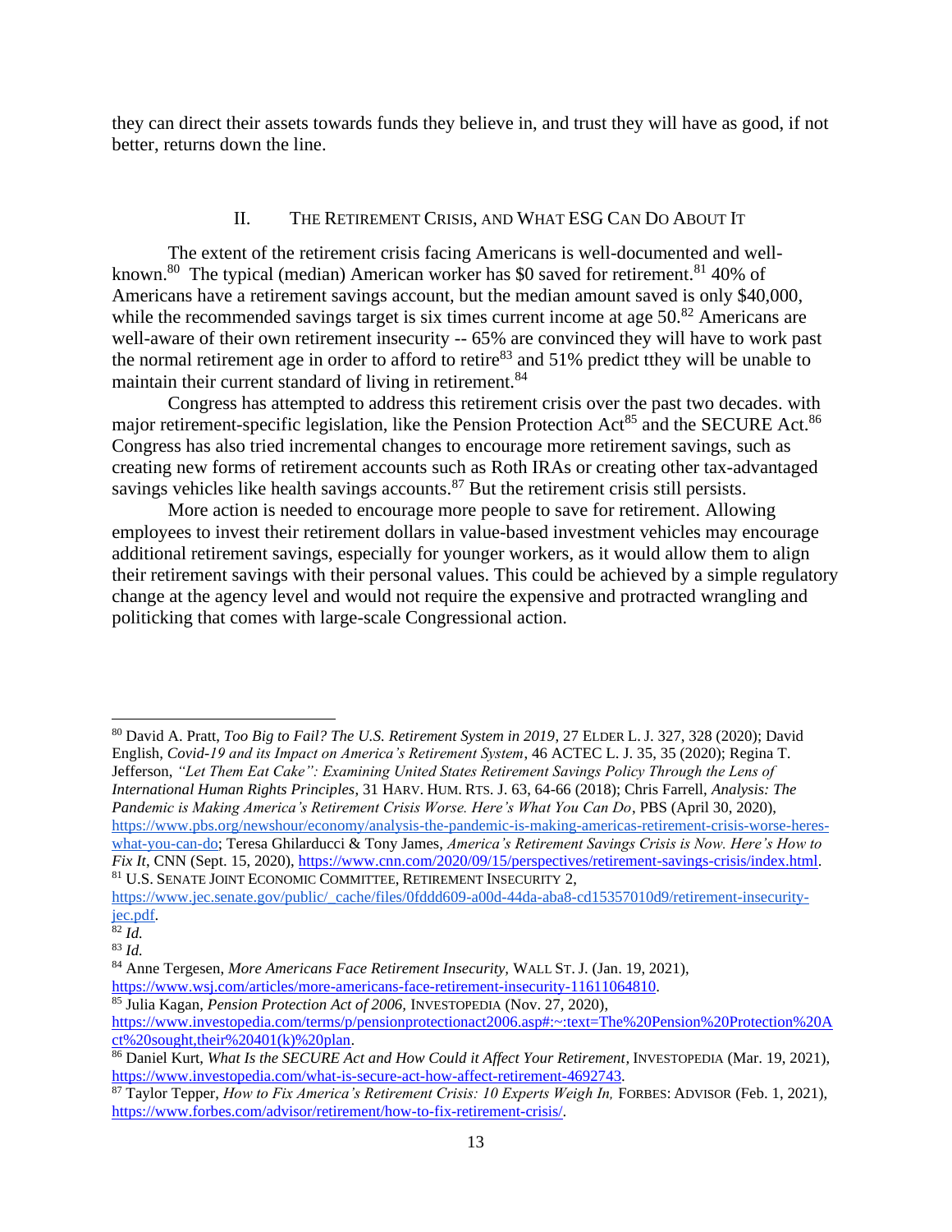they can direct their assets towards funds they believe in, and trust they will have as good, if not better, returns down the line.

## II. The Retirement Crisis, and What ESG Can Do About It

The extent of the retirement crisis facing Americans is well-documented and well-known.[80] The typical (median) American worker has $0 saved for retirement.[81] 40% of Americans have a retirement savings account, but the median amount saved is only $40,000, while the recommended savings target is six times current income at age 50.[82] Americans are well-aware of their own retirement insecurity -- 65% are convinced they will have to work past the normal retirement age in order to afford to retire[83] and 51% predict tthey will be unable to maintain their current standard of living in retirement.[84]

Congress has attempted to address this retirement crisis over the past two decades. with major retirement-specific legislation, like the Pension Protection Act[85] and the SECURE Act.[86] Congress has also tried incremental changes to encourage more retirement savings, such as creating new forms of retirement accounts such as Roth IRAs or creating other tax-advantaged savings vehicles like health savings accounts.[87] But the retirement crisis still persists.

More action is needed to encourage more people to save for retirement. Allowing employees to invest their retirement dollars in value-based investment vehicles may encourage additional retirement savings, especially for younger workers, as it would allow them to align their retirement savings with their personal values. This could be achieved by a simple regulatory change at the agency level and would not require the expensive and protracted wrangling and politicking that comes with large-scale Congressional action.

---

[80] David A. Pratt, *Too Big to Fail? The U.S. Retirement System in 2019*, 27 Elder L. J. 327, 328 (2020); David English, *Covid-19 and its Impact on America's Retirement System*, 46 ACTEC L. J. 35, 35 (2020); Regina T. Jefferson, *"Let Them Eat Cake": Examining United States Retirement Savings Policy Through the Lens of International Human Rights Principles*, 31 Harv. Hum. Rts. J. 63, 64-66 (2018); Chris Farrell, *Analysis: The Pandemic is Making America's Retirement Crisis Worse. Here's What You Can Do*, PBS (April 30, 2020), https://www.pbs.org/newshour/economy/analysis-the-pandemic-is-making-americas-retirement-crisis-worse-heres-what-you-can-do; Teresa Ghilarducci & Tony James, *America's Retirement Savings Crisis is Now. Here's How to Fix It*, CNN (Sept. 15, 2020), https://www.cnn.com/2020/09/15/perspectives/retirement-savings-crisis/index.html.

[81] U.S. Senate Joint Economic Committee, Retirement Insecurity 2, https://www.jec.senate.gov/public/_cache/files/0fddd609-a00d-44da-aba8-cd15357010d9/retirement-insecurity-jec.pdf.

[82] *Id.*

[83] *Id.*

[84] Anne Tergesen, *More Americans Face Retirement Insecurity,* Wall St. J. (Jan. 19, 2021), https://www.wsj.com/articles/more-americans-face-retirement-insecurity-11611064810.

[85] Julia Kagan, *Pension Protection Act of 2006,* Investopedia (Nov. 27, 2020), https://www.investopedia.com/terms/p/pensionprotectionact2006.asp#:~:text=The%20Pension%20Protection%20Act%20sought,their%20401(k)%20plan.

[86] Daniel Kurt, *What Is the SECURE Act and How Could it Affect Your Retirement,* Investopedia (Mar. 19, 2021), https://www.investopedia.com/what-is-secure-act-how-affect-retirement-4692743.

[87] Taylor Tepper, *How to Fix America's Retirement Crisis: 10 Experts Weigh In,* Forbes: Advisor (Feb. 1, 2021), https://www.forbes.com/advisor/retirement/how-to-fix-retirement-crisis/.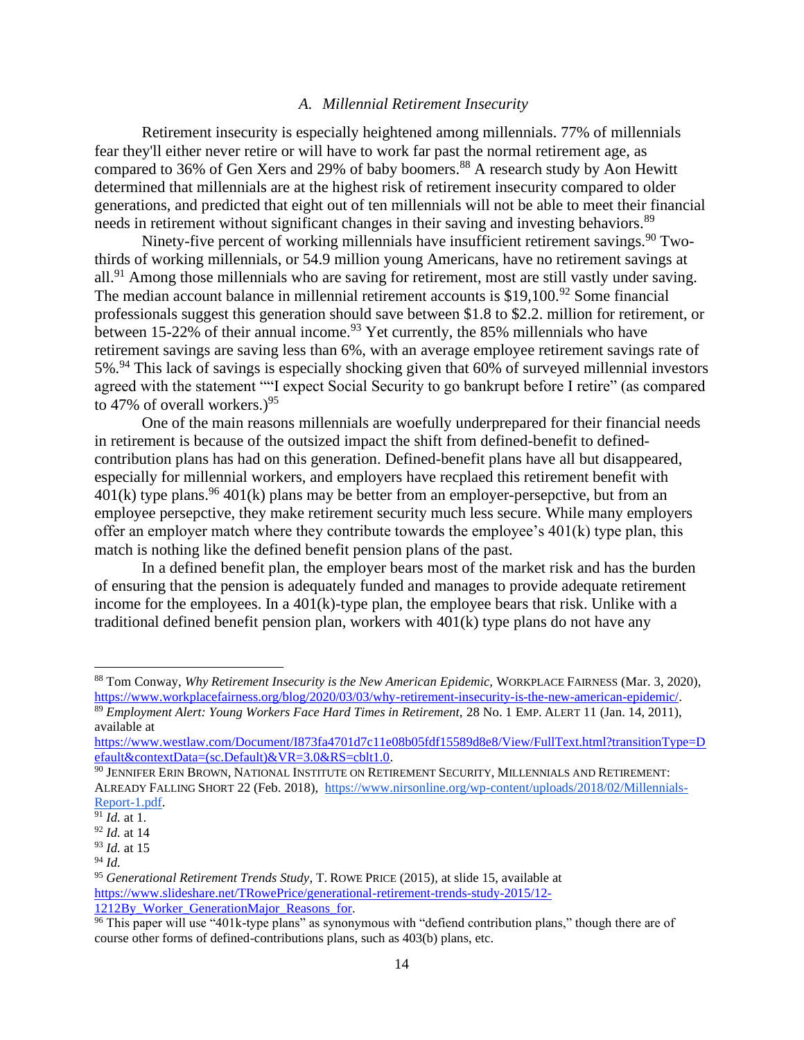### A. *Millennial Retirement Insecurity*

Retirement insecurity is especially heightened among millennials. 77% of millennials fear they'll either never retire or will have to work far past the normal retirement age, as compared to 36% of Gen Xers and 29% of baby boomers.[88] A research study by Aon Hewitt determined that millennials are at the highest risk of retirement insecurity compared to older generations, and predicted that eight out of ten millennials will not be able to meet their financial needs in retirement without significant changes in their saving and investing behaviors.[89]

Ninety-five percent of working millennials have insufficient retirement savings.[90] Two-thirds of working millennials, or 54.9 million young Americans, have no retirement savings at all.[91] Among those millennials who are saving for retirement, most are still vastly under saving. The median account balance in millennial retirement accounts is $19,100.[92] Some financial professionals suggest this generation should save between $1.8 to $2.2. million for retirement, or between 15-22% of their annual income.[93] Yet currently, the 85% millennials who have retirement savings are saving less than 6%, with an average employee retirement savings rate of 5%.[94] This lack of savings is especially shocking given that 60% of surveyed millennial investors agreed with the statement ""I expect Social Security to go bankrupt before I retire" (as compared to 47% of overall workers.)[95]

One of the main reasons millennials are woefully underprepared for their financial needs in retirement is because of the outsized impact the shift from defined-benefit to defined-contribution plans has had on this generation. Defined-benefit plans have all but disappeared, especially for millennial workers, and employers have recplaed this retirement benefit with 401(k) type plans.[96] 401(k) plans may be better from an employer-persepctive, but from an employee persepctive, they make retirement security much less secure. While many employers offer an employer match where they contribute towards the employee's 401(k) type plan, this match is nothing like the defined benefit pension plans of the past.

In a defined benefit plan, the employer bears most of the market risk and has the burden of ensuring that the pension is adequately funded and manages to provide adequate retirement income for the employees. In a 401(k)-type plan, the employee bears that risk. Unlike with a traditional defined benefit pension plan, workers with 401(k) type plans do not have any

---

[88] Tom Conway, *Why Retirement Insecurity is the New American Epidemic*, WORKPLACE FAIRNESS (Mar. 3, 2020), https://www.workplacefairness.org/blog/2020/03/03/why-retirement-insecurity-is-the-new-american-epidemic/.

[89] *Employment Alert: Young Workers Face Hard Times in Retirement,* 28 No. 1 EMP. ALERT 11 (Jan. 14, 2011), available at https://www.westlaw.com/Document/I873fa4701d7c11e08b05fdf15589d8e8/View/FullText.html?transitionType=Default&contextData=(sc.Default)&VR=3.0&RS=cblt1.0.

[90] JENNIFER ERIN BROWN, NATIONAL INSTITUTE ON RETIREMENT SECURITY, MILLENNIALS AND RETIREMENT: ALREADY FALLING SHORT 22 (Feb. 2018), https://www.nirsonline.org/wp-content/uploads/2018/02/Millennials-Report-1.pdf.

[91] *Id.* at 1.

[92] *Id.* at 14

[93] *Id.* at 15

[94] *Id.*

[95] *Generational Retirement Trends Study,* T. ROWE PRICE (2015), at slide 15, available at https://www.slideshare.net/TRowePrice/generational-retirement-trends-study-2015/12-1212By_Worker_GenerationMajor_Reasons_for.

[96] This paper will use "401k-type plans" as synonymous with "defiend contribution plans," though there are of course other forms of defined-contributions plans, such as 403(b) plans, etc.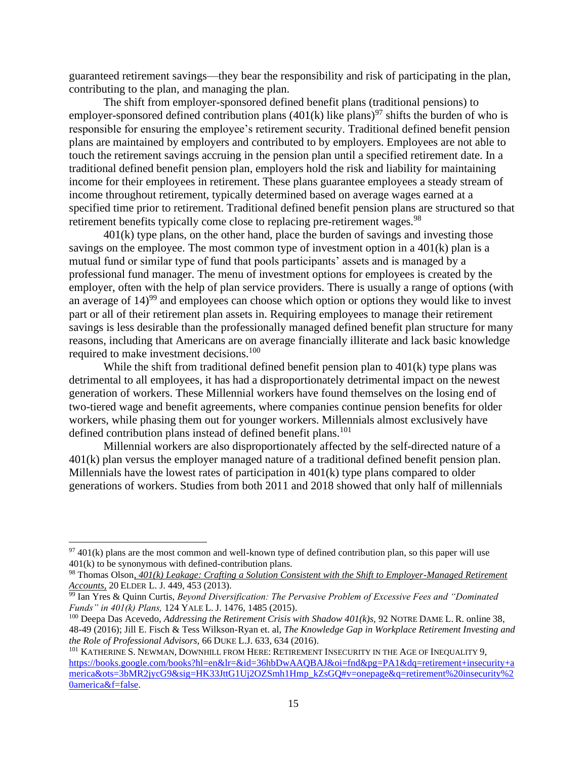guaranteed retirement savings—they bear the responsibility and risk of participating in the plan, contributing to the plan, and managing the plan.

The shift from employer-sponsored defined benefit plans (traditional pensions) to employer-sponsored defined contribution plans (401(k) like plans)[97] shifts the burden of who is responsible for ensuring the employee's retirement security. Traditional defined benefit pension plans are maintained by employers and contributed to by employers. Employees are not able to touch the retirement savings accruing in the pension plan until a specified retirement date. In a traditional defined benefit pension plan, employers hold the risk and liability for maintaining income for their employees in retirement. These plans guarantee employees a steady stream of income throughout retirement, typically determined based on average wages earned at a specified time prior to retirement. Traditional defined benefit pension plans are structured so that retirement benefits typically come close to replacing pre-retirement wages.[98]

401(k) type plans, on the other hand, place the burden of savings and investing those savings on the employee. The most common type of investment option in a 401(k) plan is a mutual fund or similar type of fund that pools participants' assets and is managed by a professional fund manager. The menu of investment options for employees is created by the employer, often with the help of plan service providers. There is usually a range of options (with an average of 14)[99] and employees can choose which option or options they would like to invest part or all of their retirement plan assets in. Requiring employees to manage their retirement savings is less desirable than the professionally managed defined benefit plan structure for many reasons, including that Americans are on average financially illiterate and lack basic knowledge required to make investment decisions.[100]

While the shift from traditional defined benefit pension plan to 401(k) type plans was detrimental to all employees, it has had a disproportionately detrimental impact on the newest generation of workers. These Millennial workers have found themselves on the losing end of two-tiered wage and benefit agreements, where companies continue pension benefits for older workers, while phasing them out for younger workers. Millennials almost exclusively have defined contribution plans instead of defined benefit plans.[101]

Millennial workers are also disproportionately affected by the self-directed nature of a 401(k) plan versus the employer managed nature of a traditional defined benefit pension plan. Millennials have the lowest rates of participation in 401(k) type plans compared to older generations of workers. Studies from both 2011 and 2018 showed that only half of millennials

---

[97] 401(k) plans are the most common and well-known type of defined contribution plan, so this paper will use 401(k) to be synonymous with defined-contribution plans.

[98] Thomas Olson, *401(k) Leakage: Crafting a Solution Consistent with the Shift to Employer-Managed Retirement Accounts*, 20 ELDER L. J. 449, 453 (2013).

[99] Ian Yres & Quinn Curtis, *Beyond Diversification: The Pervasive Problem of Excessive Fees and "Dominated Funds" in 401(k) Plans,* 124 YALE L. J. 1476, 1485 (2015).

[100] Deepa Das Acevedo, *Addressing the Retirement Crisis with Shadow 401(k)s*, 92 NOTRE DAME L. R. online 38, 48-49 (2016); Jill E. Fisch & Tess Wilkson-Ryan et. al, *The Knowledge Gap in Workplace Retirement Investing and the Role of Professional Advisors,* 66 DUKE L.J. 633, 634 (2016).

[101] KATHERINE S. NEWMAN, DOWNHILL FROM HERE: RETIREMENT INSECURITY IN THE AGE OF INEQUALITY 9, https://books.google.com/books?hl=en&lr=&id=36hbDwAAQBAJ&oi=fnd&pg=PA1&dq=retirement+insecurity+america&ots=3bMR2jycG9&sig=HK33JttG1Uj2OZSmh1Hmp_kZsGQ#v=onepage&q=retirement%20insecurity%20america&f=false.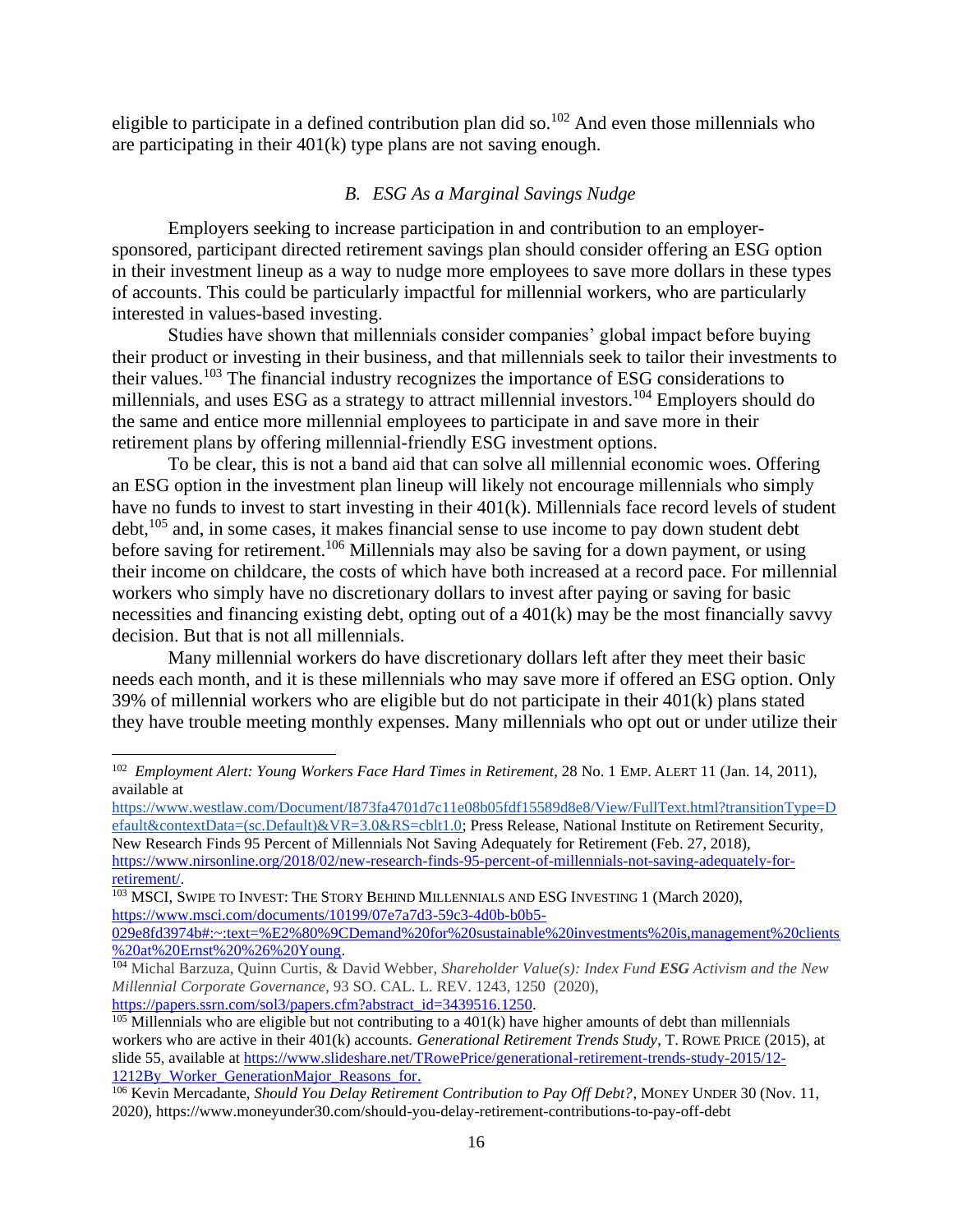eligible to participate in a defined contribution plan did so.[102] And even those millennials who are participating in their 401(k) type plans are not saving enough.

### *B. ESG As a Marginal Savings Nudge*

Employers seeking to increase participation in and contribution to an employer-sponsored, participant directed retirement savings plan should consider offering an ESG option in their investment lineup as a way to nudge more employees to save more dollars in these types of accounts. This could be particularly impactful for millennial workers, who are particularly interested in values-based investing.

Studies have shown that millennials consider companies' global impact before buying their product or investing in their business, and that millennials seek to tailor their investments to their values.[103] The financial industry recognizes the importance of ESG considerations to millennials, and uses ESG as a strategy to attract millennial investors.[104] Employers should do the same and entice more millennial employees to participate in and save more in their retirement plans by offering millennial-friendly ESG investment options.

To be clear, this is not a band aid that can solve all millennial economic woes. Offering an ESG option in the investment plan lineup will likely not encourage millennials who simply have no funds to invest to start investing in their 401(k). Millennials face record levels of student debt,[105] and, in some cases, it makes financial sense to use income to pay down student debt before saving for retirement.[106] Millennials may also be saving for a down payment, or using their income on childcare, the costs of which have both increased at a record pace. For millennial workers who simply have no discretionary dollars to invest after paying or saving for basic necessities and financing existing debt, opting out of a 401(k) may be the most financially savvy decision. But that is not all millennials.

Many millennial workers do have discretionary dollars left after they meet their basic needs each month, and it is these millennials who may save more if offered an ESG option. Only 39% of millennial workers who are eligible but do not participate in their 401(k) plans stated they have trouble meeting monthly expenses. Many millennials who opt out or under utilize their

---

[102] *Employment Alert: Young Workers Face Hard Times in Retirement*, 28 No. 1 EMP. ALERT 11 (Jan. 14, 2011), available at https://www.westlaw.com/Document/I873fa4701d7c11e08b05fdf15589d8e8/View/FullText.html?transitionType=Default&contextData=(sc.Default)&VR=3.0&RS=cblt1.0; Press Release, National Institute on Retirement Security, New Research Finds 95 Percent of Millennials Not Saving Adequately for Retirement (Feb. 27, 2018), https://www.nirsonline.org/2018/02/new-research-finds-95-percent-of-millennials-not-saving-adequately-for-retirement/.

[103] MSCI, SWIPE TO INVEST: THE STORY BEHIND MILLENNIALS AND ESG INVESTING 1 (March 2020), https://www.msci.com/documents/10199/07e7a7d3-59c3-4d0b-b0b5-029e8fd3974b#:~:text=%E2%80%9CDemand%20for%20sustainable%20investments%20is,management%20clients%20at%20Ernst%20%26%20Young.

[104] Michal Barzuza, Quinn Curtis, & David Webber, *Shareholder Value(s): Index Fund **ESG** Activism and the New Millennial Corporate Governance*, 93 SO. CAL. L. REV. 1243, 1250 (2020), https://papers.ssrn.com/sol3/papers.cfm?abstract_id=3439516.1250.

[105] Millennials who are eligible but not contributing to a 401(k) have higher amounts of debt than millennials workers who are active in their 401(k) accounts. *Generational Retirement Trends Study*, T. ROWE PRICE (2015), at slide 55, available at https://www.slideshare.net/TRowePrice/generational-retirement-trends-study-2015/12-1212By_Worker_GenerationMajor_Reasons_for.

[106] Kevin Mercadante, *Should You Delay Retirement Contribution to Pay Off Debt?*, MONEY UNDER 30 (Nov. 11, 2020), https://www.moneyunder30.com/should-you-delay-retirement-contributions-to-pay-off-debt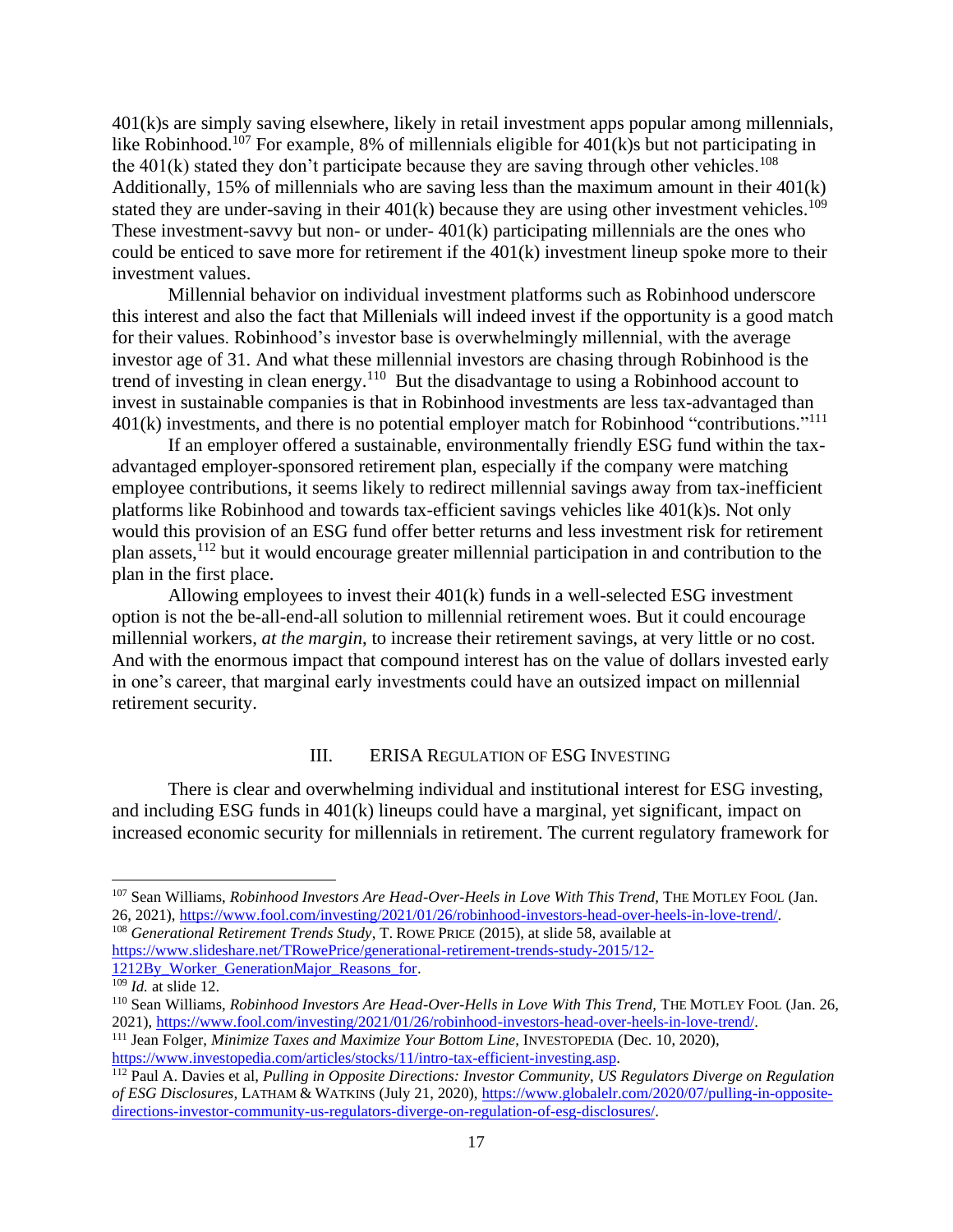401(k)s are simply saving elsewhere, likely in retail investment apps popular among millennials, like Robinhood.[107] For example, 8% of millennials eligible for 401(k)s but not participating in the 401(k) stated they don't participate because they are saving through other vehicles.[108] Additionally, 15% of millennials who are saving less than the maximum amount in their 401(k) stated they are under-saving in their 401(k) because they are using other investment vehicles.[109] These investment-savvy but non- or under- 401(k) participating millennials are the ones who could be enticed to save more for retirement if the 401(k) investment lineup spoke more to their investment values.

Millennial behavior on individual investment platforms such as Robinhood underscore this interest and also the fact that Millenials will indeed invest if the opportunity is a good match for their values. Robinhood's investor base is overwhelmingly millennial, with the average investor age of 31. And what these millennial investors are chasing through Robinhood is the trend of investing in clean energy.[110] But the disadvantage to using a Robinhood account to invest in sustainable companies is that in Robinhood investments are less tax-advantaged than 401(k) investments, and there is no potential employer match for Robinhood "contributions."[111]

If an employer offered a sustainable, environmentally friendly ESG fund within the tax-advantaged employer-sponsored retirement plan, especially if the company were matching employee contributions, it seems likely to redirect millennial savings away from tax-inefficient platforms like Robinhood and towards tax-efficient savings vehicles like 401(k)s. Not only would this provision of an ESG fund offer better returns and less investment risk for retirement plan assets,[112] but it would encourage greater millennial participation in and contribution to the plan in the first place.

Allowing employees to invest their 401(k) funds in a well-selected ESG investment option is not the be-all-end-all solution to millennial retirement woes. But it could encourage millennial workers, *at the margin*, to increase their retirement savings, at very little or no cost. And with the enormous impact that compound interest has on the value of dollars invested early in one's career, that marginal early investments could have an outsized impact on millennial retirement security.

## III. ERISA Regulation of ESG Investing

There is clear and overwhelming individual and institutional interest for ESG investing, and including ESG funds in 401(k) lineups could have a marginal, yet significant, impact on increased economic security for millennials in retirement. The current regulatory framework for

---

[107] Sean Williams, *Robinhood Investors Are Head-Over-Heels in Love With This Trend*, THE MOTLEY FOOL (Jan. 26, 2021), https://www.fool.com/investing/2021/01/26/robinhood-investors-head-over-heels-in-love-trend/.

[108] *Generational Retirement Trends Study*, T. ROWE PRICE (2015), at slide 58, available at https://www.slideshare.net/TRowePrice/generational-retirement-trends-study-2015/12-1212By_Worker_GenerationMajor_Reasons_for.

[109] *Id.* at slide 12.

[110] Sean Williams, *Robinhood Investors Are Head-Over-Hells in Love With This Trend*, THE MOTLEY FOOL (Jan. 26, 2021), https://www.fool.com/investing/2021/01/26/robinhood-investors-head-over-heels-in-love-trend/.

[111] Jean Folger, *Minimize Taxes and Maximize Your Bottom Line*, INVESTOPEDIA (Dec. 10, 2020), https://www.investopedia.com/articles/stocks/11/intro-tax-efficient-investing.asp.

[112] Paul A. Davies et al, *Pulling in Opposite Directions: Investor Community, US Regulators Diverge on Regulation of ESG Disclosures*, LATHAM & WATKINS (July 21, 2020), https://www.globalelr.com/2020/07/pulling-in-opposite-directions-investor-community-us-regulators-diverge-on-regulation-of-esg-disclosures/.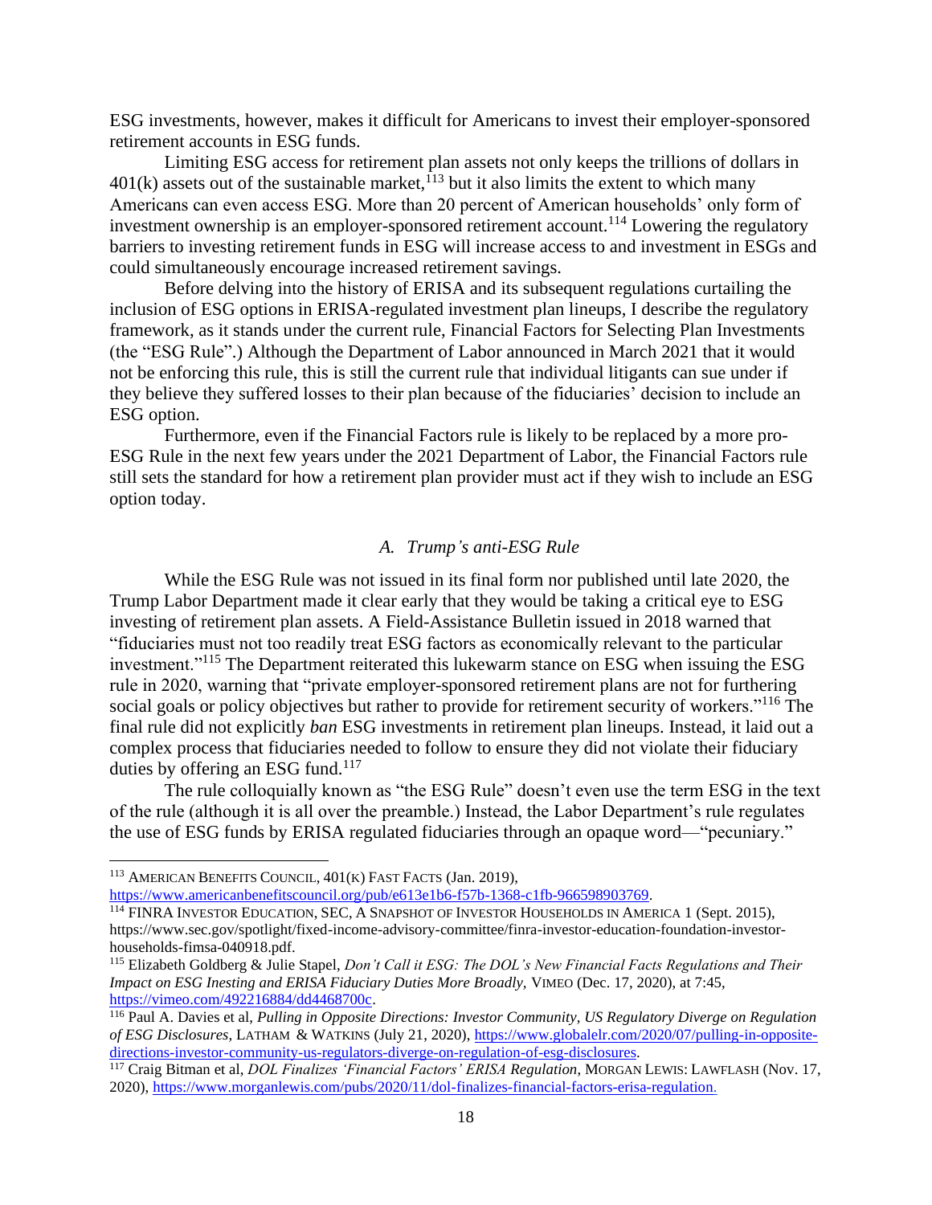ESG investments, however, makes it difficult for Americans to invest their employer-sponsored retirement accounts in ESG funds.

Limiting ESG access for retirement plan assets not only keeps the trillions of dollars in 401(k) assets out of the sustainable market,[113] but it also limits the extent to which many Americans can even access ESG. More than 20 percent of American households' only form of investment ownership is an employer-sponsored retirement account.[114] Lowering the regulatory barriers to investing retirement funds in ESG will increase access to and investment in ESGs and could simultaneously encourage increased retirement savings.

Before delving into the history of ERISA and its subsequent regulations curtailing the inclusion of ESG options in ERISA-regulated investment plan lineups, I describe the regulatory framework, as it stands under the current rule, Financial Factors for Selecting Plan Investments (the "ESG Rule".) Although the Department of Labor announced in March 2021 that it would not be enforcing this rule, this is still the current rule that individual litigants can sue under if they believe they suffered losses to their plan because of the fiduciaries' decision to include an ESG option.

Furthermore, even if the Financial Factors rule is likely to be replaced by a more pro-ESG Rule in the next few years under the 2021 Department of Labor, the Financial Factors rule still sets the standard for how a retirement plan provider must act if they wish to include an ESG option today.

### A. *Trump's anti-ESG Rule*

While the ESG Rule was not issued in its final form nor published until late 2020, the Trump Labor Department made it clear early that they would be taking a critical eye to ESG investing of retirement plan assets. A Field-Assistance Bulletin issued in 2018 warned that "fiduciaries must not too readily treat ESG factors as economically relevant to the particular investment."[115] The Department reiterated this lukewarm stance on ESG when issuing the ESG rule in 2020, warning that "private employer-sponsored retirement plans are not for furthering social goals or policy objectives but rather to provide for retirement security of workers."[116] The final rule did not explicitly *ban* ESG investments in retirement plan lineups. Instead, it laid out a complex process that fiduciaries needed to follow to ensure they did not violate their fiduciary duties by offering an ESG fund.[117]

The rule colloquially known as "the ESG Rule" doesn't even use the term ESG in the text of the rule (although it is all over the preamble.) Instead, the Labor Department's rule regulates the use of ESG funds by ERISA regulated fiduciaries through an opaque word—"pecuniary."

---

[113] AMERICAN BENEFITS COUNCIL, 401(K) FAST FACTS (Jan. 2019), https://www.americanbenefitscouncil.org/pub/e613e1b6-f57b-1368-c1fb-966598903769.

[114] FINRA INVESTOR EDUCATION, SEC, A SNAPSHOT OF INVESTOR HOUSEHOLDS IN AMERICA 1 (Sept. 2015), https://www.sec.gov/spotlight/fixed-income-advisory-committee/finra-investor-education-foundation-investor-households-fimsa-040918.pdf.

[115] Elizabeth Goldberg & Julie Stapel, *Don't Call it ESG: The DOL's New Financial Facts Regulations and Their Impact on ESG Inesting and ERISA Fiduciary Duties More Broadly*, VIMEO (Dec. 17, 2020), at 7:45, https://vimeo.com/492216884/dd4468700c.

[116] Paul A. Davies et al, *Pulling in Opposite Directions: Investor Community, US Regulatory Diverge on Regulation of ESG Disclosures*, LATHAM & WATKINS (July 21, 2020), https://www.globalelr.com/2020/07/pulling-in-opposite-directions-investor-community-us-regulators-diverge-on-regulation-of-esg-disclosures.

[117] Craig Bitman et al, *DOL Finalizes 'Financial Factors' ERISA Regulation*, MORGAN LEWIS: LAWFLASH (Nov. 17, 2020), https://www.morganlewis.com/pubs/2020/11/dol-finalizes-financial-factors-erisa-regulation.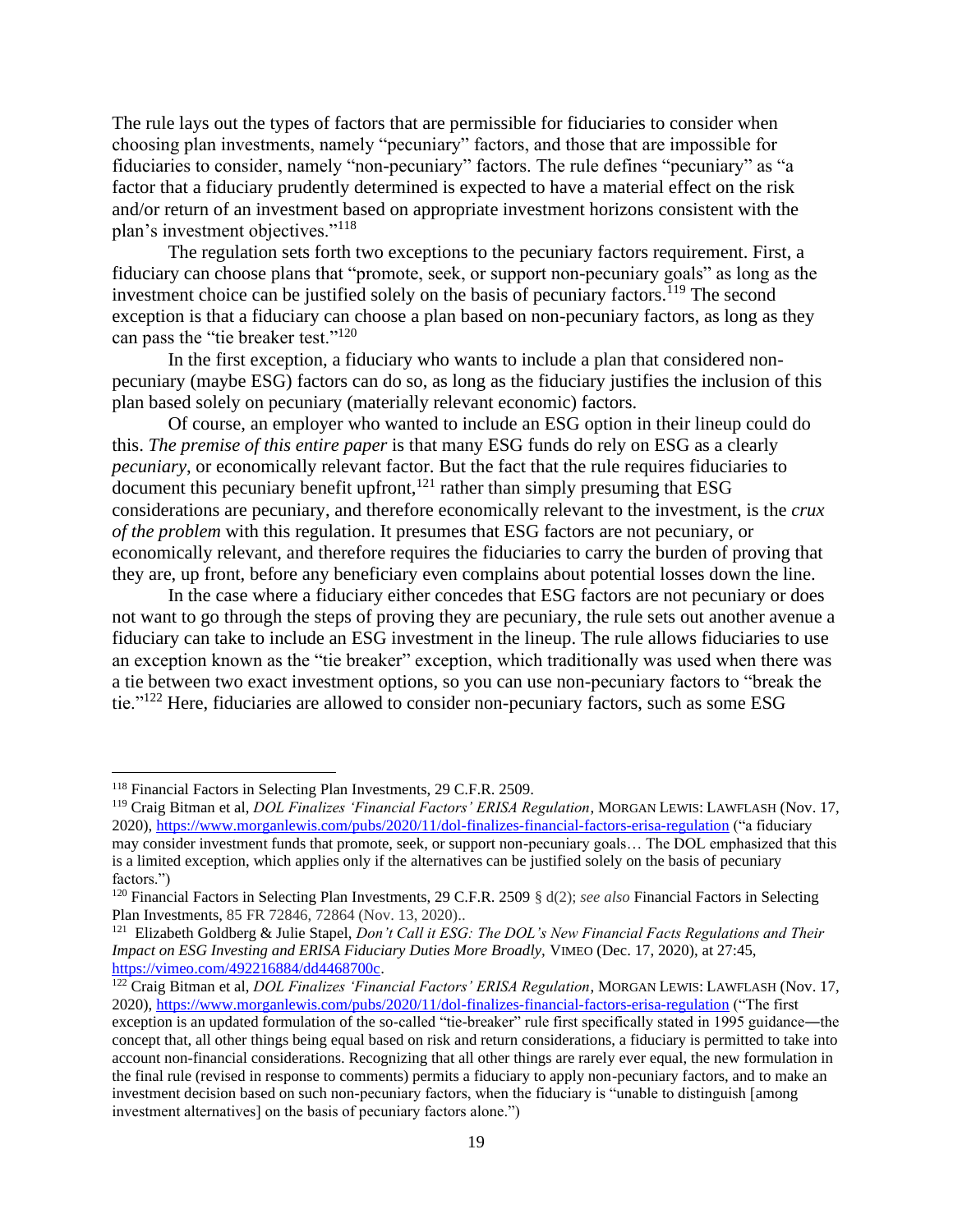The rule lays out the types of factors that are permissible for fiduciaries to consider when choosing plan investments, namely "pecuniary" factors, and those that are impossible for fiduciaries to consider, namely "non-pecuniary" factors. The rule defines "pecuniary" as "a factor that a fiduciary prudently determined is expected to have a material effect on the risk and/or return of an investment based on appropriate investment horizons consistent with the plan's investment objectives."[118]

The regulation sets forth two exceptions to the pecuniary factors requirement. First, a fiduciary can choose plans that "promote, seek, or support non-pecuniary goals" as long as the investment choice can be justified solely on the basis of pecuniary factors.[119] The second exception is that a fiduciary can choose a plan based on non-pecuniary factors, as long as they can pass the "tie breaker test."[120]

In the first exception, a fiduciary who wants to include a plan that considered non-pecuniary (maybe ESG) factors can do so, as long as the fiduciary justifies the inclusion of this plan based solely on pecuniary (materially relevant economic) factors.

Of course, an employer who wanted to include an ESG option in their lineup could do this. *The premise of this entire paper* is that many ESG funds do rely on ESG as a clearly *pecuniary*, or economically relevant factor. But the fact that the rule requires fiduciaries to document this pecuniary benefit upfront,[121] rather than simply presuming that ESG considerations are pecuniary, and therefore economically relevant to the investment, is the *crux of the problem* with this regulation. It presumes that ESG factors are not pecuniary, or economically relevant, and therefore requires the fiduciaries to carry the burden of proving that they are, up front, before any beneficiary even complains about potential losses down the line.

In the case where a fiduciary either concedes that ESG factors are not pecuniary or does not want to go through the steps of proving they are pecuniary, the rule sets out another avenue a fiduciary can take to include an ESG investment in the lineup. The rule allows fiduciaries to use an exception known as the "tie breaker" exception, which traditionally was used when there was a tie between two exact investment options, so you can use non-pecuniary factors to "break the tie."[122] Here, fiduciaries are allowed to consider non-pecuniary factors, such as some ESG

---

[118] Financial Factors in Selecting Plan Investments, 29 C.F.R. 2509.

[119] Craig Bitman et al, *DOL Finalizes 'Financial Factors' ERISA Regulation*, MORGAN LEWIS: LAWFLASH (Nov. 17, 2020), https://www.morganlewis.com/pubs/2020/11/dol-finalizes-financial-factors-erisa-regulation ("a fiduciary may consider investment funds that promote, seek, or support non-pecuniary goals… The DOL emphasized that this is a limited exception, which applies only if the alternatives can be justified solely on the basis of pecuniary factors.")

[120] Financial Factors in Selecting Plan Investments, 29 C.F.R. 2509 § d(2); *see also* Financial Factors in Selecting Plan Investments, 85 FR 72846, 72864 (Nov. 13, 2020)..

[121] Elizabeth Goldberg & Julie Stapel, *Don't Call it ESG: The DOL's New Financial Facts Regulations and Their Impact on ESG Investing and ERISA Fiduciary Duties More Broadly*, VIMEO (Dec. 17, 2020), at 27:45, https://vimeo.com/492216884/dd4468700c.

[122] Craig Bitman et al, *DOL Finalizes 'Financial Factors' ERISA Regulation*, MORGAN LEWIS: LAWFLASH (Nov. 17, 2020), https://www.morganlewis.com/pubs/2020/11/dol-finalizes-financial-factors-erisa-regulation ("The first exception is an updated formulation of the so-called "tie-breaker" rule first specifically stated in 1995 guidance—the concept that, all other things being equal based on risk and return considerations, a fiduciary is permitted to take into account non-financial considerations. Recognizing that all other things are rarely ever equal, the new formulation in the final rule (revised in response to comments) permits a fiduciary to apply non-pecuniary factors, and to make an investment decision based on such non-pecuniary factors, when the fiduciary is "unable to distinguish [among investment alternatives] on the basis of pecuniary factors alone.")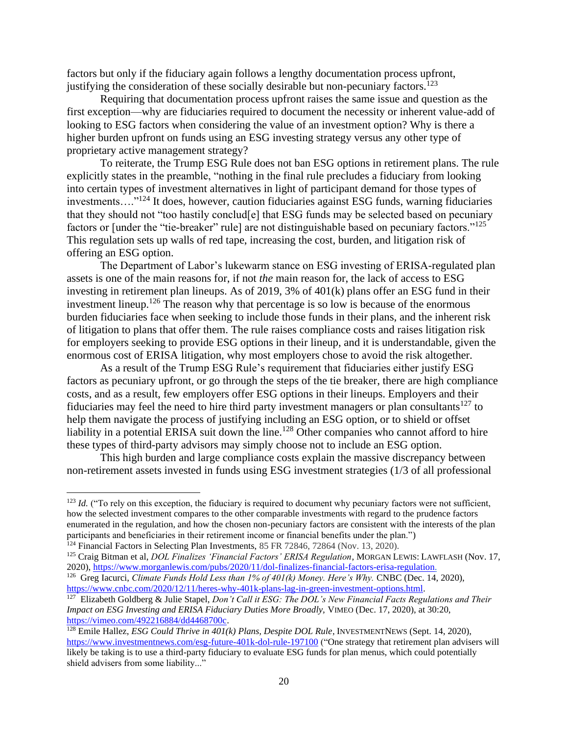factors but only if the fiduciary again follows a lengthy documentation process upfront, justifying the consideration of these socially desirable but non-pecuniary factors.[123]

Requiring that documentation process upfront raises the same issue and question as the first exception—why are fiduciaries required to document the necessity or inherent value-add of looking to ESG factors when considering the value of an investment option? Why is there a higher burden upfront on funds using an ESG investing strategy versus any other type of proprietary active management strategy?

To reiterate, the Trump ESG Rule does not ban ESG options in retirement plans. The rule explicitly states in the preamble, "nothing in the final rule precludes a fiduciary from looking into certain types of investment alternatives in light of participant demand for those types of investments…."[124] It does, however, caution fiduciaries against ESG funds, warning fiduciaries that they should not "too hastily conclud[e] that ESG funds may be selected based on pecuniary factors or [under the "tie-breaker" rule] are not distinguishable based on pecuniary factors."[125] This regulation sets up walls of red tape, increasing the cost, burden, and litigation risk of offering an ESG option.

The Department of Labor's lukewarm stance on ESG investing of ERISA-regulated plan assets is one of the main reasons for, if not *the* main reason for, the lack of access to ESG investing in retirement plan lineups. As of 2019, 3% of 401(k) plans offer an ESG fund in their investment lineup.[126] The reason why that percentage is so low is because of the enormous burden fiduciaries face when seeking to include those funds in their plans, and the inherent risk of litigation to plans that offer them. The rule raises compliance costs and raises litigation risk for employers seeking to provide ESG options in their lineup, and it is understandable, given the enormous cost of ERISA litigation, why most employers chose to avoid the risk altogether.

As a result of the Trump ESG Rule's requirement that fiduciaries either justify ESG factors as pecuniary upfront, or go through the steps of the tie breaker, there are high compliance costs, and as a result, few employers offer ESG options in their lineups. Employers and their fiduciaries may feel the need to hire third party investment managers or plan consultants[127] to help them navigate the process of justifying including an ESG option, or to shield or offset liability in a potential ERISA suit down the line.[128] Other companies who cannot afford to hire these types of third-party advisors may simply choose not to include an ESG option.

This high burden and large compliance costs explain the massive discrepancy between non-retirement assets invested in funds using ESG investment strategies (1/3 of all professional

---

[123] *Id.* ("To rely on this exception, the fiduciary is required to document why pecuniary factors were not sufficient, how the selected investment compares to the other comparable investments with regard to the prudence factors enumerated in the regulation, and how the chosen non-pecuniary factors are consistent with the interests of the plan participants and beneficiaries in their retirement income or financial benefits under the plan.")

[124] Financial Factors in Selecting Plan Investments, 85 FR 72846, 72864 (Nov. 13, 2020).

[125] Craig Bitman et al, *DOL Finalizes 'Financial Factors' ERISA Regulation*, MORGAN LEWIS: LAWFLASH (Nov. 17, 2020), https://www.morganlewis.com/pubs/2020/11/dol-finalizes-financial-factors-erisa-regulation.

[126] Greg Iacurci, *Climate Funds Hold Less than 1% of 401(k) Money. Here's Why.* CNBC (Dec. 14, 2020), https://www.cnbc.com/2020/12/11/heres-why-401k-plans-lag-in-green-investment-options.html.

[127] Elizabeth Goldberg & Julie Stapel, *Don't Call it ESG: The DOL's New Financial Facts Regulations and Their Impact on ESG Investing and ERISA Fiduciary Duties More Broadly,* VIMEO (Dec. 17, 2020), at 30:20, https://vimeo.com/492216884/dd4468700c.

[128] Emile Hallez, *ESG Could Thrive in 401(k) Plans, Despite DOL Rule*, INVESTMENTNEWS (Sept. 14, 2020), https://www.investmentnews.com/esg-future-401k-dol-rule-197100 ("One strategy that retirement plan advisers will likely be taking is to use a third-party fiduciary to evaluate ESG funds for plan menus, which could potentially shield advisers from some liability..."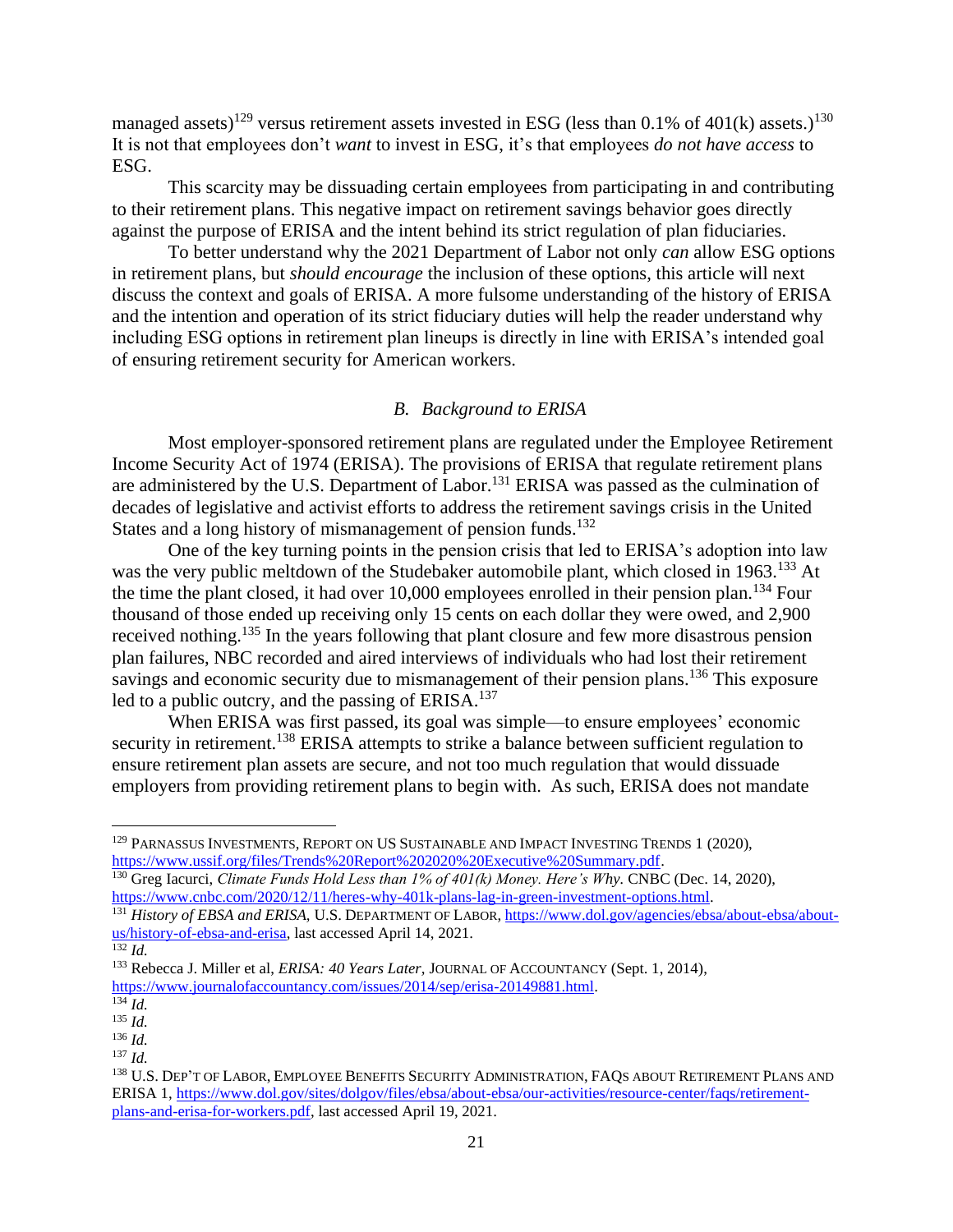managed assets)[129] versus retirement assets invested in ESG (less than 0.1% of 401(k) assets.)[130] It is not that employees don't *want* to invest in ESG, it's that employees *do not have access* to ESG.

This scarcity may be dissuading certain employees from participating in and contributing to their retirement plans. This negative impact on retirement savings behavior goes directly against the purpose of ERISA and the intent behind its strict regulation of plan fiduciaries.

To better understand why the 2021 Department of Labor not only *can* allow ESG options in retirement plans, but *should encourage* the inclusion of these options, this article will next discuss the context and goals of ERISA. A more fulsome understanding of the history of ERISA and the intention and operation of its strict fiduciary duties will help the reader understand why including ESG options in retirement plan lineups is directly in line with ERISA's intended goal of ensuring retirement security for American workers.

### *B. Background to ERISA*

Most employer-sponsored retirement plans are regulated under the Employee Retirement Income Security Act of 1974 (ERISA). The provisions of ERISA that regulate retirement plans are administered by the U.S. Department of Labor.[131] ERISA was passed as the culmination of decades of legislative and activist efforts to address the retirement savings crisis in the United States and a long history of mismanagement of pension funds.[132]

One of the key turning points in the pension crisis that led to ERISA's adoption into law was the very public meltdown of the Studebaker automobile plant, which closed in 1963.[133] At the time the plant closed, it had over 10,000 employees enrolled in their pension plan.[134] Four thousand of those ended up receiving only 15 cents on each dollar they were owed, and 2,900 received nothing.[135] In the years following that plant closure and few more disastrous pension plan failures, NBC recorded and aired interviews of individuals who had lost their retirement savings and economic security due to mismanagement of their pension plans.[136] This exposure led to a public outcry, and the passing of ERISA.[137]

When ERISA was first passed, its goal was simple—to ensure employees' economic security in retirement.[138] ERISA attempts to strike a balance between sufficient regulation to ensure retirement plan assets are secure, and not too much regulation that would dissuade employers from providing retirement plans to begin with. As such, ERISA does not mandate

---

[129] PARNASSUS INVESTMENTS, REPORT ON US SUSTAINABLE AND IMPACT INVESTING TRENDS 1 (2020), https://www.ussif.org/files/Trends%20Report%202020%20Executive%20Summary.pdf.

[130] Greg Iacurci, *Climate Funds Hold Less than 1% of 401(k) Money. Here's Why*. CNBC (Dec. 14, 2020), https://www.cnbc.com/2020/12/11/heres-why-401k-plans-lag-in-green-investment-options.html.

[131] *History of EBSA and ERISA*, U.S. DEPARTMENT OF LABOR, https://www.dol.gov/agencies/ebsa/about-ebsa/about-us/history-of-ebsa-and-erisa, last accessed April 14, 2021.

[132] *Id.*

[133] Rebecca J. Miller et al, *ERISA: 40 Years Later*, JOURNAL OF ACCOUNTANCY (Sept. 1, 2014), https://www.journalofaccountancy.com/issues/2014/sep/erisa-20149881.html.

[134] *Id.*

[135] *Id.*

[136] *Id.*

[137] *Id.*

[138] U.S. DEP'T OF LABOR, EMPLOYEE BENEFITS SECURITY ADMINISTRATION, FAQS ABOUT RETIREMENT PLANS AND ERISA 1, https://www.dol.gov/sites/dolgov/files/ebsa/about-ebsa/our-activities/resource-center/faqs/retirement-plans-and-erisa-for-workers.pdf, last accessed April 19, 2021.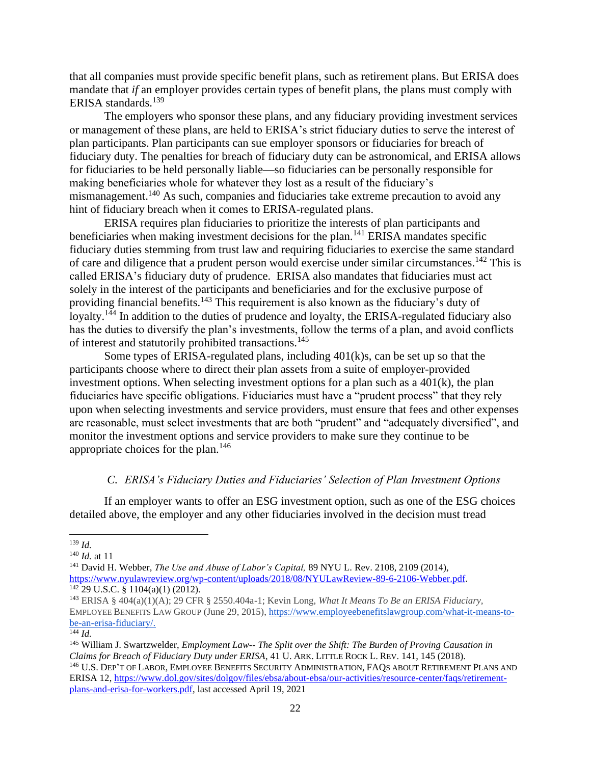that all companies must provide specific benefit plans, such as retirement plans. But ERISA does mandate that *if* an employer provides certain types of benefit plans, the plans must comply with ERISA standards.[139]

The employers who sponsor these plans, and any fiduciary providing investment services or management of these plans, are held to ERISA's strict fiduciary duties to serve the interest of plan participants. Plan participants can sue employer sponsors or fiduciaries for breach of fiduciary duty. The penalties for breach of fiduciary duty can be astronomical, and ERISA allows for fiduciaries to be held personally liable—so fiduciaries can be personally responsible for making beneficiaries whole for whatever they lost as a result of the fiduciary's mismanagement.[140] As such, companies and fiduciaries take extreme precaution to avoid any hint of fiduciary breach when it comes to ERISA-regulated plans.

ERISA requires plan fiduciaries to prioritize the interests of plan participants and beneficiaries when making investment decisions for the plan.[141] ERISA mandates specific fiduciary duties stemming from trust law and requiring fiduciaries to exercise the same standard of care and diligence that a prudent person would exercise under similar circumstances.[142] This is called ERISA's fiduciary duty of prudence. ERISA also mandates that fiduciaries must act solely in the interest of the participants and beneficiaries and for the exclusive purpose of providing financial benefits.[143] This requirement is also known as the fiduciary's duty of loyalty.[144] In addition to the duties of prudence and loyalty, the ERISA-regulated fiduciary also has the duties to diversify the plan's investments, follow the terms of a plan, and avoid conflicts of interest and statutorily prohibited transactions.[145]

Some types of ERISA-regulated plans, including 401(k)s, can be set up so that the participants choose where to direct their plan assets from a suite of employer-provided investment options. When selecting investment options for a plan such as a 401(k), the plan fiduciaries have specific obligations. Fiduciaries must have a "prudent process" that they rely upon when selecting investments and service providers, must ensure that fees and other expenses are reasonable, must select investments that are both "prudent" and "adequately diversified", and monitor the investment options and service providers to make sure they continue to be appropriate choices for the plan.[146]

### *C. ERISA's Fiduciary Duties and Fiduciaries' Selection of Plan Investment Options*

If an employer wants to offer an ESG investment option, such as one of the ESG choices detailed above, the employer and any other fiduciaries involved in the decision must tread

---

[139] *Id.*

[140] *Id.* at 11

[141] David H. Webber, *The Use and Abuse of Labor's Capital,* 89 NYU L. Rev. 2108, 2109 (2014), https://www.nyulawreview.org/wp-content/uploads/2018/08/NYULawReview-89-6-2106-Webber.pdf.

[142] 29 U.S.C. § 1104(a)(1) (2012).

[143] ERISA § 404(a)(1)(A); 29 CFR § 2550.404a-1; Kevin Long, *What It Means To Be an ERISA Fiduciary,* EMPLOYEE BENEFITS LAW GROUP (June 29, 2015), https://www.employeebenefitslawgroup.com/what-it-means-to-be-an-erisa-fiduciary/.

[144] *Id.*

[145] William J. Swartzwelder, *Employment Law-- The Split over the Shift: The Burden of Proving Causation in Claims for Breach of Fiduciary Duty under ERISA*, 41 U. ARK. LITTLE ROCK L. REV. 141, 145 (2018).

[146] U.S. DEP'T OF LABOR, EMPLOYEE BENEFITS SECURITY ADMINISTRATION, FAQS ABOUT RETIREMENT PLANS AND ERISA 12, https://www.dol.gov/sites/dolgov/files/ebsa/about-ebsa/our-activities/resource-center/faqs/retirement-plans-and-erisa-for-workers.pdf, last accessed April 19, 2021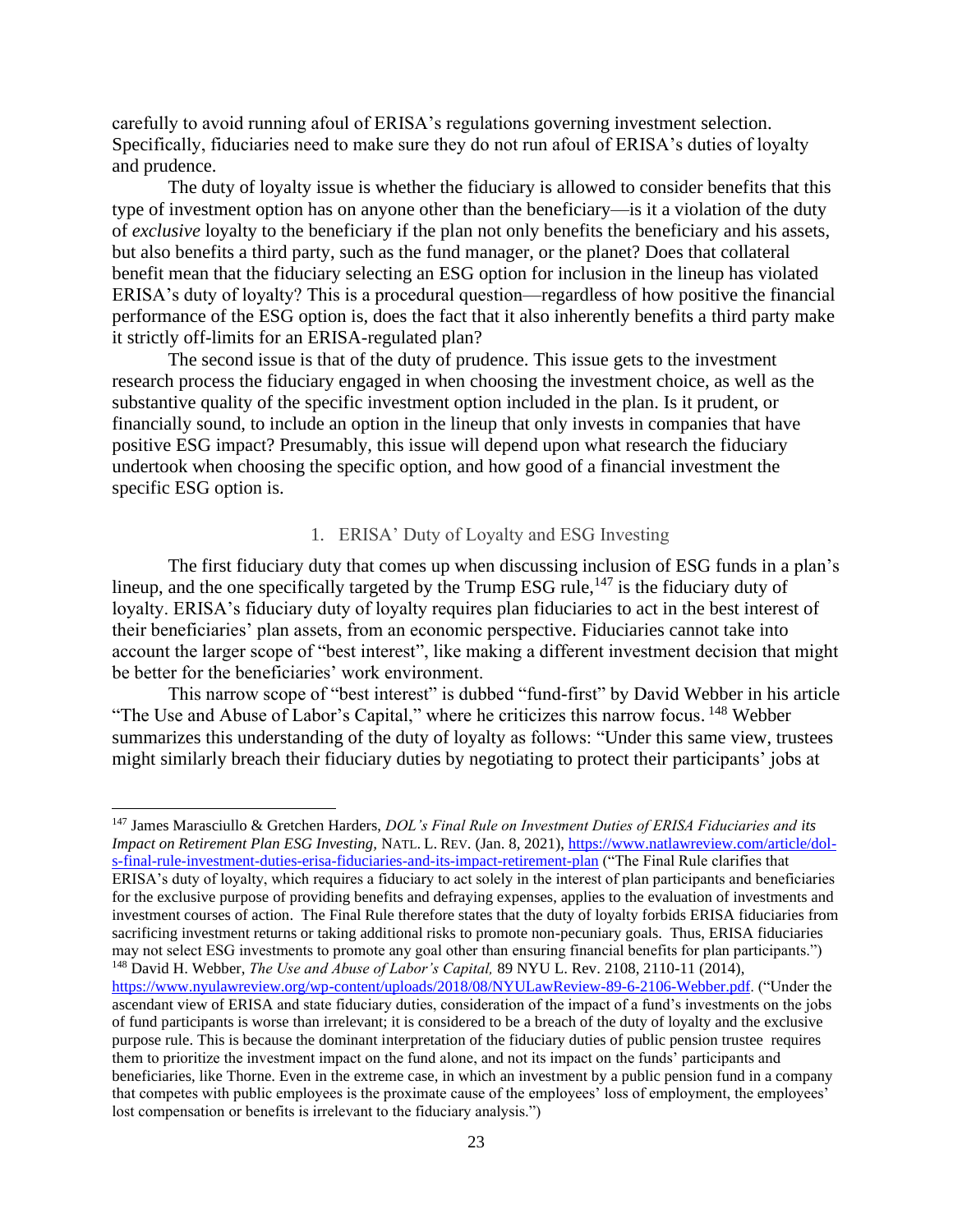carefully to avoid running afoul of ERISA's regulations governing investment selection. Specifically, fiduciaries need to make sure they do not run afoul of ERISA's duties of loyalty and prudence.

The duty of loyalty issue is whether the fiduciary is allowed to consider benefits that this type of investment option has on anyone other than the beneficiary—is it a violation of the duty of *exclusive* loyalty to the beneficiary if the plan not only benefits the beneficiary and his assets, but also benefits a third party, such as the fund manager, or the planet? Does that collateral benefit mean that the fiduciary selecting an ESG option for inclusion in the lineup has violated ERISA's duty of loyalty? This is a procedural question—regardless of how positive the financial performance of the ESG option is, does the fact that it also inherently benefits a third party make it strictly off-limits for an ERISA-regulated plan?

The second issue is that of the duty of prudence. This issue gets to the investment research process the fiduciary engaged in when choosing the investment choice, as well as the substantive quality of the specific investment option included in the plan. Is it prudent, or financially sound, to include an option in the lineup that only invests in companies that have positive ESG impact? Presumably, this issue will depend upon what research the fiduciary undertook when choosing the specific option, and how good of a financial investment the specific ESG option is.

### 1. ERISA' Duty of Loyalty and ESG Investing

The first fiduciary duty that comes up when discussing inclusion of ESG funds in a plan's lineup, and the one specifically targeted by the Trump ESG rule,[147] is the fiduciary duty of loyalty. ERISA's fiduciary duty of loyalty requires plan fiduciaries to act in the best interest of their beneficiaries' plan assets, from an economic perspective. Fiduciaries cannot take into account the larger scope of "best interest", like making a different investment decision that might be better for the beneficiaries' work environment.

This narrow scope of "best interest" is dubbed "fund-first" by David Webber in his article "The Use and Abuse of Labor's Capital," where he criticizes this narrow focus. [148] Webber summarizes this understanding of the duty of loyalty as follows: "Under this same view, trustees might similarly breach their fiduciary duties by negotiating to protect their participants' jobs at

---

[147] James Marasciullo & Gretchen Harders, *DOL's Final Rule on Investment Duties of ERISA Fiduciaries and its Impact on Retirement Plan ESG Investing,* NATL. L. REV. (Jan. 8, 2021), https://www.natlawreview.com/article/dol-s-final-rule-investment-duties-erisa-fiduciaries-and-its-impact-retirement-plan ("The Final Rule clarifies that ERISA's duty of loyalty, which requires a fiduciary to act solely in the interest of plan participants and beneficiaries for the exclusive purpose of providing benefits and defraying expenses, applies to the evaluation of investments and investment courses of action. The Final Rule therefore states that the duty of loyalty forbids ERISA fiduciaries from sacrificing investment returns or taking additional risks to promote non-pecuniary goals. Thus, ERISA fiduciaries may not select ESG investments to promote any goal other than ensuring financial benefits for plan participants.")

[148] David H. Webber, *The Use and Abuse of Labor's Capital,* 89 NYU L. Rev. 2108, 2110-11 (2014), https://www.nyulawreview.org/wp-content/uploads/2018/08/NYULawReview-89-6-2106-Webber.pdf. ("Under the ascendant view of ERISA and state fiduciary duties, consideration of the impact of a fund's investments on the jobs of fund participants is worse than irrelevant; it is considered to be a breach of the duty of loyalty and the exclusive purpose rule. This is because the dominant interpretation of the fiduciary duties of public pension trustee requires them to prioritize the investment impact on the fund alone, and not its impact on the funds' participants and beneficiaries, like Thorne. Even in the extreme case, in which an investment by a public pension fund in a company that competes with public employees is the proximate cause of the employees' loss of employment, the employees' lost compensation or benefits is irrelevant to the fiduciary analysis.")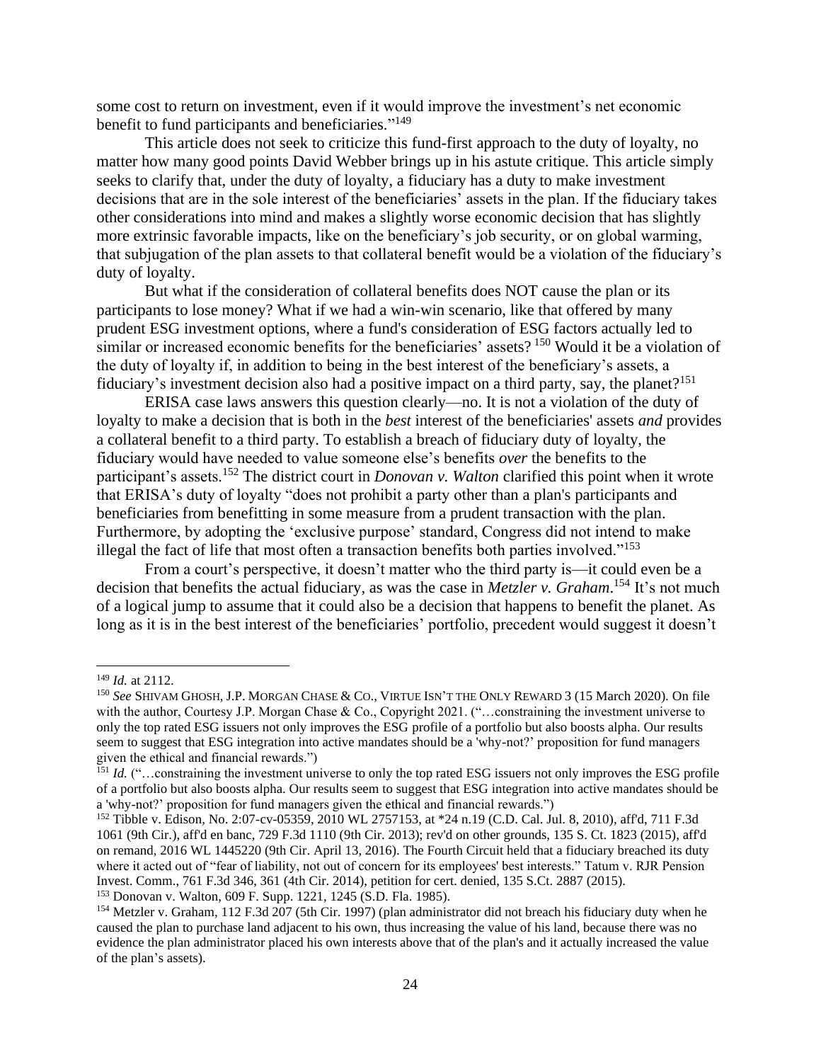some cost to return on investment, even if it would improve the investment's net economic benefit to fund participants and beneficiaries."[149]

This article does not seek to criticize this fund-first approach to the duty of loyalty, no matter how many good points David Webber brings up in his astute critique. This article simply seeks to clarify that, under the duty of loyalty, a fiduciary has a duty to make investment decisions that are in the sole interest of the beneficiaries' assets in the plan. If the fiduciary takes other considerations into mind and makes a slightly worse economic decision that has slightly more extrinsic favorable impacts, like on the beneficiary's job security, or on global warming, that subjugation of the plan assets to that collateral benefit would be a violation of the fiduciary's duty of loyalty.

But what if the consideration of collateral benefits does NOT cause the plan or its participants to lose money? What if we had a win-win scenario, like that offered by many prudent ESG investment options, where a fund's consideration of ESG factors actually led to similar or increased economic benefits for the beneficiaries' assets? [150] Would it be a violation of the duty of loyalty if, in addition to being in the best interest of the beneficiary's assets, a fiduciary's investment decision also had a positive impact on a third party, say, the planet?[151]

ERISA case laws answers this question clearly—no. It is not a violation of the duty of loyalty to make a decision that is both in the *best* interest of the beneficiaries' assets *and* provides a collateral benefit to a third party. To establish a breach of fiduciary duty of loyalty, the fiduciary would have needed to value someone else's benefits *over* the benefits to the participant's assets.[152] The district court in *Donovan v. Walton* clarified this point when it wrote that ERISA's duty of loyalty "does not prohibit a party other than a plan's participants and beneficiaries from benefitting in some measure from a prudent transaction with the plan. Furthermore, by adopting the 'exclusive purpose' standard, Congress did not intend to make illegal the fact of life that most often a transaction benefits both parties involved."[153]

From a court's perspective, it doesn't matter who the third party is—it could even be a decision that benefits the actual fiduciary, as was the case in *Metzler v. Graham*.[154] It's not much of a logical jump to assume that it could also be a decision that happens to benefit the planet. As long as it is in the best interest of the beneficiaries' portfolio, precedent would suggest it doesn't

---

[149] *Id.* at 2112.

[150] *See* SHIVAM GHOSH, J.P. MORGAN CHASE & CO., VIRTUE ISN'T THE ONLY REWARD 3 (15 March 2020). On file with the author, Courtesy J.P. Morgan Chase & Co., Copyright 2021. ("…constraining the investment universe to only the top rated ESG issuers not only improves the ESG profile of a portfolio but also boosts alpha. Our results seem to suggest that ESG integration into active mandates should be a 'why-not?' proposition for fund managers given the ethical and financial rewards.")

[151] *Id.* ("…constraining the investment universe to only the top rated ESG issuers not only improves the ESG profile of a portfolio but also boosts alpha. Our results seem to suggest that ESG integration into active mandates should be a 'why-not?' proposition for fund managers given the ethical and financial rewards.")

[152] Tibble v. Edison, No. 2:07-cv-05359, 2010 WL 2757153, at *24 n.19 (C.D. Cal. Jul. 8, 2010), aff'd, 711 F.3d 1061 (9th Cir.), aff'd en banc, 729 F.3d 1110 (9th Cir. 2013); rev'd on other grounds, 135 S. Ct. 1823 (2015), aff'd on remand, 2016 WL 1445220 (9th Cir. April 13, 2016). The Fourth Circuit held that a fiduciary breached its duty where it acted out of "fear of liability, not out of concern for its employees' best interests." Tatum v. RJR Pension Invest. Comm., 761 F.3d 346, 361 (4th Cir. 2014), petition for cert. denied, 135 S.Ct. 2887 (2015).

[153] Donovan v. Walton, 609 F. Supp. 1221, 1245 (S.D. Fla. 1985).

[154] Metzler v. Graham, 112 F.3d 207 (5th Cir. 1997) (plan administrator did not breach his fiduciary duty when he caused the plan to purchase land adjacent to his own, thus increasing the value of his land, because there was no evidence the plan administrator placed his own interests above that of the plan's and it actually increased the value of the plan's assets).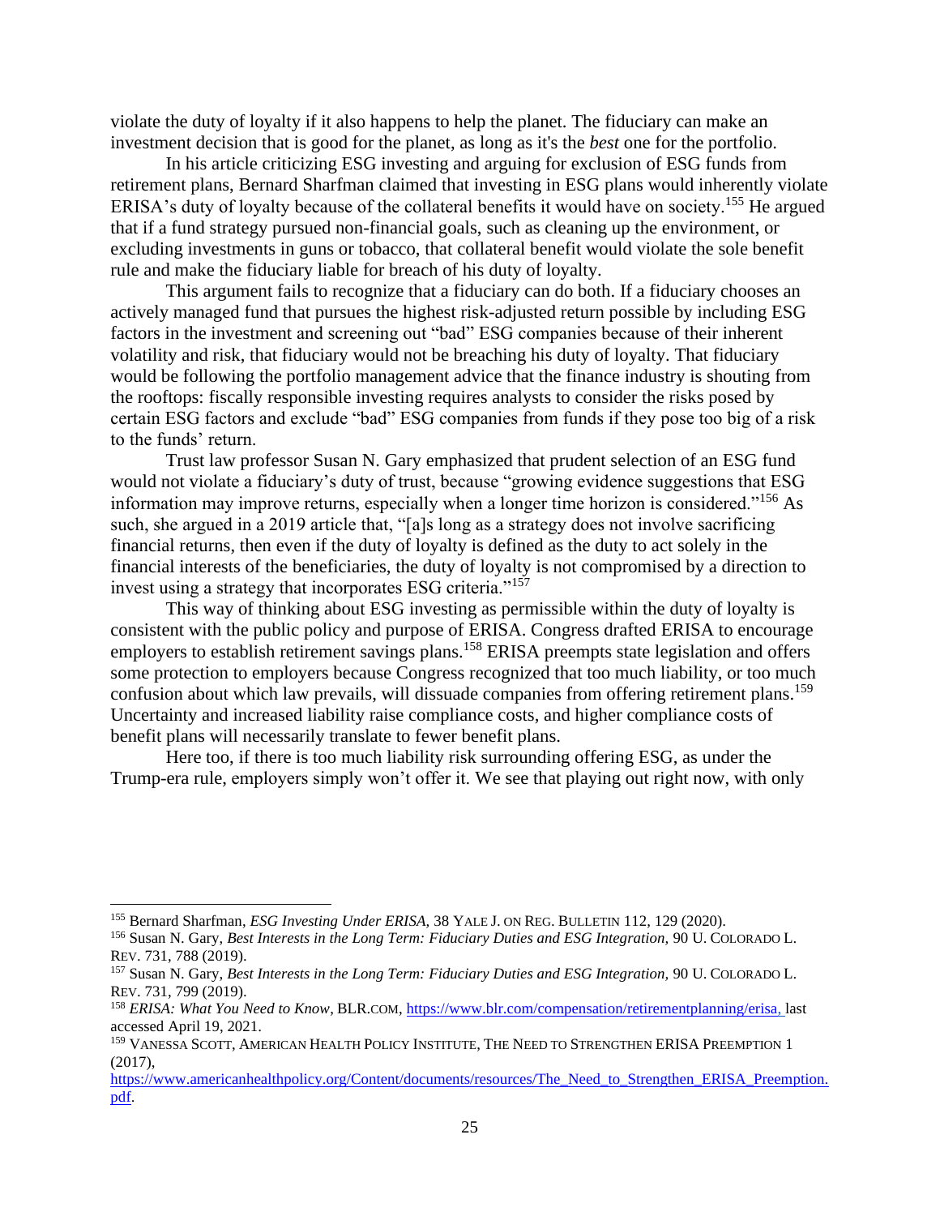violate the duty of loyalty if it also happens to help the planet. The fiduciary can make an investment decision that is good for the planet, as long as it's the *best* one for the portfolio.

In his article criticizing ESG investing and arguing for exclusion of ESG funds from retirement plans, Bernard Sharfman claimed that investing in ESG plans would inherently violate ERISA's duty of loyalty because of the collateral benefits it would have on society.[155] He argued that if a fund strategy pursued non-financial goals, such as cleaning up the environment, or excluding investments in guns or tobacco, that collateral benefit would violate the sole benefit rule and make the fiduciary liable for breach of his duty of loyalty.

This argument fails to recognize that a fiduciary can do both. If a fiduciary chooses an actively managed fund that pursues the highest risk-adjusted return possible by including ESG factors in the investment and screening out "bad" ESG companies because of their inherent volatility and risk, that fiduciary would not be breaching his duty of loyalty. That fiduciary would be following the portfolio management advice that the finance industry is shouting from the rooftops: fiscally responsible investing requires analysts to consider the risks posed by certain ESG factors and exclude "bad" ESG companies from funds if they pose too big of a risk to the funds' return.

Trust law professor Susan N. Gary emphasized that prudent selection of an ESG fund would not violate a fiduciary's duty of trust, because "growing evidence suggestions that ESG information may improve returns, especially when a longer time horizon is considered."[156] As such, she argued in a 2019 article that, "[a]s long as a strategy does not involve sacrificing financial returns, then even if the duty of loyalty is defined as the duty to act solely in the financial interests of the beneficiaries, the duty of loyalty is not compromised by a direction to invest using a strategy that incorporates ESG criteria."[157]

This way of thinking about ESG investing as permissible within the duty of loyalty is consistent with the public policy and purpose of ERISA. Congress drafted ERISA to encourage employers to establish retirement savings plans.[158] ERISA preempts state legislation and offers some protection to employers because Congress recognized that too much liability, or too much confusion about which law prevails, will dissuade companies from offering retirement plans.[159] Uncertainty and increased liability raise compliance costs, and higher compliance costs of benefit plans will necessarily translate to fewer benefit plans.

Here too, if there is too much liability risk surrounding offering ESG, as under the Trump-era rule, employers simply won't offer it. We see that playing out right now, with only

---

[155] Bernard Sharfman, *ESG Investing Under ERISA*, 38 YALE J. ON REG. BULLETIN 112, 129 (2020).

[156] Susan N. Gary, *Best Interests in the Long Term: Fiduciary Duties and ESG Integration*, 90 U. COLORADO L. REV. 731, 788 (2019).

[157] Susan N. Gary, *Best Interests in the Long Term: Fiduciary Duties and ESG Integration*, 90 U. COLORADO L. REV. 731, 799 (2019).

[158] *ERISA: What You Need to Know*, BLR.COM, https://www.blr.com/compensation/retirementplanning/erisa, last accessed April 19, 2021.

[159] VANESSA SCOTT, AMERICAN HEALTH POLICY INSTITUTE, THE NEED TO STRENGTHEN ERISA PREEMPTION 1 (2017), https://www.americanhealthpolicy.org/Content/documents/resources/The_Need_to_Strengthen_ERISA_Preemption.pdf.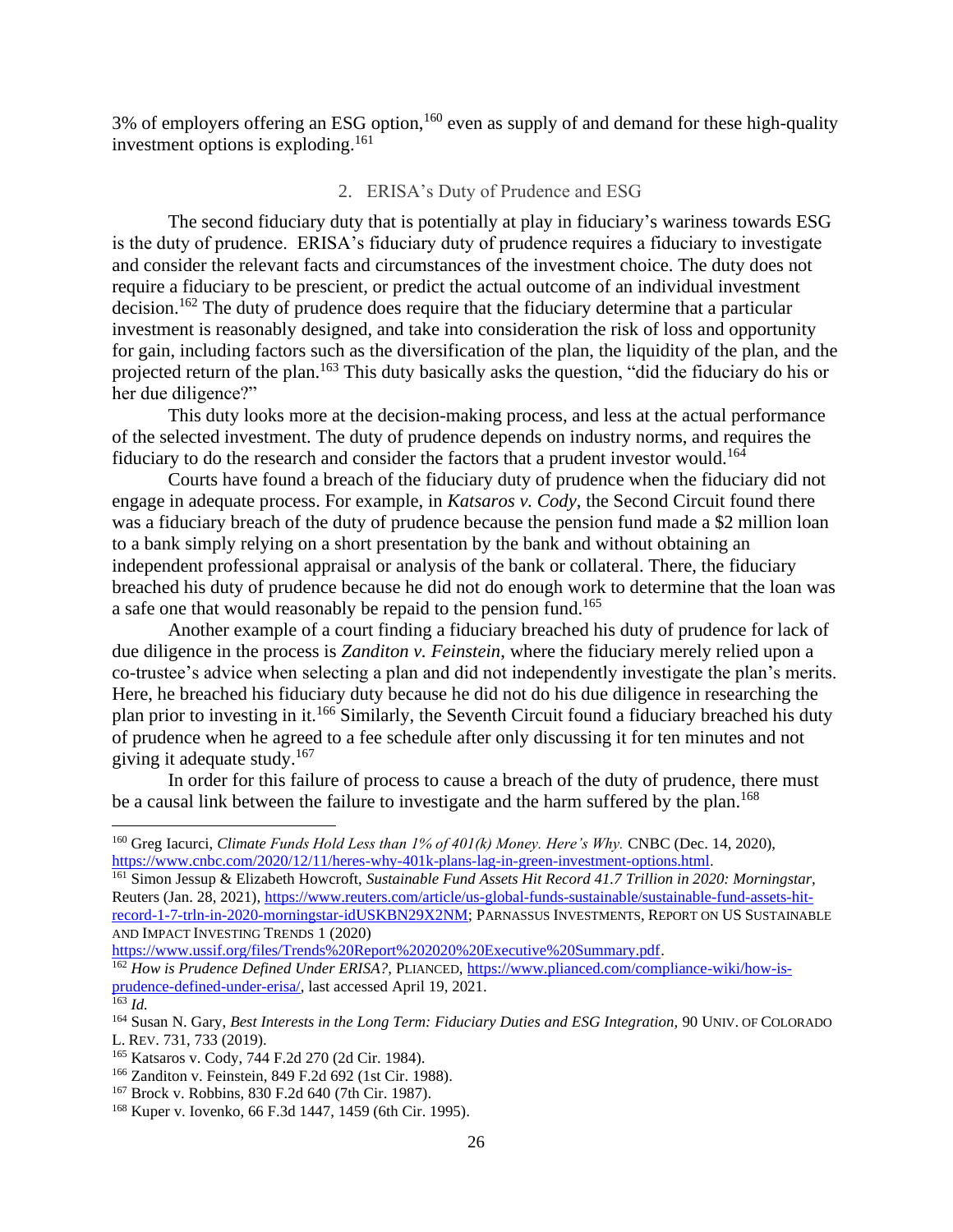3% of employers offering an ESG option,[160] even as supply of and demand for these high-quality investment options is exploding.[161]

### 2. ERISA's Duty of Prudence and ESG

The second fiduciary duty that is potentially at play in fiduciary's wariness towards ESG is the duty of prudence. ERISA's fiduciary duty of prudence requires a fiduciary to investigate and consider the relevant facts and circumstances of the investment choice. The duty does not require a fiduciary to be prescient, or predict the actual outcome of an individual investment decision.[162] The duty of prudence does require that the fiduciary determine that a particular investment is reasonably designed, and take into consideration the risk of loss and opportunity for gain, including factors such as the diversification of the plan, the liquidity of the plan, and the projected return of the plan.[163] This duty basically asks the question, "did the fiduciary do his or her due diligence?"

This duty looks more at the decision-making process, and less at the actual performance of the selected investment. The duty of prudence depends on industry norms, and requires the fiduciary to do the research and consider the factors that a prudent investor would.[164]

Courts have found a breach of the fiduciary duty of prudence when the fiduciary did not engage in adequate process. For example, in *Katsaros v. Cody*, the Second Circuit found there was a fiduciary breach of the duty of prudence because the pension fund made a $2 million loan to a bank simply relying on a short presentation by the bank and without obtaining an independent professional appraisal or analysis of the bank or collateral. There, the fiduciary breached his duty of prudence because he did not do enough work to determine that the loan was a safe one that would reasonably be repaid to the pension fund.[165]

Another example of a court finding a fiduciary breached his duty of prudence for lack of due diligence in the process is *Zanditon v. Feinstein*, where the fiduciary merely relied upon a co-trustee's advice when selecting a plan and did not independently investigate the plan's merits. Here, he breached his fiduciary duty because he did not do his due diligence in researching the plan prior to investing in it.[166] Similarly, the Seventh Circuit found a fiduciary breached his duty of prudence when he agreed to a fee schedule after only discussing it for ten minutes and not giving it adequate study.[167]

In order for this failure of process to cause a breach of the duty of prudence, there must be a causal link between the failure to investigate and the harm suffered by the plan.[168]

---

[160] Greg Iacurci, *Climate Funds Hold Less than 1% of 401(k) Money. Here's Why.* CNBC (Dec. 14, 2020), https://www.cnbc.com/2020/12/11/heres-why-401k-plans-lag-in-green-investment-options.html.

[161] Simon Jessup & Elizabeth Howcroft, *Sustainable Fund Assets Hit Record 41.7 Trillion in 2020: Morningstar,* Reuters (Jan. 28, 2021), https://www.reuters.com/article/us-global-funds-sustainable/sustainable-fund-assets-hit-record-1-7-trln-in-2020-morningstar-idUSKBN29X2NM; PARNASSUS INVESTMENTS, REPORT ON US SUSTAINABLE AND IMPACT INVESTING TRENDS 1 (2020) https://www.ussif.org/files/Trends%20Report%202020%20Executive%20Summary.pdf.

[162] *How is Prudence Defined Under ERISA?*, PLIANCED, https://www.plianced.com/compliance-wiki/how-is-prudence-defined-under-erisa/, last accessed April 19, 2021.

[163] *Id.*

[164] Susan N. Gary, *Best Interests in the Long Term: Fiduciary Duties and ESG Integration,* 90 UNIV. OF COLORADO L. REV. 731, 733 (2019).

[165] Katsaros v. Cody, 744 F.2d 270 (2d Cir. 1984).

[166] Zanditon v. Feinstein, 849 F.2d 692 (1st Cir. 1988).

[167] Brock v. Robbins, 830 F.2d 640 (7th Cir. 1987).

[168] Kuper v. Iovenko, 66 F.3d 1447, 1459 (6th Cir. 1995).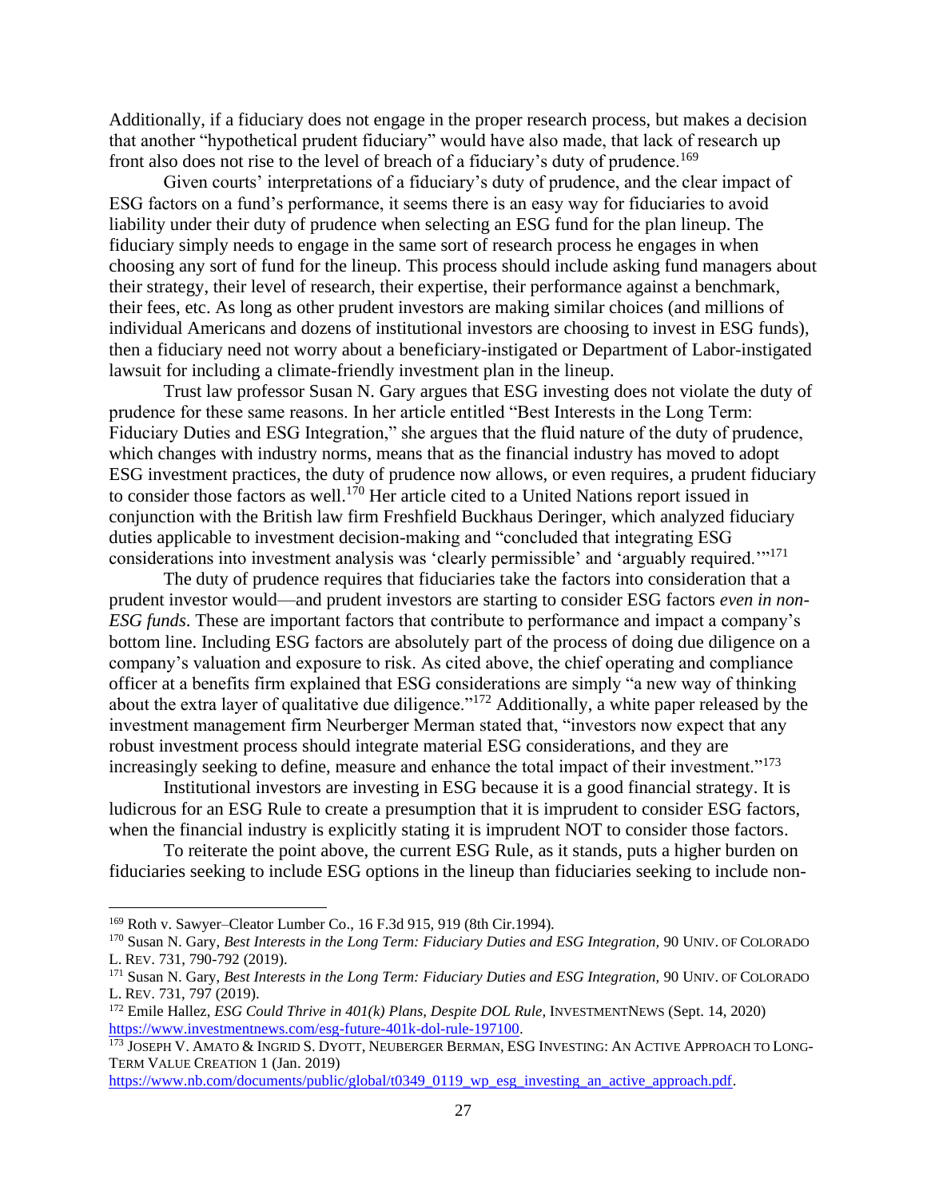Additionally, if a fiduciary does not engage in the proper research process, but makes a decision that another "hypothetical prudent fiduciary" would have also made, that lack of research up front also does not rise to the level of breach of a fiduciary's duty of prudence.[169]

Given courts' interpretations of a fiduciary's duty of prudence, and the clear impact of ESG factors on a fund's performance, it seems there is an easy way for fiduciaries to avoid liability under their duty of prudence when selecting an ESG fund for the plan lineup. The fiduciary simply needs to engage in the same sort of research process he engages in when choosing any sort of fund for the lineup. This process should include asking fund managers about their strategy, their level of research, their expertise, their performance against a benchmark, their fees, etc. As long as other prudent investors are making similar choices (and millions of individual Americans and dozens of institutional investors are choosing to invest in ESG funds), then a fiduciary need not worry about a beneficiary-instigated or Department of Labor-instigated lawsuit for including a climate-friendly investment plan in the lineup.

Trust law professor Susan N. Gary argues that ESG investing does not violate the duty of prudence for these same reasons. In her article entitled "Best Interests in the Long Term: Fiduciary Duties and ESG Integration," she argues that the fluid nature of the duty of prudence, which changes with industry norms, means that as the financial industry has moved to adopt ESG investment practices, the duty of prudence now allows, or even requires, a prudent fiduciary to consider those factors as well.[170] Her article cited to a United Nations report issued in conjunction with the British law firm Freshfield Buckhaus Deringer, which analyzed fiduciary duties applicable to investment decision-making and "concluded that integrating ESG considerations into investment analysis was 'clearly permissible' and 'arguably required.'"[171]

The duty of prudence requires that fiduciaries take the factors into consideration that a prudent investor would—and prudent investors are starting to consider ESG factors *even in non-ESG funds*. These are important factors that contribute to performance and impact a company's bottom line. Including ESG factors are absolutely part of the process of doing due diligence on a company's valuation and exposure to risk. As cited above, the chief operating and compliance officer at a benefits firm explained that ESG considerations are simply "a new way of thinking about the extra layer of qualitative due diligence."[172] Additionally, a white paper released by the investment management firm Neurberger Merman stated that, "investors now expect that any robust investment process should integrate material ESG considerations, and they are increasingly seeking to define, measure and enhance the total impact of their investment."[173]

Institutional investors are investing in ESG because it is a good financial strategy. It is ludicrous for an ESG Rule to create a presumption that it is imprudent to consider ESG factors, when the financial industry is explicitly stating it is imprudent NOT to consider those factors.

To reiterate the point above, the current ESG Rule, as it stands, puts a higher burden on fiduciaries seeking to include ESG options in the lineup than fiduciaries seeking to include non-

---

[169] Roth v. Sawyer–Cleator Lumber Co., 16 F.3d 915, 919 (8th Cir.1994).

[170] Susan N. Gary, *Best Interests in the Long Term: Fiduciary Duties and ESG Integration,* 90 UNIV. OF COLORADO L. REV. 731, 790-792 (2019).

[171] Susan N. Gary, *Best Interests in the Long Term: Fiduciary Duties and ESG Integration,* 90 UNIV. OF COLORADO L. REV. 731, 797 (2019).

[172] Emile Hallez, *ESG Could Thrive in 401(k) Plans, Despite DOL Rule,* INVESTMENTNEWS (Sept. 14, 2020) https://www.investmentnews.com/esg-future-401k-dol-rule-197100.

[173] JOSEPH V. AMATO & INGRID S. DYOTT, NEUBERGER BERMAN, ESG INVESTING: AN ACTIVE APPROACH TO LONG-TERM VALUE CREATION 1 (Jan. 2019) https://www.nb.com/documents/public/global/t0349_0119_wp_esg_investing_an_active_approach.pdf.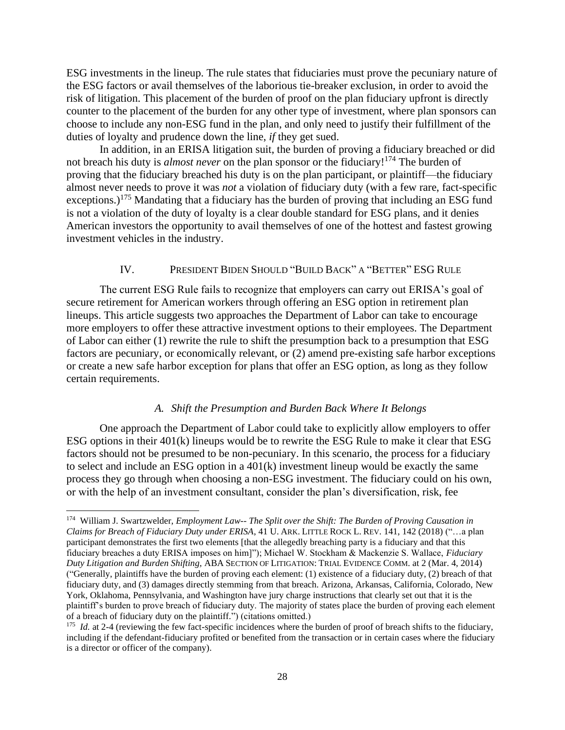ESG investments in the lineup. The rule states that fiduciaries must prove the pecuniary nature of the ESG factors or avail themselves of the laborious tie-breaker exclusion, in order to avoid the risk of litigation. This placement of the burden of proof on the plan fiduciary upfront is directly counter to the placement of the burden for any other type of investment, where plan sponsors can choose to include any non-ESG fund in the plan, and only need to justify their fulfillment of the duties of loyalty and prudence down the line, *if* they get sued.

In addition, in an ERISA litigation suit, the burden of proving a fiduciary breached or did not breach his duty is *almost never* on the plan sponsor or the fiduciary![174] The burden of proving that the fiduciary breached his duty is on the plan participant, or plaintiff—the fiduciary almost never needs to prove it was *not* a violation of fiduciary duty (with a few rare, fact-specific exceptions.)[175] Mandating that a fiduciary has the burden of proving that including an ESG fund is not a violation of the duty of loyalty is a clear double standard for ESG plans, and it denies American investors the opportunity to avail themselves of one of the hottest and fastest growing investment vehicles in the industry.

## IV. President Biden Should "Build Back" a "Better" ESG Rule

The current ESG Rule fails to recognize that employers can carry out ERISA's goal of secure retirement for American workers through offering an ESG option in retirement plan lineups. This article suggests two approaches the Department of Labor can take to encourage more employers to offer these attractive investment options to their employees. The Department of Labor can either (1) rewrite the rule to shift the presumption back to a presumption that ESG factors are pecuniary, or economically relevant, or (2) amend pre-existing safe harbor exceptions or create a new safe harbor exception for plans that offer an ESG option, as long as they follow certain requirements.

### *A. Shift the Presumption and Burden Back Where It Belongs*

One approach the Department of Labor could take to explicitly allow employers to offer ESG options in their 401(k) lineups would be to rewrite the ESG Rule to make it clear that ESG factors should not be presumed to be non-pecuniary. In this scenario, the process for a fiduciary to select and include an ESG option in a 401(k) investment lineup would be exactly the same process they go through when choosing a non-ESG investment. The fiduciary could on his own, or with the help of an investment consultant, consider the plan's diversification, risk, fee

---

[174] William J. Swartzwelder, *Employment Law-- The Split over the Shift: The Burden of Proving Causation in Claims for Breach of Fiduciary Duty under ERISA*, 41 U. Ark. Little Rock L. Rev. 141, 142 (2018) ("…a plan participant demonstrates the first two elements [that the allegedly breaching party is a fiduciary and that this fiduciary breaches a duty ERISA imposes on him]"); Michael W. Stockham & Mackenzie S. Wallace, *Fiduciary Duty Litigation and Burden Shifting*, ABA Section of Litigation: Trial Evidence Comm. at 2 (Mar. 4, 2014) ("Generally, plaintiffs have the burden of proving each element: (1) existence of a fiduciary duty, (2) breach of that fiduciary duty, and (3) damages directly stemming from that breach. Arizona, Arkansas, California, Colorado, New York, Oklahoma, Pennsylvania, and Washington have jury charge instructions that clearly set out that it is the plaintiff's burden to prove breach of fiduciary duty. The majority of states place the burden of proving each element of a breach of fiduciary duty on the plaintiff.") (citations omitted.)

[175] *Id.* at 2-4 (reviewing the few fact-specific incidences where the burden of proof of breach shifts to the fiduciary, including if the defendant-fiduciary profited or benefited from the transaction or in certain cases where the fiduciary is a director or officer of the company).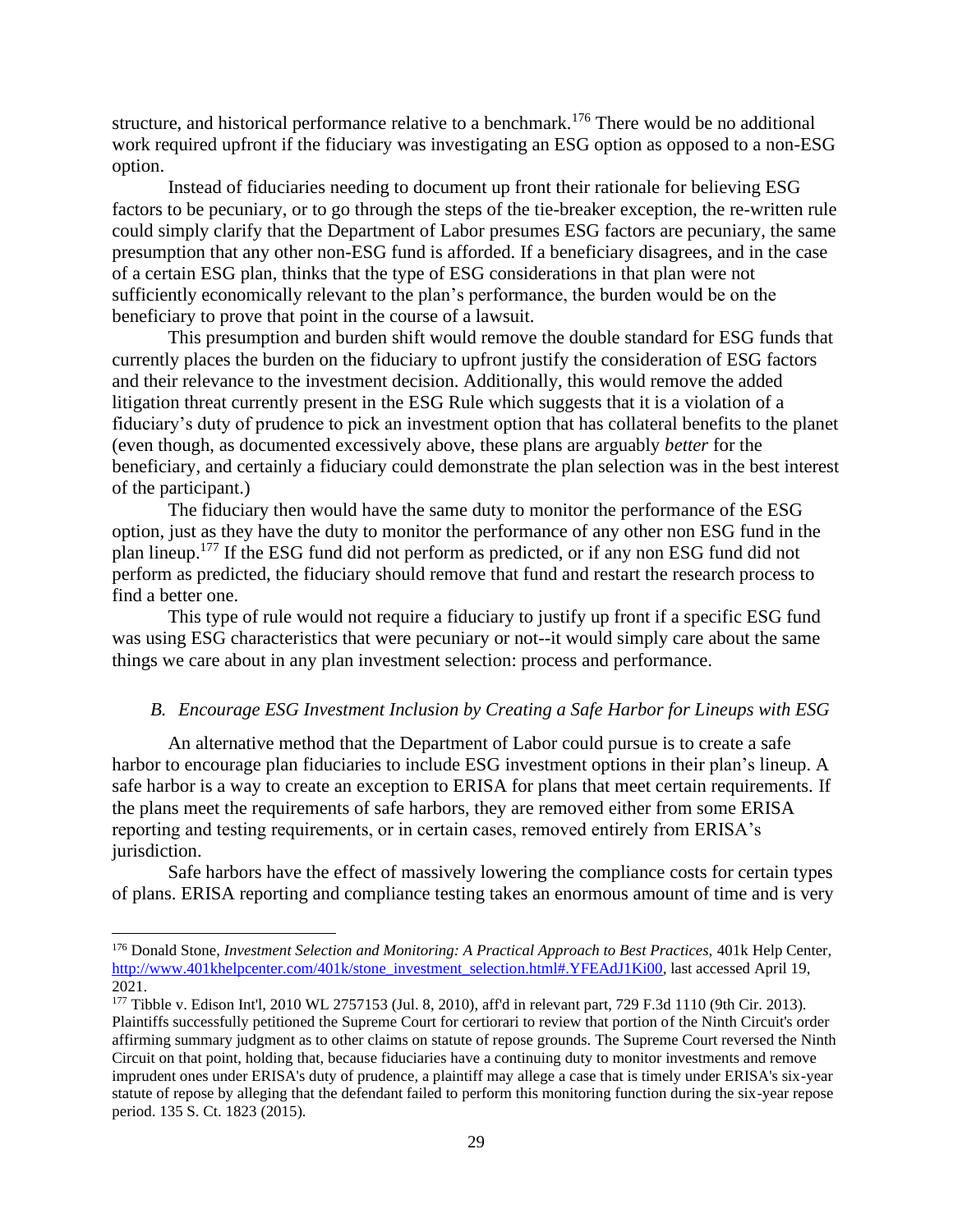structure, and historical performance relative to a benchmark.[176] There would be no additional work required upfront if the fiduciary was investigating an ESG option as opposed to a non-ESG option.

Instead of fiduciaries needing to document up front their rationale for believing ESG factors to be pecuniary, or to go through the steps of the tie-breaker exception, the re-written rule could simply clarify that the Department of Labor presumes ESG factors are pecuniary, the same presumption that any other non-ESG fund is afforded. If a beneficiary disagrees, and in the case of a certain ESG plan, thinks that the type of ESG considerations in that plan were not sufficiently economically relevant to the plan's performance, the burden would be on the beneficiary to prove that point in the course of a lawsuit.

This presumption and burden shift would remove the double standard for ESG funds that currently places the burden on the fiduciary to upfront justify the consideration of ESG factors and their relevance to the investment decision. Additionally, this would remove the added litigation threat currently present in the ESG Rule which suggests that it is a violation of a fiduciary's duty of prudence to pick an investment option that has collateral benefits to the planet (even though, as documented excessively above, these plans are arguably *better* for the beneficiary, and certainly a fiduciary could demonstrate the plan selection was in the best interest of the participant.)

The fiduciary then would have the same duty to monitor the performance of the ESG option, just as they have the duty to monitor the performance of any other non ESG fund in the plan lineup.[177] If the ESG fund did not perform as predicted, or if any non ESG fund did not perform as predicted, the fiduciary should remove that fund and restart the research process to find a better one.

This type of rule would not require a fiduciary to justify up front if a specific ESG fund was using ESG characteristics that were pecuniary or not--it would simply care about the same things we care about in any plan investment selection: process and performance.

### *B. Encourage ESG Investment Inclusion by Creating a Safe Harbor for Lineups with ESG*

An alternative method that the Department of Labor could pursue is to create a safe harbor to encourage plan fiduciaries to include ESG investment options in their plan's lineup. A safe harbor is a way to create an exception to ERISA for plans that meet certain requirements. If the plans meet the requirements of safe harbors, they are removed either from some ERISA reporting and testing requirements, or in certain cases, removed entirely from ERISA's jurisdiction.

Safe harbors have the effect of massively lowering the compliance costs for certain types of plans. ERISA reporting and compliance testing takes an enormous amount of time and is very

---

[176] Donald Stone, *Investment Selection and Monitoring: A Practical Approach to Best Practices*, 401k Help Center, http://www.401khelpcenter.com/401k/stone_investment_selection.html#.YFEAdJ1Ki00, last accessed April 19, 2021.

[177] Tibble v. Edison Int'l, 2010 WL 2757153 (Jul. 8, 2010), aff'd in relevant part, 729 F.3d 1110 (9th Cir. 2013). Plaintiffs successfully petitioned the Supreme Court for certiorari to review that portion of the Ninth Circuit's order affirming summary judgment as to other claims on statute of repose grounds. The Supreme Court reversed the Ninth Circuit on that point, holding that, because fiduciaries have a continuing duty to monitor investments and remove imprudent ones under ERISA's duty of prudence, a plaintiff may allege a case that is timely under ERISA's six-year statute of repose by alleging that the defendant failed to perform this monitoring function during the six-year repose period. 135 S. Ct. 1823 (2015).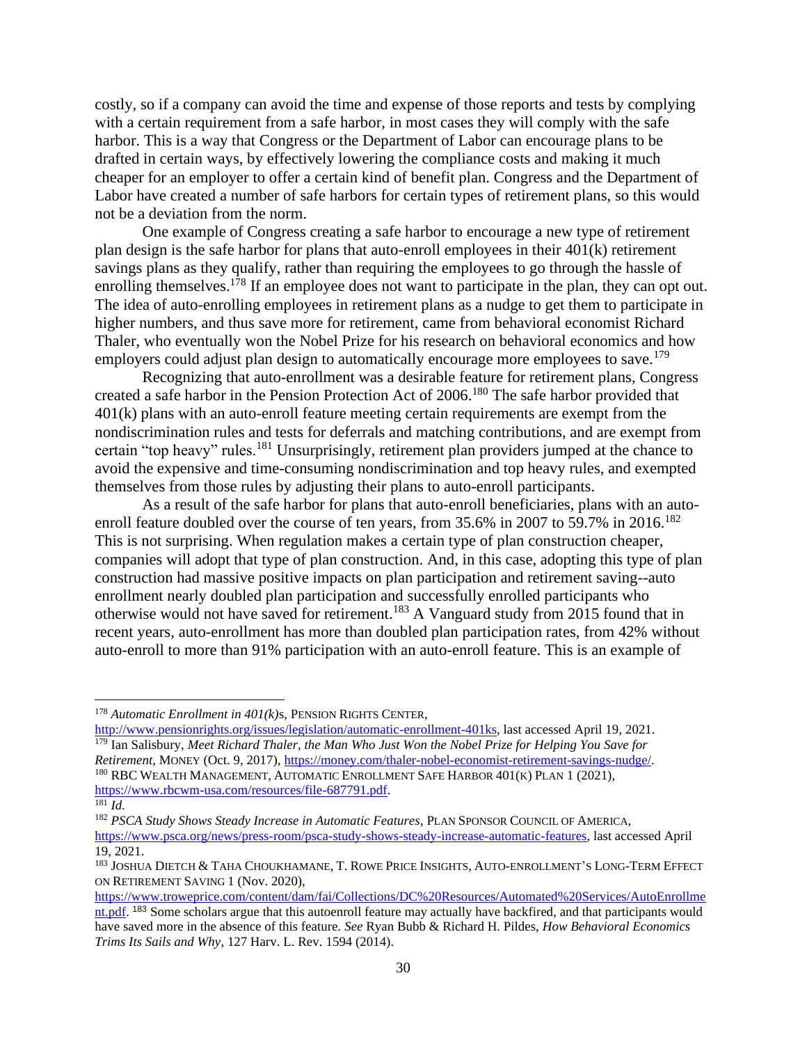costly, so if a company can avoid the time and expense of those reports and tests by complying with a certain requirement from a safe harbor, in most cases they will comply with the safe harbor. This is a way that Congress or the Department of Labor can encourage plans to be drafted in certain ways, by effectively lowering the compliance costs and making it much cheaper for an employer to offer a certain kind of benefit plan. Congress and the Department of Labor have created a number of safe harbors for certain types of retirement plans, so this would not be a deviation from the norm.

One example of Congress creating a safe harbor to encourage a new type of retirement plan design is the safe harbor for plans that auto-enroll employees in their 401(k) retirement savings plans as they qualify, rather than requiring the employees to go through the hassle of enrolling themselves.[178] If an employee does not want to participate in the plan, they can opt out. The idea of auto-enrolling employees in retirement plans as a nudge to get them to participate in higher numbers, and thus save more for retirement, came from behavioral economist Richard Thaler, who eventually won the Nobel Prize for his research on behavioral economics and how employers could adjust plan design to automatically encourage more employees to save.[179]

Recognizing that auto-enrollment was a desirable feature for retirement plans, Congress created a safe harbor in the Pension Protection Act of 2006.[180] The safe harbor provided that 401(k) plans with an auto-enroll feature meeting certain requirements are exempt from the nondiscrimination rules and tests for deferrals and matching contributions, and are exempt from certain "top heavy" rules.[181] Unsurprisingly, retirement plan providers jumped at the chance to avoid the expensive and time-consuming nondiscrimination and top heavy rules, and exempted themselves from those rules by adjusting their plans to auto-enroll participants.

As a result of the safe harbor for plans that auto-enroll beneficiaries, plans with an auto-enroll feature doubled over the course of ten years, from 35.6% in 2007 to 59.7% in 2016.[182] This is not surprising. When regulation makes a certain type of plan construction cheaper, companies will adopt that type of plan construction. And, in this case, adopting this type of plan construction had massive positive impacts on plan participation and retirement saving--auto enrollment nearly doubled plan participation and successfully enrolled participants who otherwise would not have saved for retirement.[183] A Vanguard study from 2015 found that in recent years, auto-enrollment has more than doubled plan participation rates, from 42% without auto-enroll to more than 91% participation with an auto-enroll feature. This is an example of

---

[178] *Automatic Enrollment in 401(k)s*, PENSION RIGHTS CENTER, http://www.pensionrights.org/issues/legislation/automatic-enrollment-401ks, last accessed April 19, 2021.

[179] Ian Salisbury, *Meet Richard Thaler, the Man Who Just Won the Nobel Prize for Helping You Save for Retirement,* MONEY (Oct. 9, 2017), https://money.com/thaler-nobel-economist-retirement-savings-nudge/.

[180] RBC WEALTH MANAGEMENT, AUTOMATIC ENROLLMENT SAFE HARBOR 401(K) PLAN 1 (2021), https://www.rbcwm-usa.com/resources/file-687791.pdf.

[181] *Id.*

[182] *PSCA Study Shows Steady Increase in Automatic Features*, PLAN SPONSOR COUNCIL OF AMERICA, https://www.psca.org/news/press-room/psca-study-shows-steady-increase-automatic-features, last accessed April 19, 2021.

[183] JOSHUA DIETCH & TAHA CHOUKHAMANE, T. ROWE PRICE INSIGHTS, AUTO-ENROLLMENT'S LONG-TERM EFFECT ON RETIREMENT SAVING 1 (Nov. 2020), https://www.troweprice.com/content/dam/fai/Collections/DC%20Resources/Automated%20Services/AutoEnrollment.pdf. [183] Some scholars argue that this autoenroll feature may actually have backfired, and that participants would have saved more in the absence of this feature. *See* Ryan Bubb & Richard H. Pildes, *How Behavioral Economics Trims Its Sails and Why*, 127 Harv. L. Rev. 1594 (2014).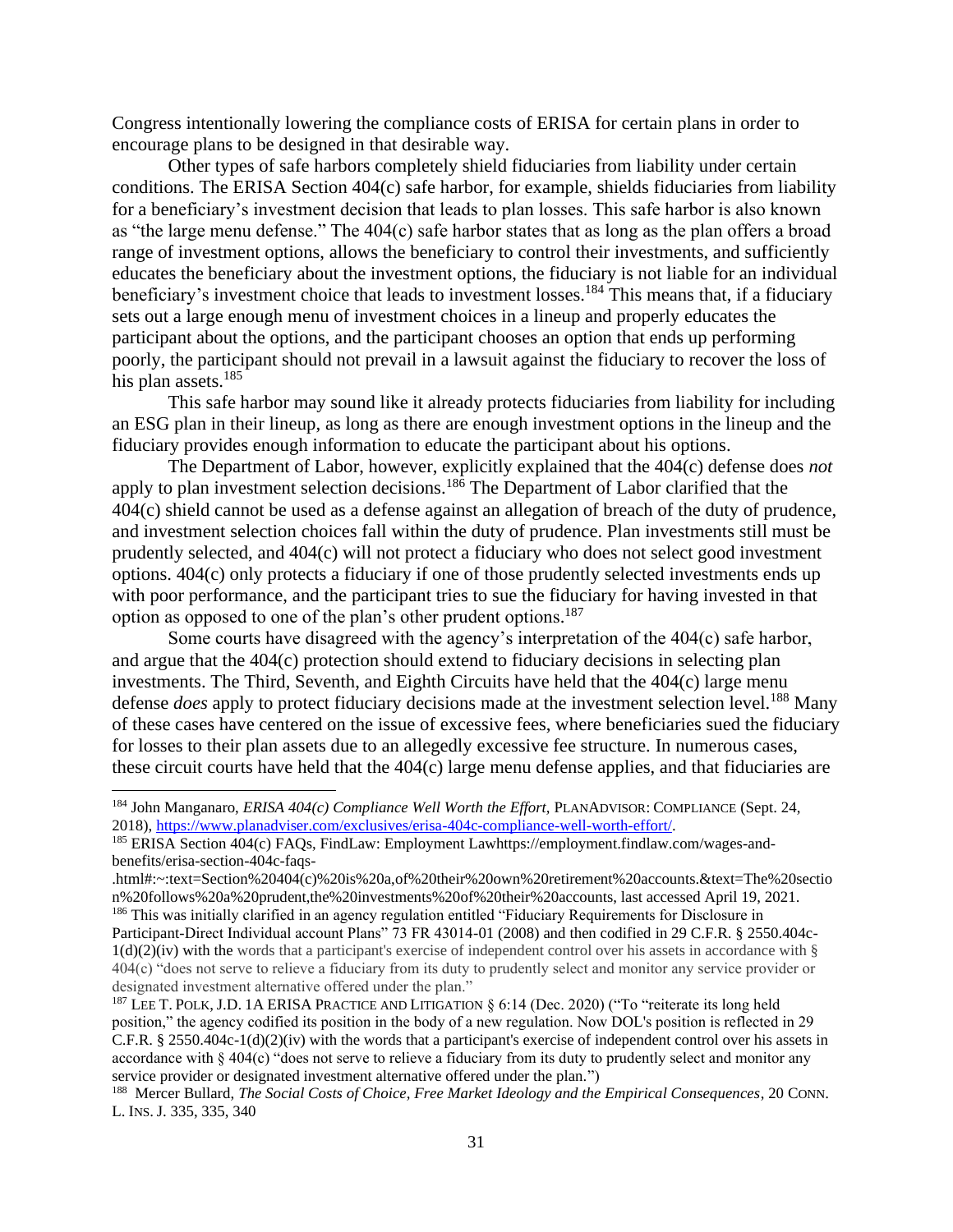Congress intentionally lowering the compliance costs of ERISA for certain plans in order to encourage plans to be designed in that desirable way.

Other types of safe harbors completely shield fiduciaries from liability under certain conditions. The ERISA Section 404(c) safe harbor, for example, shields fiduciaries from liability for a beneficiary's investment decision that leads to plan losses. This safe harbor is also known as "the large menu defense." The 404(c) safe harbor states that as long as the plan offers a broad range of investment options, allows the beneficiary to control their investments, and sufficiently educates the beneficiary about the investment options, the fiduciary is not liable for an individual beneficiary's investment choice that leads to investment losses.[184] This means that, if a fiduciary sets out a large enough menu of investment choices in a lineup and properly educates the participant about the options, and the participant chooses an option that ends up performing poorly, the participant should not prevail in a lawsuit against the fiduciary to recover the loss of his plan assets.[185]

This safe harbor may sound like it already protects fiduciaries from liability for including an ESG plan in their lineup, as long as there are enough investment options in the lineup and the fiduciary provides enough information to educate the participant about his options.

The Department of Labor, however, explicitly explained that the 404(c) defense does *not* apply to plan investment selection decisions.[186] The Department of Labor clarified that the 404(c) shield cannot be used as a defense against an allegation of breach of the duty of prudence, and investment selection choices fall within the duty of prudence. Plan investments still must be prudently selected, and 404(c) will not protect a fiduciary who does not select good investment options. 404(c) only protects a fiduciary if one of those prudently selected investments ends up with poor performance, and the participant tries to sue the fiduciary for having invested in that option as opposed to one of the plan's other prudent options.[187]

Some courts have disagreed with the agency's interpretation of the 404(c) safe harbor, and argue that the 404(c) protection should extend to fiduciary decisions in selecting plan investments. The Third, Seventh, and Eighth Circuits have held that the 404(c) large menu defense *does* apply to protect fiduciary decisions made at the investment selection level.[188] Many of these cases have centered on the issue of excessive fees, where beneficiaries sued the fiduciary for losses to their plan assets due to an allegedly excessive fee structure. In numerous cases, these circuit courts have held that the 404(c) large menu defense applies, and that fiduciaries are

---

[184] John Manganaro, *ERISA 404(c) Compliance Well Worth the Effort,* PLANADVISOR: COMPLIANCE (Sept. 24, 2018), https://www.planadviser.com/exclusives/erisa-404c-compliance-well-worth-effort/.

[185] ERISA Section 404(c) FAQs, FindLaw: Employment Lawhttps://employment.findlaw.com/wages-and-benefits/erisa-section-404c-faqs-.html#:~:text=Section%20404(c)%20is%20a,of%20their%20own%20retirement%20accounts.&text=The%20section%20follows%20a%20prudent,the%20investments%20of%20their%20accounts, last accessed April 19, 2021.

[186] This was initially clarified in an agency regulation entitled "Fiduciary Requirements for Disclosure in Participant-Direct Individual account Plans" 73 FR 43014-01 (2008) and then codified in 29 C.F.R. § 2550.404c-1(d)(2)(iv) with the words that a participant's exercise of independent control over his assets in accordance with § 404(c) "does not serve to relieve a fiduciary from its duty to prudently select and monitor any service provider or designated investment alternative offered under the plan."

[187] LEE T. POLK, J.D. 1A ERISA PRACTICE AND LITIGATION § 6:14 (Dec. 2020) ("To "reiterate its long held position," the agency codified its position in the body of a new regulation. Now DOL's position is reflected in 29 C.F.R. § 2550.404c-1(d)(2)(iv) with the words that a participant's exercise of independent control over his assets in accordance with § 404(c) "does not serve to relieve a fiduciary from its duty to prudently select and monitor any service provider or designated investment alternative offered under the plan.")

[188] Mercer Bullard, *The Social Costs of Choice, Free Market Ideology and the Empirical Consequences*, 20 CONN. L. INS. J. 335, 335, 340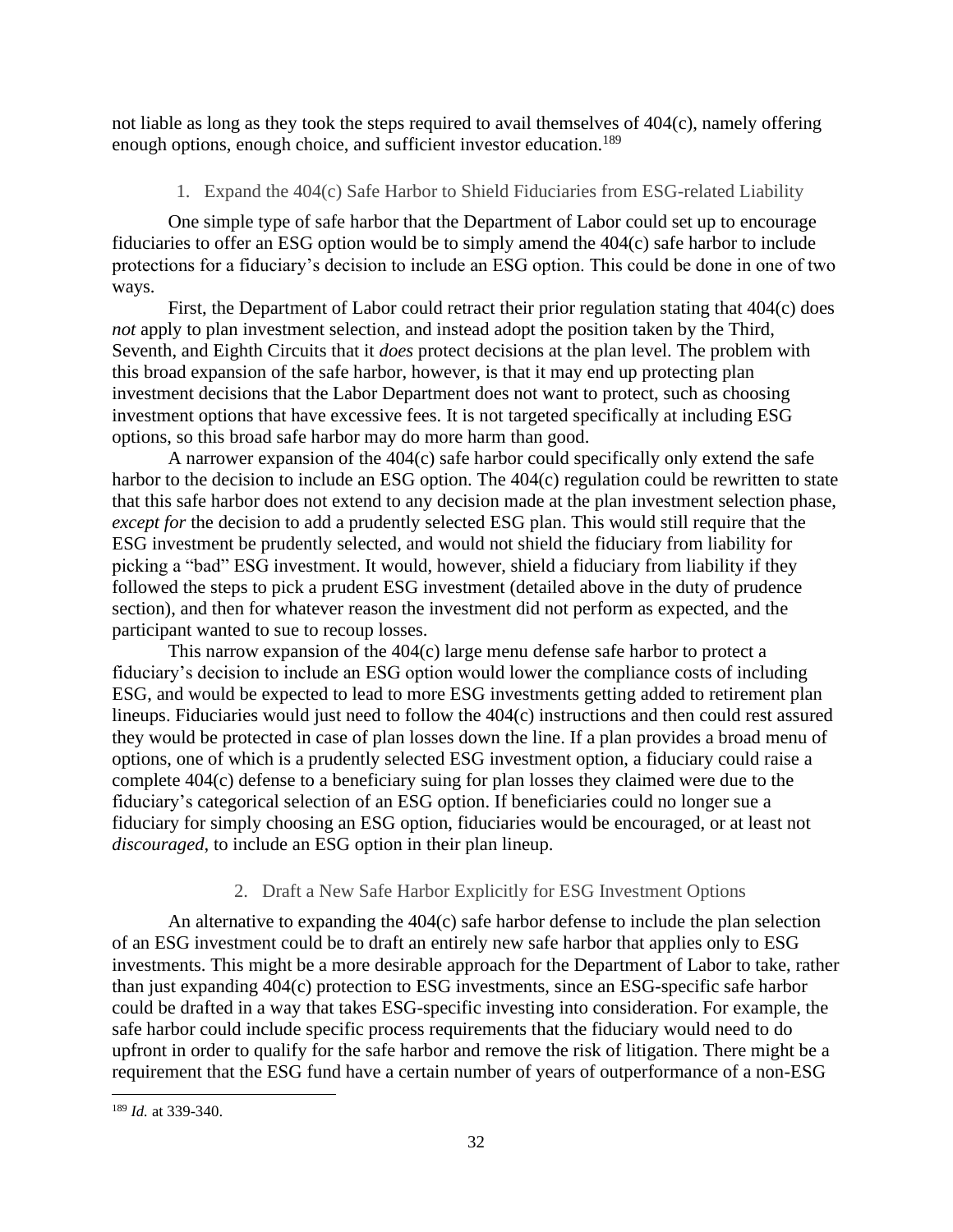not liable as long as they took the steps required to avail themselves of 404(c), namely offering enough options, enough choice, and sufficient investor education.[189]

### 1. Expand the 404(c) Safe Harbor to Shield Fiduciaries from ESG-related Liability

One simple type of safe harbor that the Department of Labor could set up to encourage fiduciaries to offer an ESG option would be to simply amend the 404(c) safe harbor to include protections for a fiduciary's decision to include an ESG option. This could be done in one of two ways.

First, the Department of Labor could retract their prior regulation stating that 404(c) does *not* apply to plan investment selection, and instead adopt the position taken by the Third, Seventh, and Eighth Circuits that it *does* protect decisions at the plan level. The problem with this broad expansion of the safe harbor, however, is that it may end up protecting plan investment decisions that the Labor Department does not want to protect, such as choosing investment options that have excessive fees. It is not targeted specifically at including ESG options, so this broad safe harbor may do more harm than good.

A narrower expansion of the 404(c) safe harbor could specifically only extend the safe harbor to the decision to include an ESG option. The 404(c) regulation could be rewritten to state that this safe harbor does not extend to any decision made at the plan investment selection phase, *except for* the decision to add a prudently selected ESG plan. This would still require that the ESG investment be prudently selected, and would not shield the fiduciary from liability for picking a "bad" ESG investment. It would, however, shield a fiduciary from liability if they followed the steps to pick a prudent ESG investment (detailed above in the duty of prudence section), and then for whatever reason the investment did not perform as expected, and the participant wanted to sue to recoup losses.

This narrow expansion of the 404(c) large menu defense safe harbor to protect a fiduciary's decision to include an ESG option would lower the compliance costs of including ESG, and would be expected to lead to more ESG investments getting added to retirement plan lineups. Fiduciaries would just need to follow the 404(c) instructions and then could rest assured they would be protected in case of plan losses down the line. If a plan provides a broad menu of options, one of which is a prudently selected ESG investment option, a fiduciary could raise a complete 404(c) defense to a beneficiary suing for plan losses they claimed were due to the fiduciary's categorical selection of an ESG option. If beneficiaries could no longer sue a fiduciary for simply choosing an ESG option, fiduciaries would be encouraged, or at least not *discouraged*, to include an ESG option in their plan lineup.

### 2. Draft a New Safe Harbor Explicitly for ESG Investment Options

An alternative to expanding the 404(c) safe harbor defense to include the plan selection of an ESG investment could be to draft an entirely new safe harbor that applies only to ESG investments. This might be a more desirable approach for the Department of Labor to take, rather than just expanding 404(c) protection to ESG investments, since an ESG-specific safe harbor could be drafted in a way that takes ESG-specific investing into consideration. For example, the safe harbor could include specific process requirements that the fiduciary would need to do upfront in order to qualify for the safe harbor and remove the risk of litigation. There might be a requirement that the ESG fund have a certain number of years of outperformance of a non-ESG

[189] *Id.* at 339-340.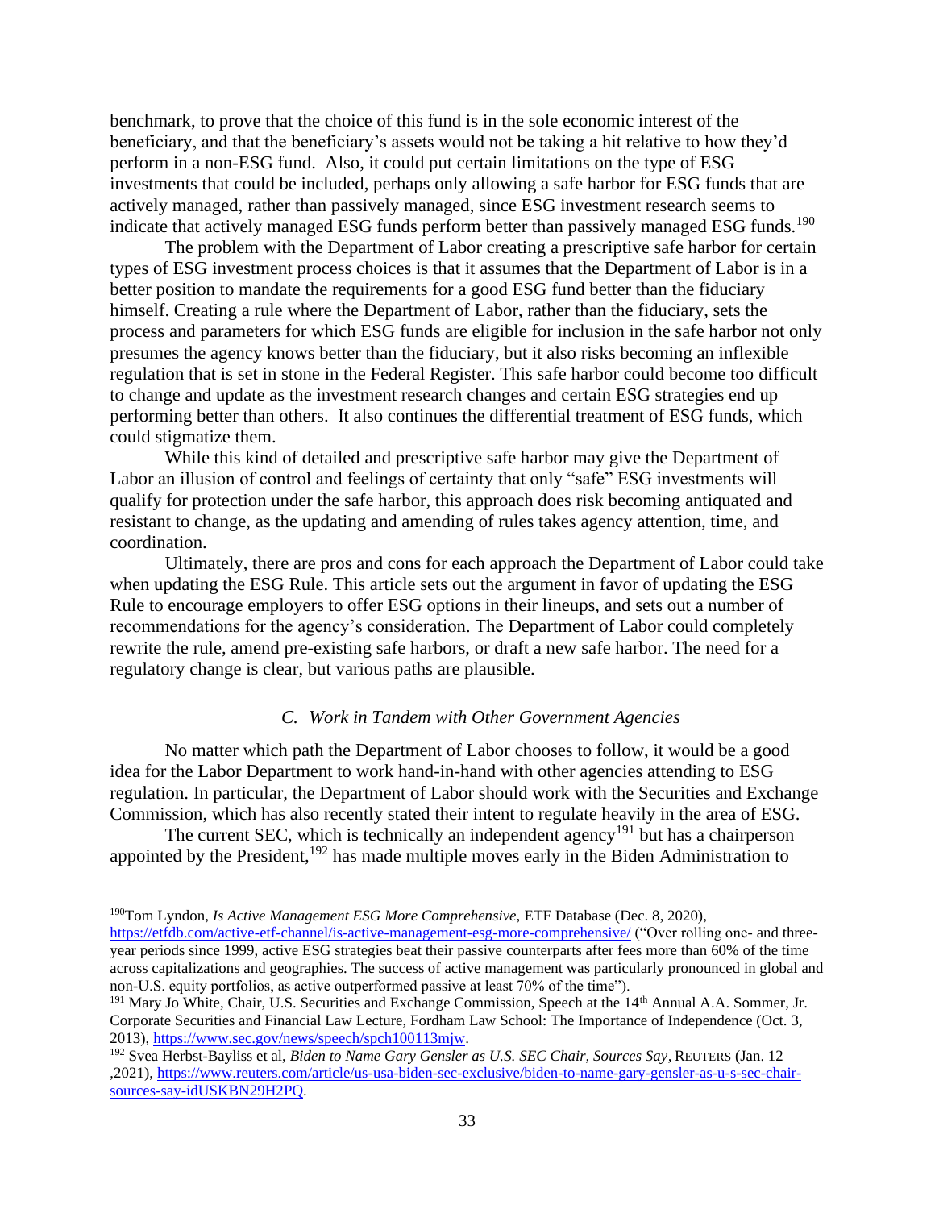benchmark, to prove that the choice of this fund is in the sole economic interest of the beneficiary, and that the beneficiary's assets would not be taking a hit relative to how they'd perform in a non-ESG fund. Also, it could put certain limitations on the type of ESG investments that could be included, perhaps only allowing a safe harbor for ESG funds that are actively managed, rather than passively managed, since ESG investment research seems to indicate that actively managed ESG funds perform better than passively managed ESG funds.[190]

The problem with the Department of Labor creating a prescriptive safe harbor for certain types of ESG investment process choices is that it assumes that the Department of Labor is in a better position to mandate the requirements for a good ESG fund better than the fiduciary himself. Creating a rule where the Department of Labor, rather than the fiduciary, sets the process and parameters for which ESG funds are eligible for inclusion in the safe harbor not only presumes the agency knows better than the fiduciary, but it also risks becoming an inflexible regulation that is set in stone in the Federal Register. This safe harbor could become too difficult to change and update as the investment research changes and certain ESG strategies end up performing better than others. It also continues the differential treatment of ESG funds, which could stigmatize them.

While this kind of detailed and prescriptive safe harbor may give the Department of Labor an illusion of control and feelings of certainty that only "safe" ESG investments will qualify for protection under the safe harbor, this approach does risk becoming antiquated and resistant to change, as the updating and amending of rules takes agency attention, time, and coordination.

Ultimately, there are pros and cons for each approach the Department of Labor could take when updating the ESG Rule. This article sets out the argument in favor of updating the ESG Rule to encourage employers to offer ESG options in their lineups, and sets out a number of recommendations for the agency's consideration. The Department of Labor could completely rewrite the rule, amend pre-existing safe harbors, or draft a new safe harbor. The need for a regulatory change is clear, but various paths are plausible.

### *C. Work in Tandem with Other Government Agencies*

No matter which path the Department of Labor chooses to follow, it would be a good idea for the Labor Department to work hand-in-hand with other agencies attending to ESG regulation. In particular, the Department of Labor should work with the Securities and Exchange Commission, which has also recently stated their intent to regulate heavily in the area of ESG.

The current SEC, which is technically an independent agency[191] but has a chairperson appointed by the President,[192] has made multiple moves early in the Biden Administration to

---

[190] Tom Lyndon, *Is Active Management ESG More Comprehensive*, ETF Database (Dec. 8, 2020), https://etfdb.com/active-etf-channel/is-active-management-esg-more-comprehensive/ ("Over rolling one- and three-year periods since 1999, active ESG strategies beat their passive counterparts after fees more than 60% of the time across capitalizations and geographies. The success of active management was particularly pronounced in global and non-U.S. equity portfolios, as active outperformed passive at least 70% of the time").

[191] Mary Jo White, Chair, U.S. Securities and Exchange Commission, Speech at the 14th Annual A.A. Sommer, Jr. Corporate Securities and Financial Law Lecture, Fordham Law School: The Importance of Independence (Oct. 3, 2013), https://www.sec.gov/news/speech/spch100113mjw.

[192] Svea Herbst-Bayliss et al, *Biden to Name Gary Gensler as U.S. SEC Chair, Sources Say*, REUTERS (Jan. 12 ,2021), https://www.reuters.com/article/us-usa-biden-sec-exclusive/biden-to-name-gary-gensler-as-u-s-sec-chair-sources-say-idUSKBN29H2PQ.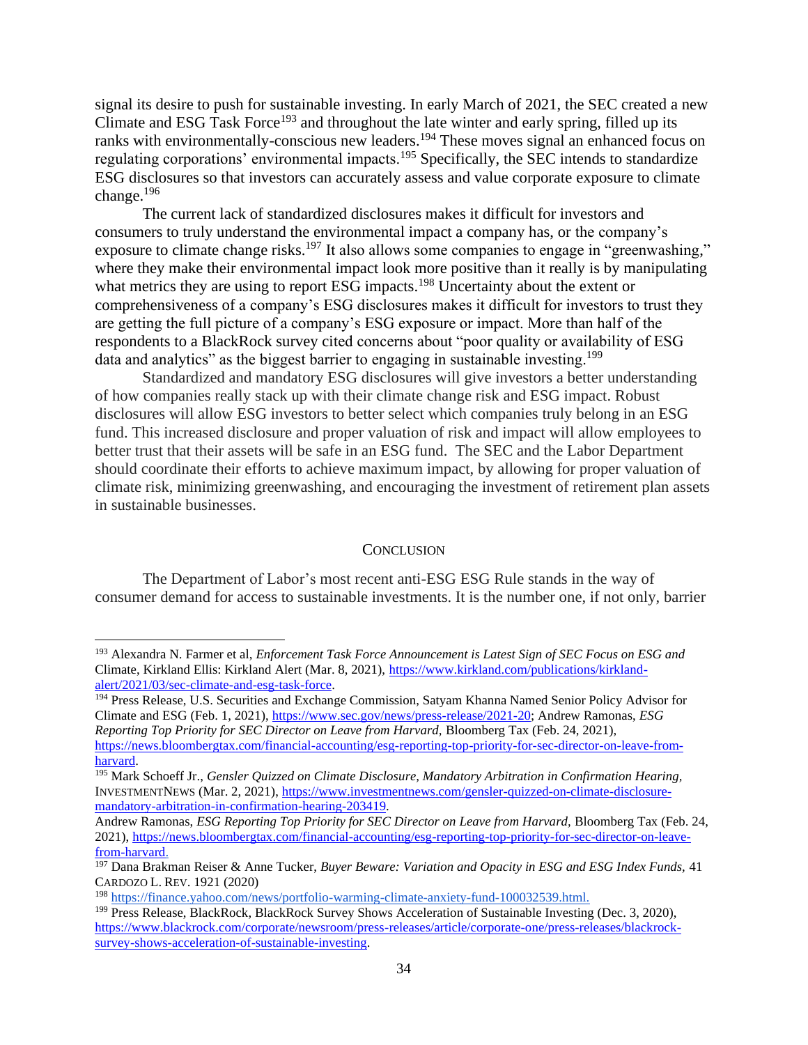signal its desire to push for sustainable investing. In early March of 2021, the SEC created a new Climate and ESG Task Force[193] and throughout the late winter and early spring, filled up its ranks with environmentally-conscious new leaders.[194] These moves signal an enhanced focus on regulating corporations' environmental impacts.[195] Specifically, the SEC intends to standardize ESG disclosures so that investors can accurately assess and value corporate exposure to climate change.[196]

The current lack of standardized disclosures makes it difficult for investors and consumers to truly understand the environmental impact a company has, or the company's exposure to climate change risks.[197] It also allows some companies to engage in "greenwashing," where they make their environmental impact look more positive than it really is by manipulating what metrics they are using to report ESG impacts.[198] Uncertainty about the extent or comprehensiveness of a company's ESG disclosures makes it difficult for investors to trust they are getting the full picture of a company's ESG exposure or impact. More than half of the respondents to a BlackRock survey cited concerns about "poor quality or availability of ESG data and analytics" as the biggest barrier to engaging in sustainable investing.[199]

Standardized and mandatory ESG disclosures will give investors a better understanding of how companies really stack up with their climate change risk and ESG impact. Robust disclosures will allow ESG investors to better select which companies truly belong in an ESG fund. This increased disclosure and proper valuation of risk and impact will allow employees to better trust that their assets will be safe in an ESG fund. The SEC and the Labor Department should coordinate their efforts to achieve maximum impact, by allowing for proper valuation of climate risk, minimizing greenwashing, and encouraging the investment of retirement plan assets in sustainable businesses.

## CONCLUSION

The Department of Labor's most recent anti-ESG ESG Rule stands in the way of consumer demand for access to sustainable investments. It is the number one, if not only, barrier

---

[193] Alexandra N. Farmer et al, *Enforcement Task Force Announcement is Latest Sign of SEC Focus on ESG and* Climate, Kirkland Ellis: Kirkland Alert (Mar. 8, 2021), https://www.kirkland.com/publications/kirkland-alert/2021/03/sec-climate-and-esg-task-force.

[194] Press Release, U.S. Securities and Exchange Commission, Satyam Khanna Named Senior Policy Advisor for Climate and ESG (Feb. 1, 2021), https://www.sec.gov/news/press-release/2021-20; Andrew Ramonas, *ESG Reporting Top Priority for SEC Director on Leave from Harvard,* Bloomberg Tax (Feb. 24, 2021), https://news.bloombergtax.com/financial-accounting/esg-reporting-top-priority-for-sec-director-on-leave-from-harvard.

[195] Mark Schoeff Jr., *Gensler Quizzed on Climate Disclosure, Mandatory Arbitration in Confirmation Hearing,* INVESTMENTNEWS (Mar. 2, 2021), https://www.investmentnews.com/gensler-quizzed-on-climate-disclosure-mandatory-arbitration-in-confirmation-hearing-203419.

Andrew Ramonas, *ESG Reporting Top Priority for SEC Director on Leave from Harvard,* Bloomberg Tax (Feb. 24, 2021), https://news.bloombergtax.com/financial-accounting/esg-reporting-top-priority-for-sec-director-on-leave-from-harvard.

[197] Dana Brakman Reiser & Anne Tucker, *Buyer Beware: Variation and Opacity in ESG and ESG Index Funds,* 41 CARDOZO L. REV. 1921 (2020)

[198] https://finance.yahoo.com/news/portfolio-warming-climate-anxiety-fund-100032539.html.

[199] Press Release, BlackRock, BlackRock Survey Shows Acceleration of Sustainable Investing (Dec. 3, 2020), https://www.blackrock.com/corporate/newsroom/press-releases/article/corporate-one/press-releases/blackrock-survey-shows-acceleration-of-sustainable-investing.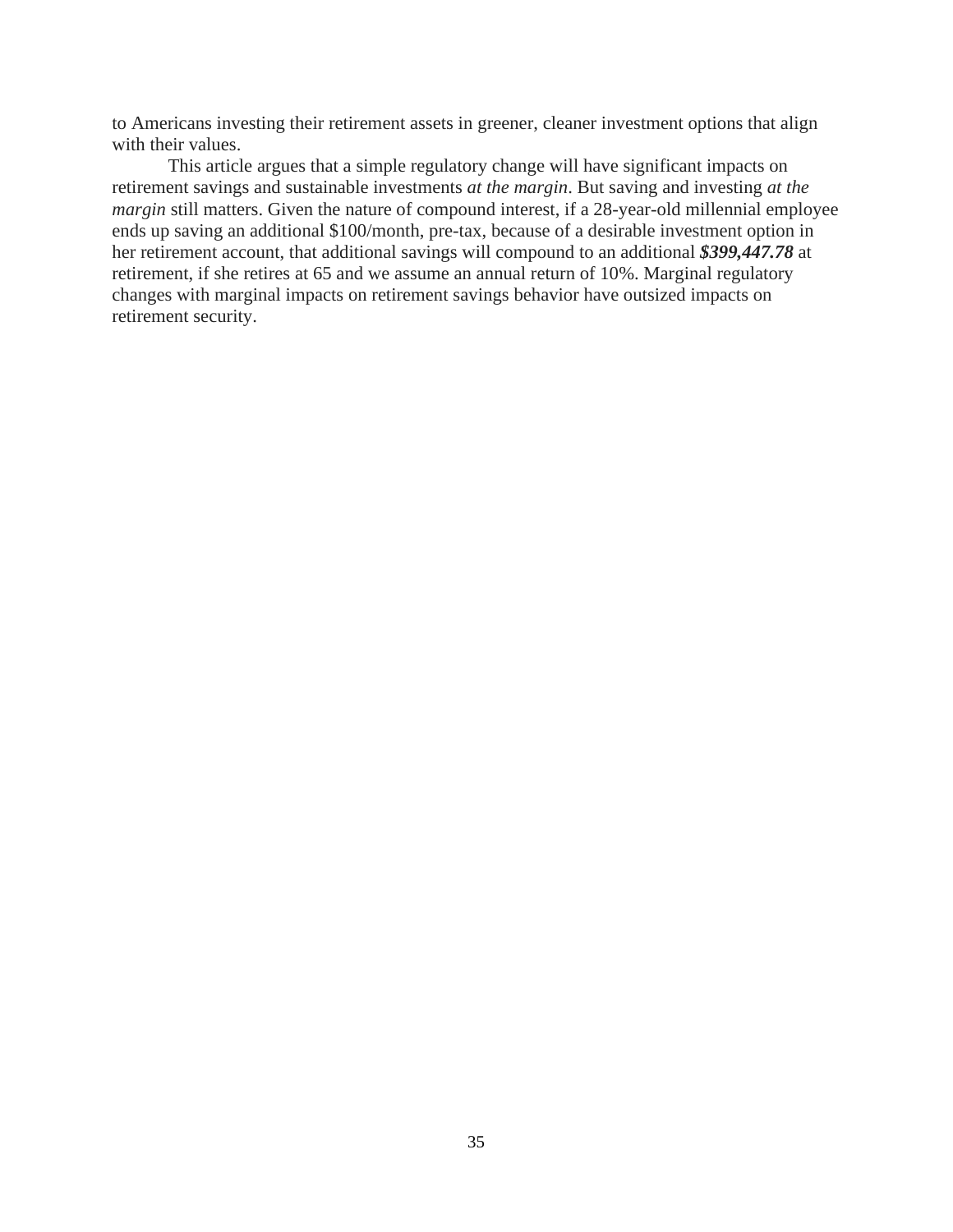to Americans investing their retirement assets in greener, cleaner investment options that align with their values.

This article argues that a simple regulatory change will have significant impacts on retirement savings and sustainable investments *at the margin*. But saving and investing *at the margin* still matters. Given the nature of compound interest, if a 28-year-old millennial employee ends up saving an additional $100/month, pre-tax, because of a desirable investment option in her retirement account, that additional savings will compound to an additional ***$399,447.78*** at retirement, if she retires at 65 and we assume an annual return of 10%. Marginal regulatory changes with marginal impacts on retirement savings behavior have outsized impacts on retirement security.